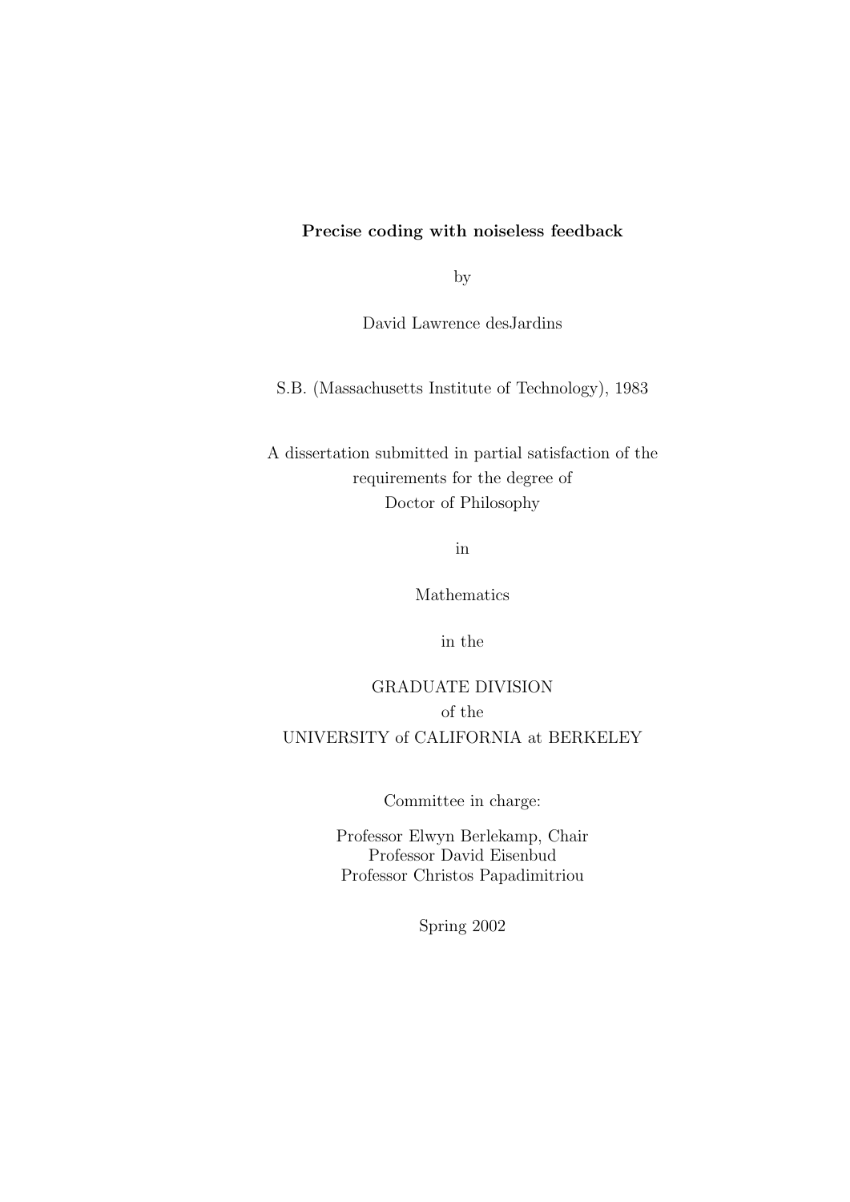**Precise coding with noiseless feedback**

by

David Lawrence desJardins

S.B. (Massachusetts Institute of Technology), 1983

A dissertation submitted in partial satisfaction of the
requirements for the degree of
Doctor of Philosophy

in

Mathematics

in the

GRADUATE DIVISION
of the
UNIVERSITY of CALIFORNIA at BERKELEY

Committee in charge:

Professor Elwyn Berlekamp, Chair
Professor David Eisenbud
Professor Christos Papadimitriou

Spring 2002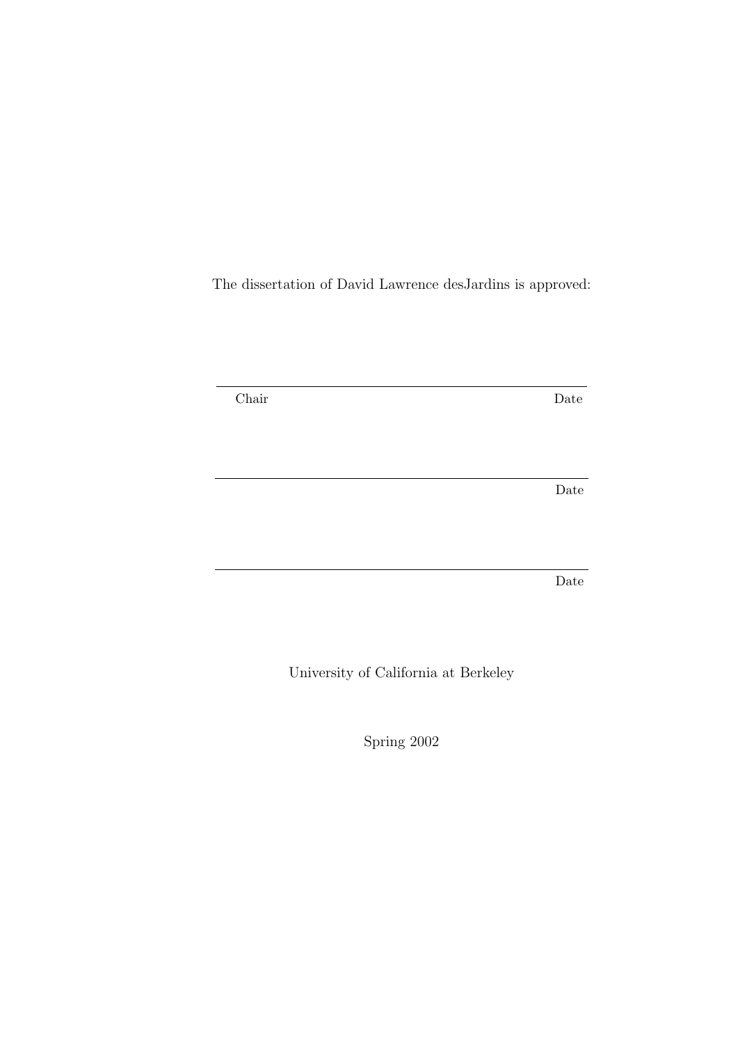The dissertation of David Lawrence desJardins is approved:

\_\_\_\_\_\_\_\_\_\_\_\_\_\_\_\_\_\_\_\_\_\_\_\_\_\_\_\_\_\_\_\_\_\_\_\_\_\_\_\_\_\_\_\_\_\_\_\_

Chair                                                                                Date

\_\_\_\_\_\_\_\_\_\_\_\_\_\_\_\_\_\_\_\_\_\_\_\_\_\_\_\_\_\_\_\_\_\_\_\_\_\_\_\_\_\_\_\_\_\_\_\_

Date

\_\_\_\_\_\_\_\_\_\_\_\_\_\_\_\_\_\_\_\_\_\_\_\_\_\_\_\_\_\_\_\_\_\_\_\_\_\_\_\_\_\_\_\_\_\_\_\_

Date

University of California at Berkeley

Spring 2002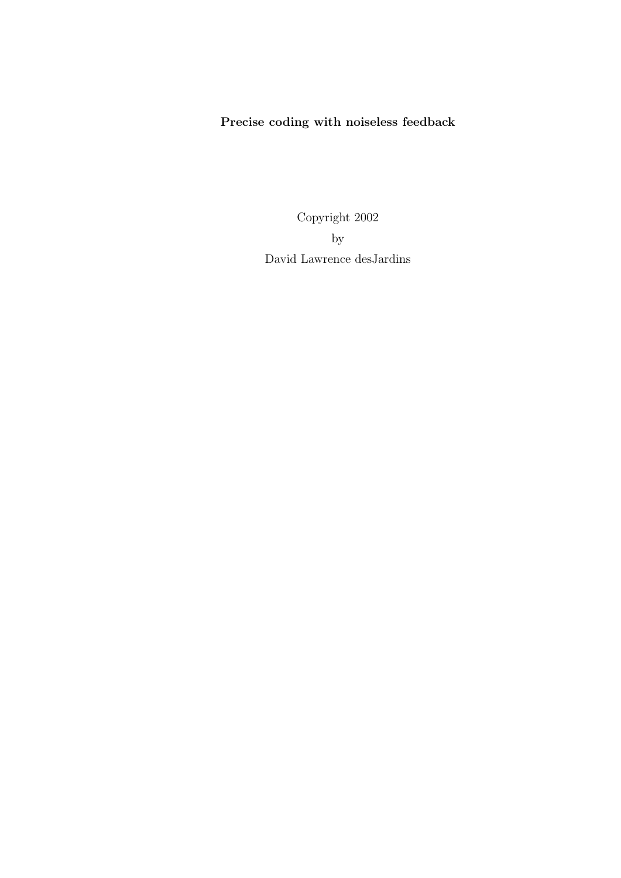**Precise coding with noiseless feedback**

Copyright 2002

by

David Lawrence desJardins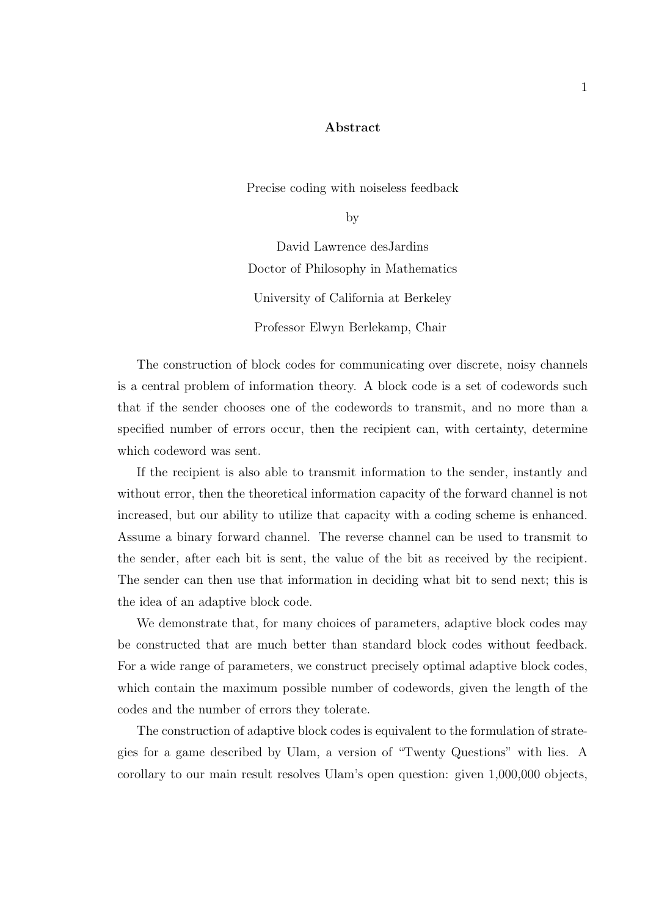## Abstract

Precise coding with noiseless feedback

by

David Lawrence desJardins
Doctor of Philosophy in Mathematics

University of California at Berkeley

Professor Elwyn Berlekamp, Chair

The construction of block codes for communicating over discrete, noisy channels is a central problem of information theory. A block code is a set of codewords such that if the sender chooses one of the codewords to transmit, and no more than a specified number of errors occur, then the recipient can, with certainty, determine which codeword was sent.

If the recipient is also able to transmit information to the sender, instantly and without error, then the theoretical information capacity of the forward channel is not increased, but our ability to utilize that capacity with a coding scheme is enhanced. Assume a binary forward channel. The reverse channel can be used to transmit to the sender, after each bit is sent, the value of the bit as received by the recipient. The sender can then use that information in deciding what bit to send next; this is the idea of an adaptive block code.

We demonstrate that, for many choices of parameters, adaptive block codes may be constructed that are much better than standard block codes without feedback. For a wide range of parameters, we construct precisely optimal adaptive block codes, which contain the maximum possible number of codewords, given the length of the codes and the number of errors they tolerate.

The construction of adaptive block codes is equivalent to the formulation of strategies for a game described by Ulam, a version of "Twenty Questions" with lies. A corollary to our main result resolves Ulam's open question: given 1,000,000 objects,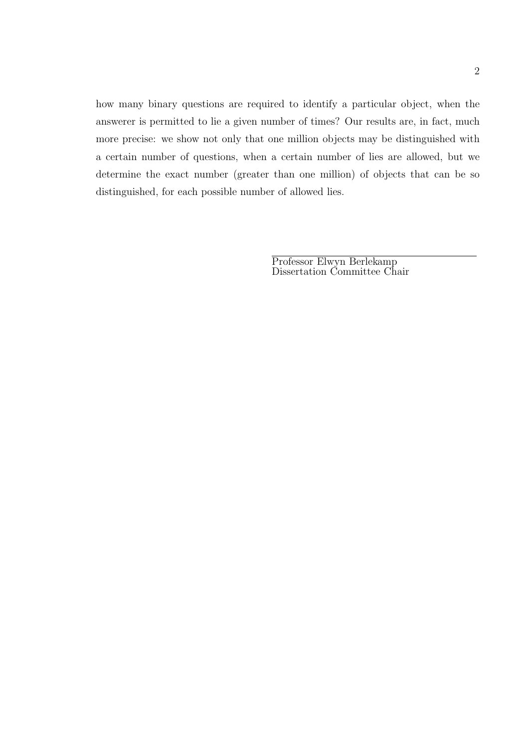how many binary questions are required to identify a particular object, when the answerer is permitted to lie a given number of times? Our results are, in fact, much more precise: we show not only that one million objects may be distinguished with a certain number of questions, when a certain number of lies are allowed, but we determine the exact number (greater than one million) of objects that can be so distinguished, for each possible number of allowed lies.

Professor Elwyn Berlekamp
Dissertation Committee Chair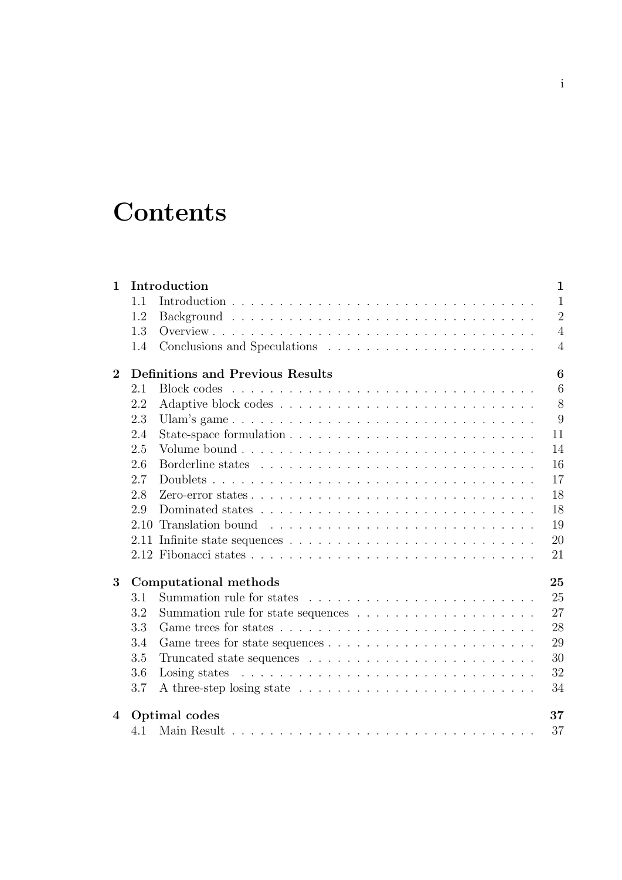# Contents

| | | |
|---|---|---|
| **1** | **Introduction** | **1** |
| 1.1 | Introduction | 1 |
| 1.2 | Background | 2 |
| 1.3 | Overview | 4 |
| 1.4 | Conclusions and Speculations | 4 |
| **2** | **Definitions and Previous Results** | **6** |
| 2.1 | Block codes | 6 |
| 2.2 | Adaptive block codes | 8 |
| 2.3 | Ulam's game | 9 |
| 2.4 | State-space formulation | 11 |
| 2.5 | Volume bound | 14 |
| 2.6 | Borderline states | 16 |
| 2.7 | Doublets | 17 |
| 2.8 | Zero-error states | 18 |
| 2.9 | Dominated states | 18 |
| 2.10 | Translation bound | 19 |
| 2.11 | Infinite state sequences | 20 |
| 2.12 | Fibonacci states | 21 |
| **3** | **Computational methods** | **25** |
| 3.1 | Summation rule for states | 25 |
| 3.2 | Summation rule for state sequences | 27 |
| 3.3 | Game trees for states | 28 |
| 3.4 | Game trees for state sequences | 29 |
| 3.5 | Truncated state sequences | 30 |
| 3.6 | Losing states | 32 |
| 3.7 | A three-step losing state | 34 |
| **4** | **Optimal codes** | **37** |
| 4.1 | Main Result | 37 |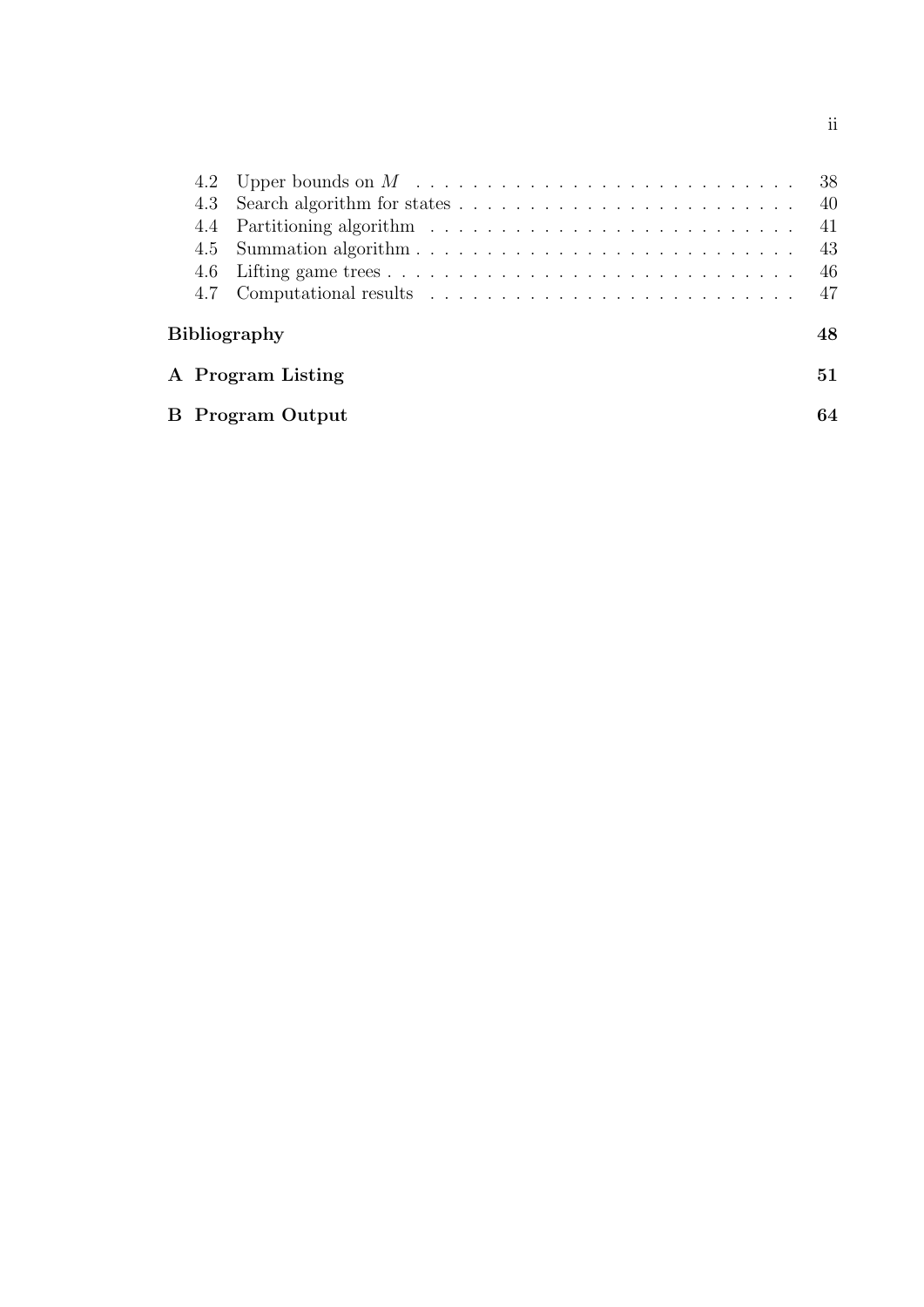4.2 Upper bounds on $M$ . . . . . . . . . . . . . . . . . . . . . . . . . . . 38

4.3 Search algorithm for states . . . . . . . . . . . . . . . . . . . . . . . . . 40

4.4 Partitioning algorithm . . . . . . . . . . . . . . . . . . . . . . . . . . . 41

4.5 Summation algorithm . . . . . . . . . . . . . . . . . . . . . . . . . . . 43

4.6 Lifting game trees . . . . . . . . . . . . . . . . . . . . . . . . . . . . . 46

4.7 Computational results . . . . . . . . . . . . . . . . . . . . . . . . . . . 47

**Bibliography** **48**

**A Program Listing** **51**

**B Program Output** **64**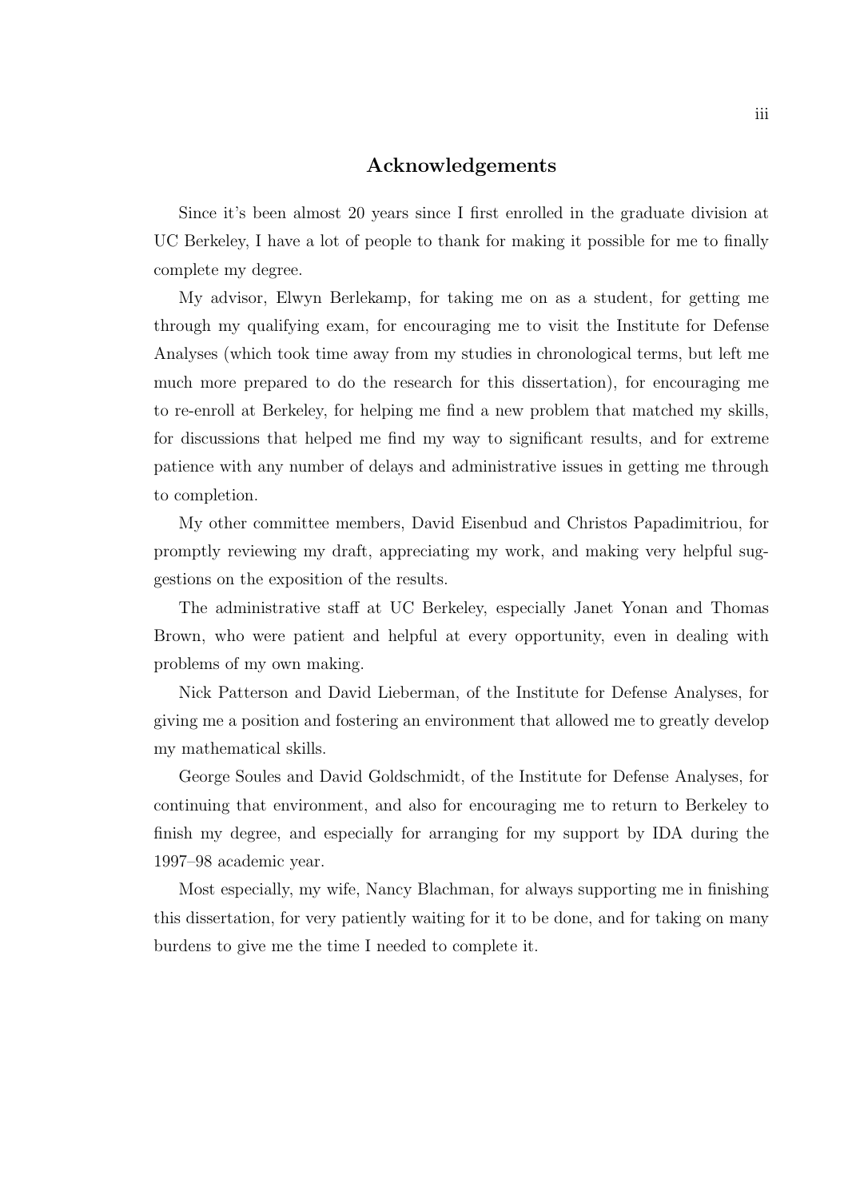## Acknowledgements

Since it's been almost 20 years since I first enrolled in the graduate division at UC Berkeley, I have a lot of people to thank for making it possible for me to finally complete my degree.

My advisor, Elwyn Berlekamp, for taking me on as a student, for getting me through my qualifying exam, for encouraging me to visit the Institute for Defense Analyses (which took time away from my studies in chronological terms, but left me much more prepared to do the research for this dissertation), for encouraging me to re-enroll at Berkeley, for helping me find a new problem that matched my skills, for discussions that helped me find my way to significant results, and for extreme patience with any number of delays and administrative issues in getting me through to completion.

My other committee members, David Eisenbud and Christos Papadimitriou, for promptly reviewing my draft, appreciating my work, and making very helpful suggestions on the exposition of the results.

The administrative staff at UC Berkeley, especially Janet Yonan and Thomas Brown, who were patient and helpful at every opportunity, even in dealing with problems of my own making.

Nick Patterson and David Lieberman, of the Institute for Defense Analyses, for giving me a position and fostering an environment that allowed me to greatly develop my mathematical skills.

George Soules and David Goldschmidt, of the Institute for Defense Analyses, for continuing that environment, and also for encouraging me to return to Berkeley to finish my degree, and especially for arranging for my support by IDA during the 1997–98 academic year.

Most especially, my wife, Nancy Blachman, for always supporting me in finishing this dissertation, for very patiently waiting for it to be done, and for taking on many burdens to give me the time I needed to complete it.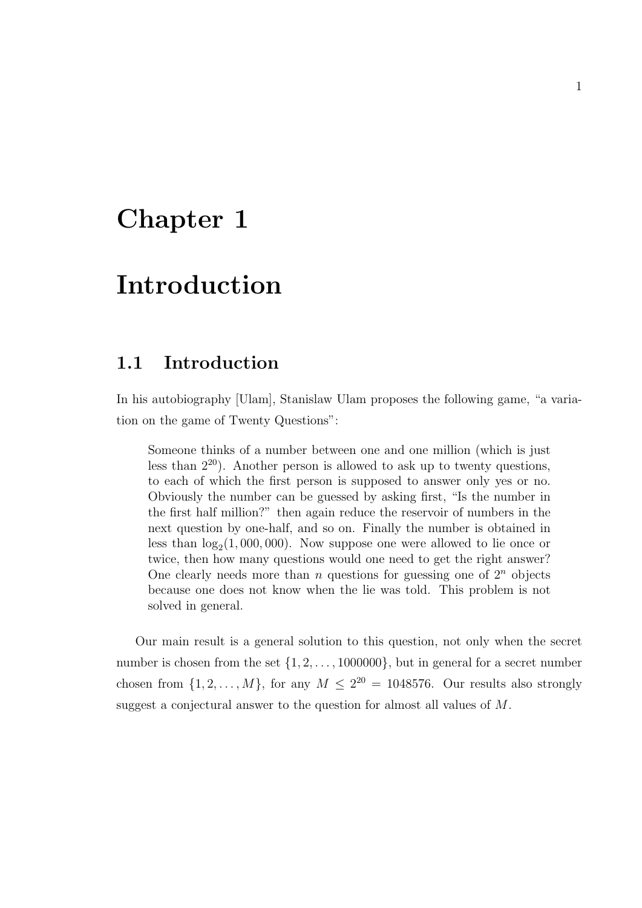# Chapter 1

# Introduction

## 1.1 Introduction

In his autobiography [Ulam], Stanislaw Ulam proposes the following game, "a variation on the game of Twenty Questions":

> Someone thinks of a number between one and one million (which is just less than $2^{20}$). Another person is allowed to ask up to twenty questions, to each of which the first person is supposed to answer only yes or no. Obviously the number can be guessed by asking first, "Is the number in the first half million?" then again reduce the reservoir of numbers in the next question by one-half, and so on. Finally the number is obtained in less than $\log_2(1,000,000)$. Now suppose one were allowed to lie once or twice, then how many questions would one need to get the right answer? One clearly needs more than $n$ questions for guessing one of $2^n$ objects because one does not know when the lie was told. This problem is not solved in general.

Our main result is a general solution to this question, not only when the secret number is chosen from the set $\{1, 2, \ldots, 1000000\}$, but in general for a secret number chosen from $\{1, 2, \ldots, M\}$, for any $M \leq 2^{20} = 1048576$. Our results also strongly suggest a conjectural answer to the question for almost all values of $M$.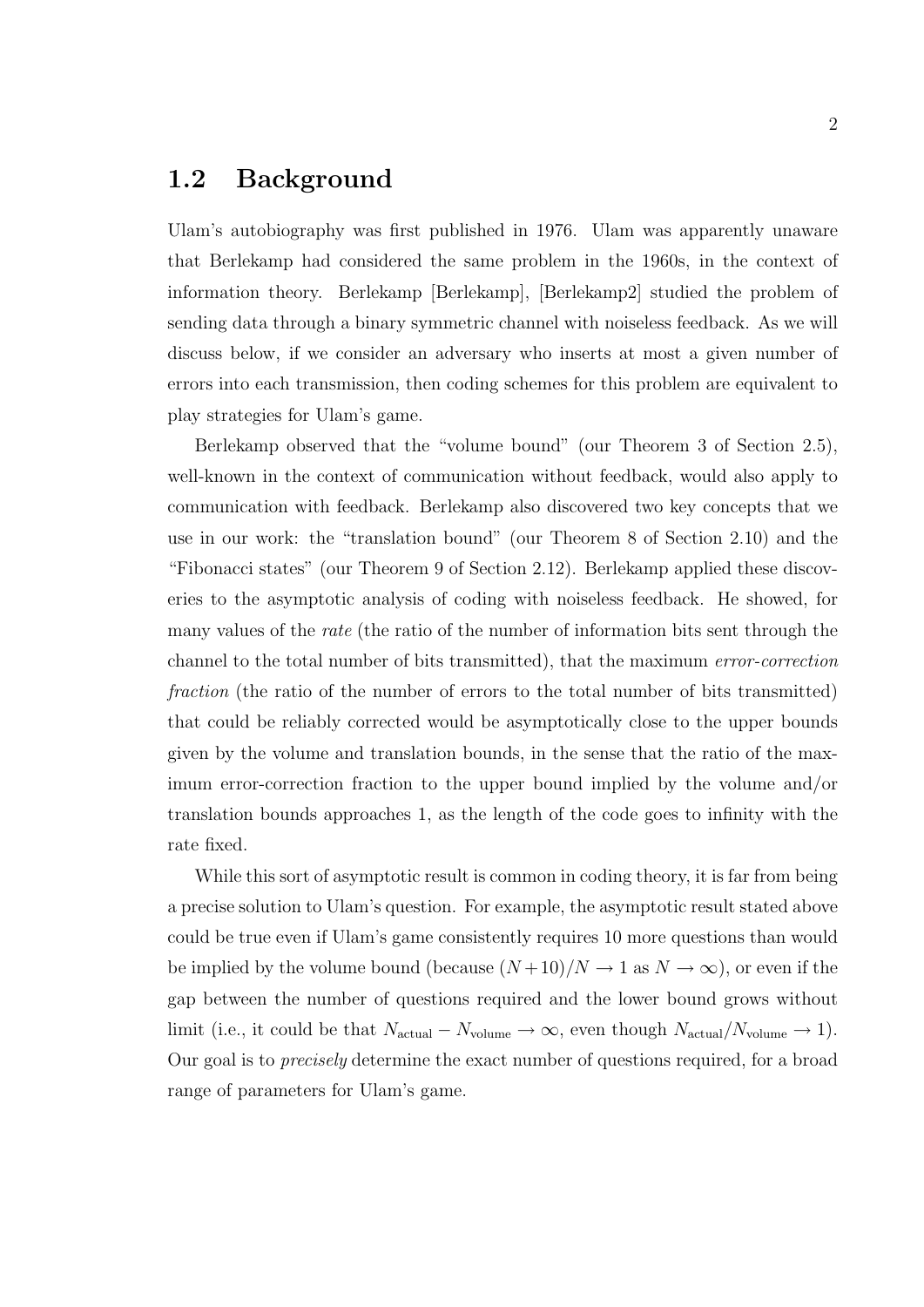## 1.2 Background

Ulam's autobiography was first published in 1976. Ulam was apparently unaware that Berlekamp had considered the same problem in the 1960s, in the context of information theory. Berlekamp [Berlekamp], [Berlekamp2] studied the problem of sending data through a binary symmetric channel with noiseless feedback. As we will discuss below, if we consider an adversary who inserts at most a given number of errors into each transmission, then coding schemes for this problem are equivalent to play strategies for Ulam's game.

Berlekamp observed that the "volume bound" (our Theorem 3 of Section 2.5), well-known in the context of communication without feedback, would also apply to communication with feedback. Berlekamp also discovered two key concepts that we use in our work: the "translation bound" (our Theorem 8 of Section 2.10) and the "Fibonacci states" (our Theorem 9 of Section 2.12). Berlekamp applied these discoveries to the asymptotic analysis of coding with noiseless feedback. He showed, for many values of the *rate* (the ratio of the number of information bits sent through the channel to the total number of bits transmitted), that the maximum *error-correction fraction* (the ratio of the number of errors to the total number of bits transmitted) that could be reliably corrected would be asymptotically close to the upper bounds given by the volume and translation bounds, in the sense that the ratio of the maximum error-correction fraction to the upper bound implied by the volume and/or translation bounds approaches 1, as the length of the code goes to infinity with the rate fixed.

While this sort of asymptotic result is common in coding theory, it is far from being a precise solution to Ulam's question. For example, the asymptotic result stated above could be true even if Ulam's game consistently requires 10 more questions than would be implied by the volume bound (because $(N+10)/N \to 1$ as $N \to \infty$), or even if the gap between the number of questions required and the lower bound grows without limit (i.e., it could be that $N_{\text{actual}} - N_{\text{volume}} \to \infty$, even though $N_{\text{actual}}/N_{\text{volume}} \to 1$). Our goal is to *precisely* determine the exact number of questions required, for a broad range of parameters for Ulam's game.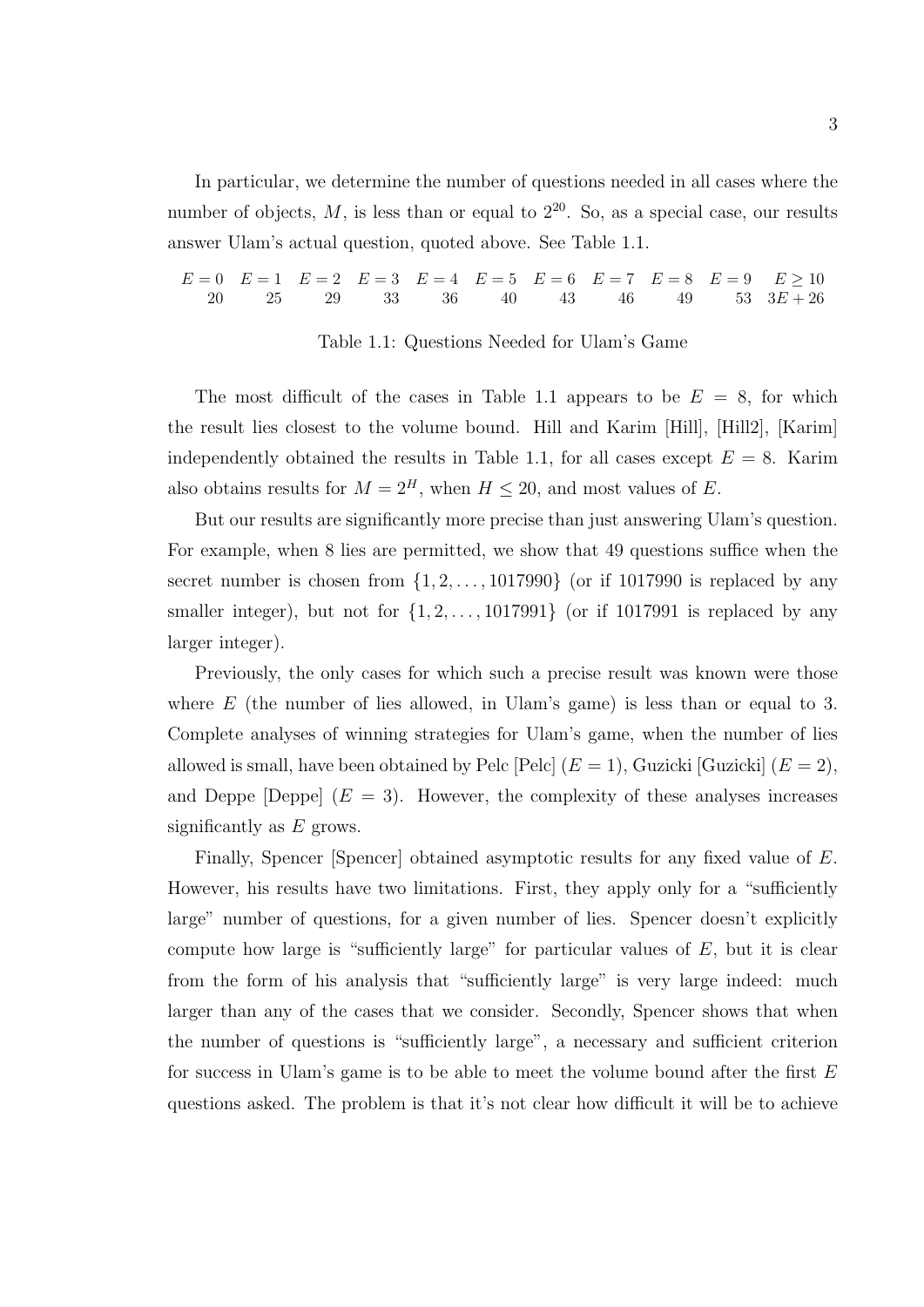In particular, we determine the number of questions needed in all cases where the number of objects, $M$, is less than or equal to $2^{20}$. So, as a special case, our results answer Ulam's actual question, quoted above. See Table 1.1.

| $E=0$ | $E=1$ | $E=2$ | $E=3$ | $E=4$ | $E=5$ | $E=6$ | $E=7$ | $E=8$ | $E=9$ | $E \geq 10$ |
|---|---|---|---|---|---|---|---|---|---|---|
| 20 | 25 | 29 | 33 | 36 | 40 | 43 | 46 | 49 | 53 | $3E+26$ |

Table 1.1: Questions Needed for Ulam's Game

The most difficult of the cases in Table 1.1 appears to be $E = 8$, for which the result lies closest to the volume bound. Hill and Karim [Hill], [Hill2], [Karim] independently obtained the results in Table 1.1, for all cases except $E = 8$. Karim also obtains results for $M = 2^H$, when $H \leq 20$, and most values of $E$.

But our results are significantly more precise than just answering Ulam's question. For example, when 8 lies are permitted, we show that 49 questions suffice when the secret number is chosen from $\{1, 2, \ldots, 1017990\}$ (or if 1017990 is replaced by any smaller integer), but not for $\{1, 2, \ldots, 1017991\}$ (or if 1017991 is replaced by any larger integer).

Previously, the only cases for which such a precise result was known were those where $E$ (the number of lies allowed, in Ulam's game) is less than or equal to 3. Complete analyses of winning strategies for Ulam's game, when the number of lies allowed is small, have been obtained by Pelc [Pelc] ($E = 1$), Guzicki [Guzicki] ($E = 2$), and Deppe [Deppe] ($E = 3$). However, the complexity of these analyses increases significantly as $E$ grows.

Finally, Spencer [Spencer] obtained asymptotic results for any fixed value of $E$. However, his results have two limitations. First, they apply only for a "sufficiently large" number of questions, for a given number of lies. Spencer doesn't explicitly compute how large is "sufficiently large" for particular values of $E$, but it is clear from the form of his analysis that "sufficiently large" is very large indeed: much larger than any of the cases that we consider. Secondly, Spencer shows that when the number of questions is "sufficiently large", a necessary and sufficient criterion for success in Ulam's game is to be able to meet the volume bound after the first $E$ questions asked. The problem is that it's not clear how difficult it will be to achieve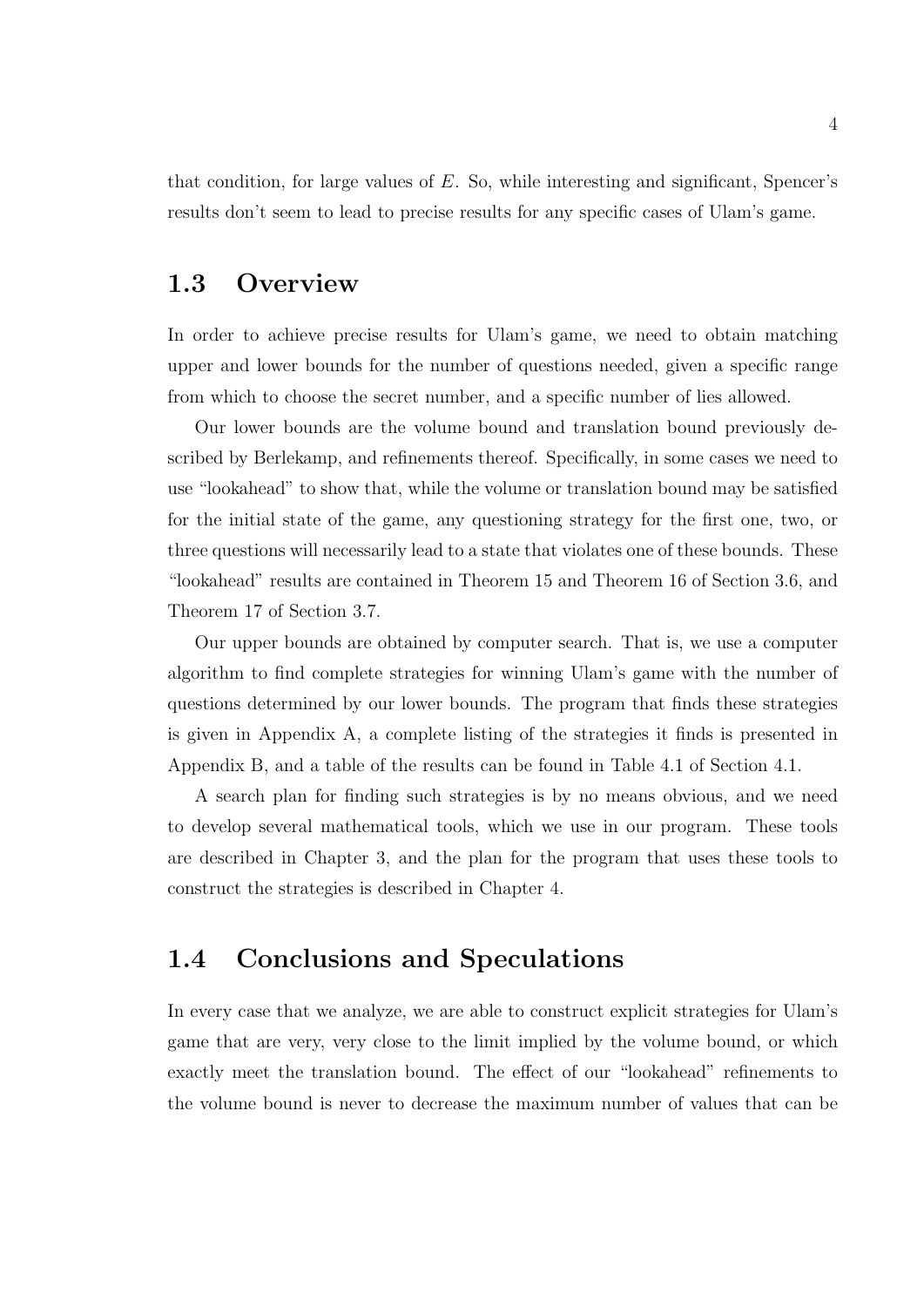that condition, for large values of $E$. So, while interesting and significant, Spencer's results don't seem to lead to precise results for any specific cases of Ulam's game.

## 1.3 Overview

In order to achieve precise results for Ulam's game, we need to obtain matching upper and lower bounds for the number of questions needed, given a specific range from which to choose the secret number, and a specific number of lies allowed.

Our lower bounds are the volume bound and translation bound previously described by Berlekamp, and refinements thereof. Specifically, in some cases we need to use "lookahead" to show that, while the volume or translation bound may be satisfied for the initial state of the game, any questioning strategy for the first one, two, or three questions will necessarily lead to a state that violates one of these bounds. These "lookahead" results are contained in Theorem 15 and Theorem 16 of Section 3.6, and Theorem 17 of Section 3.7.

Our upper bounds are obtained by computer search. That is, we use a computer algorithm to find complete strategies for winning Ulam's game with the number of questions determined by our lower bounds. The program that finds these strategies is given in Appendix A, a complete listing of the strategies it finds is presented in Appendix B, and a table of the results can be found in Table 4.1 of Section 4.1.

A search plan for finding such strategies is by no means obvious, and we need to develop several mathematical tools, which we use in our program. These tools are described in Chapter 3, and the plan for the program that uses these tools to construct the strategies is described in Chapter 4.

## 1.4 Conclusions and Speculations

In every case that we analyze, we are able to construct explicit strategies for Ulam's game that are very, very close to the limit implied by the volume bound, or which exactly meet the translation bound. The effect of our "lookahead" refinements to the volume bound is never to decrease the maximum number of values that can be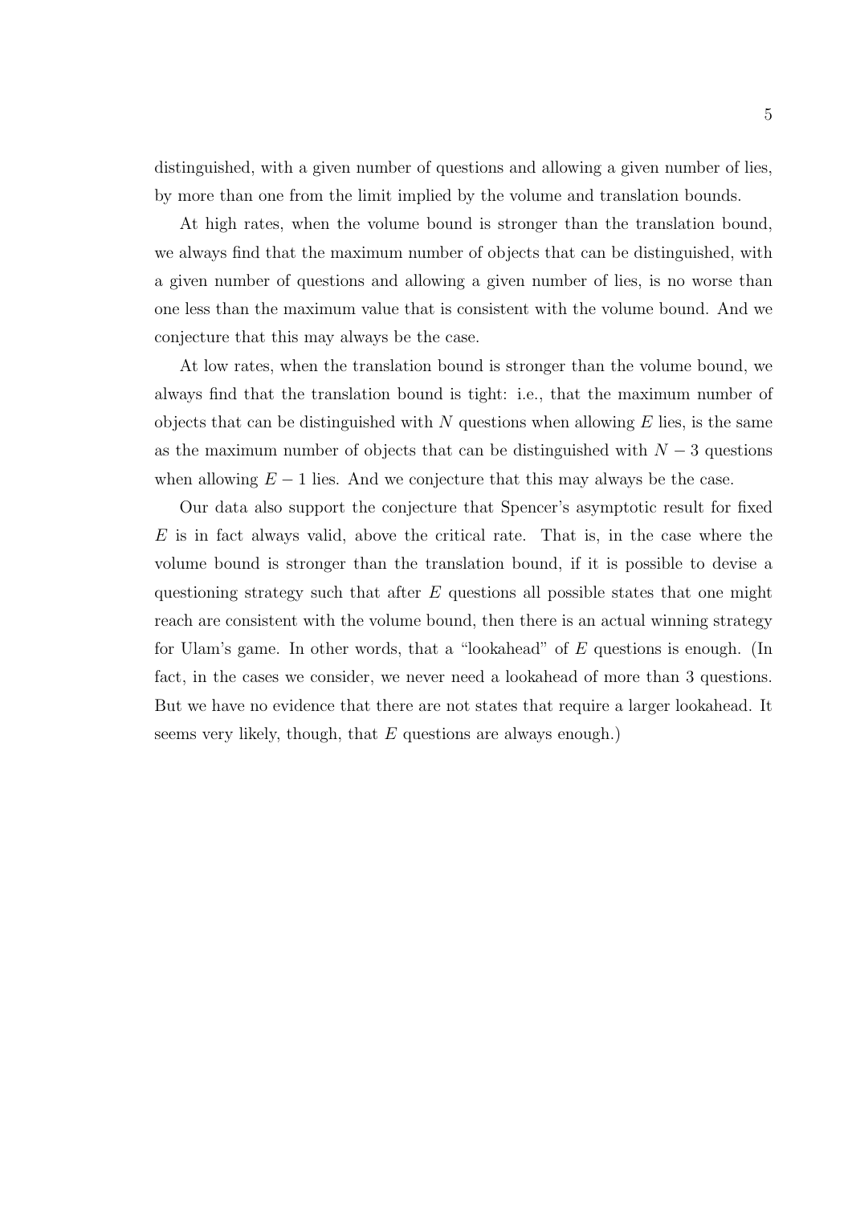distinguished, with a given number of questions and allowing a given number of lies, by more than one from the limit implied by the volume and translation bounds.

At high rates, when the volume bound is stronger than the translation bound, we always find that the maximum number of objects that can be distinguished, with a given number of questions and allowing a given number of lies, is no worse than one less than the maximum value that is consistent with the volume bound. And we conjecture that this may always be the case.

At low rates, when the translation bound is stronger than the volume bound, we always find that the translation bound is tight: i.e., that the maximum number of objects that can be distinguished with $N$ questions when allowing $E$ lies, is the same as the maximum number of objects that can be distinguished with $N - 3$ questions when allowing $E - 1$ lies. And we conjecture that this may always be the case.

Our data also support the conjecture that Spencer's asymptotic result for fixed $E$ is in fact always valid, above the critical rate. That is, in the case where the volume bound is stronger than the translation bound, if it is possible to devise a questioning strategy such that after $E$ questions all possible states that one might reach are consistent with the volume bound, then there is an actual winning strategy for Ulam's game. In other words, that a "lookahead" of $E$ questions is enough. (In fact, in the cases we consider, we never need a lookahead of more than 3 questions. But we have no evidence that there are not states that require a larger lookahead. It seems very likely, though, that $E$ questions are always enough.)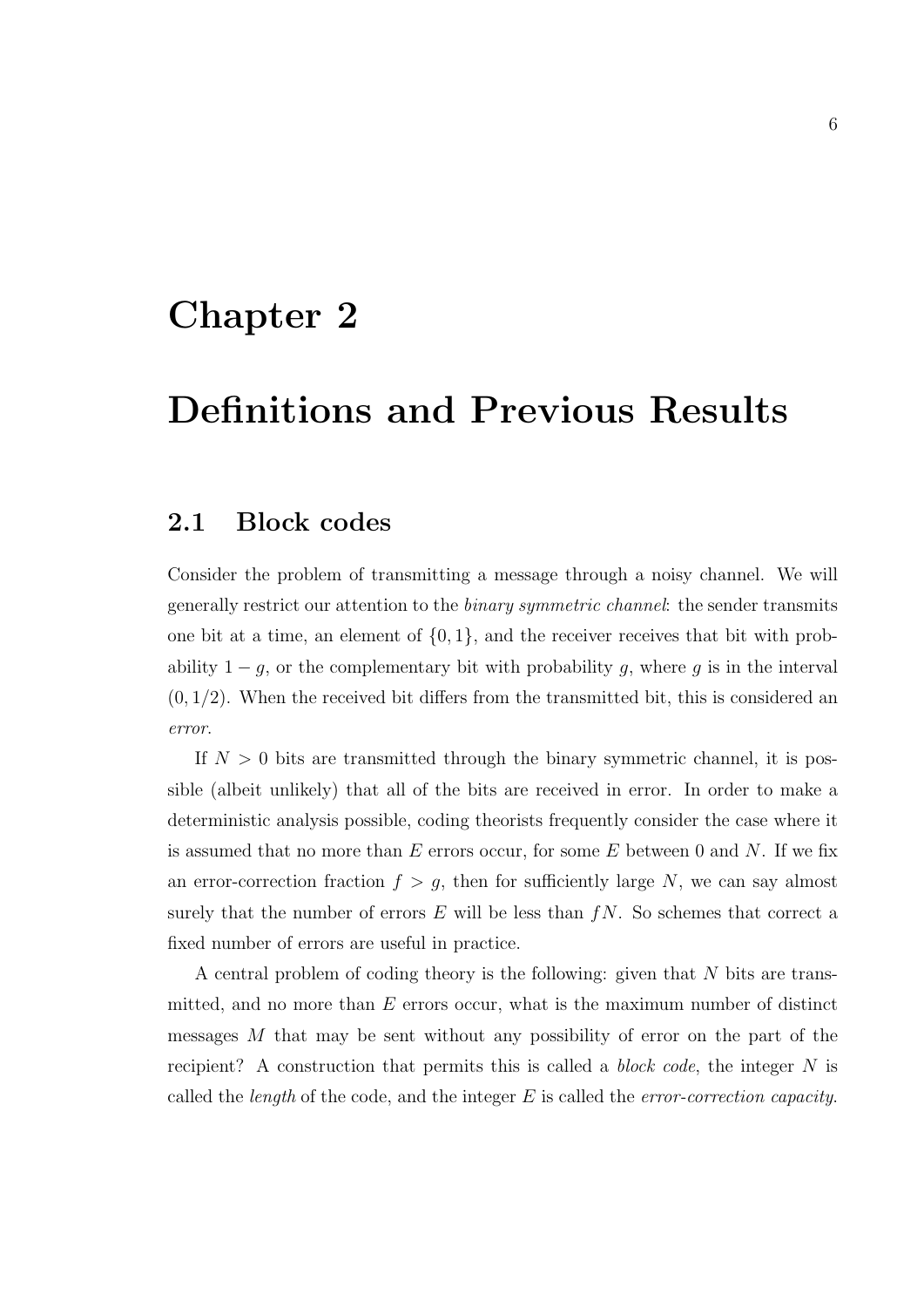# Chapter 2

# Definitions and Previous Results

## 2.1 Block codes

Consider the problem of transmitting a message through a noisy channel. We will generally restrict our attention to the *binary symmetric channel*: the sender transmits one bit at a time, an element of $\{0, 1\}$, and the receiver receives that bit with probability $1 - g$, or the complementary bit with probability $g$, where $g$ is in the interval $(0, 1/2)$. When the received bit differs from the transmitted bit, this is considered an *error*.

If $N > 0$ bits are transmitted through the binary symmetric channel, it is possible (albeit unlikely) that all of the bits are received in error. In order to make a deterministic analysis possible, coding theorists frequently consider the case where it is assumed that no more than $E$ errors occur, for some $E$ between 0 and $N$. If we fix an error-correction fraction $f > g$, then for sufficiently large $N$, we can say almost surely that the number of errors $E$ will be less than $fN$. So schemes that correct a fixed number of errors are useful in practice.

A central problem of coding theory is the following: given that $N$ bits are transmitted, and no more than $E$ errors occur, what is the maximum number of distinct messages $M$ that may be sent without any possibility of error on the part of the recipient? A construction that permits this is called a *block code*, the integer $N$ is called the *length* of the code, and the integer $E$ is called the *error-correction capacity*.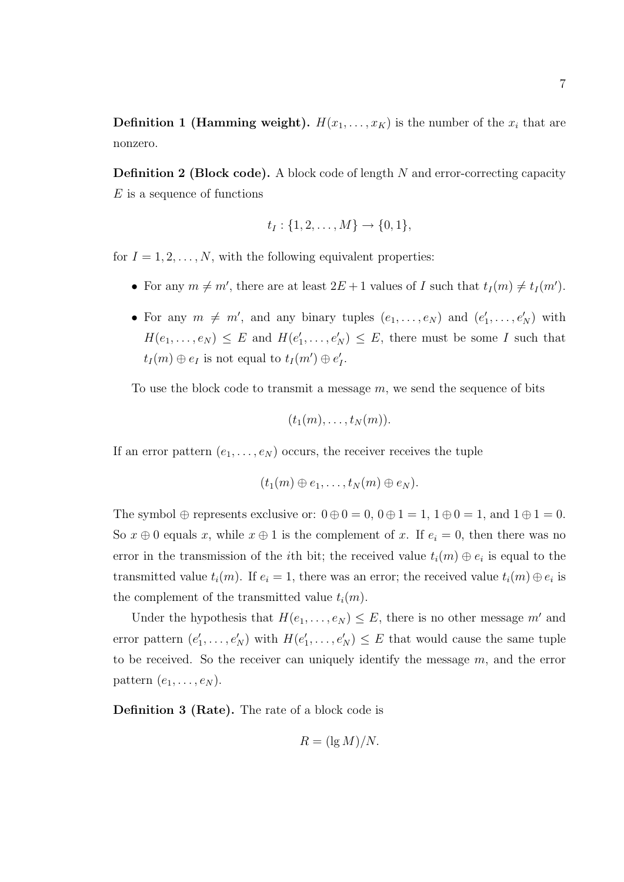**Definition 1 (Hamming weight).** $H(x_1, \ldots, x_K)$ is the number of the $x_i$ that are nonzero.

**Definition 2 (Block code).** A block code of length $N$ and error-correcting capacity $E$ is a sequence of functions

$$t_I : \{1, 2, \ldots, M\} \to \{0, 1\},$$

for $I = 1, 2, \ldots, N$, with the following equivalent properties:

- For any $m \neq m'$, there are at least $2E + 1$ values of $I$ such that $t_I(m) \neq t_I(m')$.
- For any $m \neq m'$, and any binary tuples $(e_1, \ldots, e_N)$ and $(e'_1, \ldots, e'_N)$ with $H(e_1, \ldots, e_N) \leq E$ and $H(e'_1, \ldots, e'_N) \leq E$, there must be some $I$ such that $t_I(m) \oplus e_I$ is not equal to $t_I(m') \oplus e'_I$.

To use the block code to transmit a message $m$, we send the sequence of bits

$$(t_1(m), \ldots, t_N(m)).$$

If an error pattern $(e_1, \ldots, e_N)$ occurs, the receiver receives the tuple

$$(t_1(m) \oplus e_1, \ldots, t_N(m) \oplus e_N).$$

The symbol $\oplus$ represents exclusive or: $0 \oplus 0 = 0$, $0 \oplus 1 = 1$, $1 \oplus 0 = 1$, and $1 \oplus 1 = 0$. So $x \oplus 0$ equals $x$, while $x \oplus 1$ is the complement of $x$. If $e_i = 0$, then there was no error in the transmission of the $i$th bit; the received value $t_i(m) \oplus e_i$ is equal to the transmitted value $t_i(m)$. If $e_i = 1$, there was an error; the received value $t_i(m) \oplus e_i$ is the complement of the transmitted value $t_i(m)$.

Under the hypothesis that $H(e_1, \ldots, e_N) \leq E$, there is no other message $m'$ and error pattern $(e'_1, \ldots, e'_N)$ with $H(e'_1, \ldots, e'_N) \leq E$ that would cause the same tuple to be received. So the receiver can uniquely identify the message $m$, and the error pattern $(e_1, \ldots, e_N)$.

**Definition 3 (Rate).** The rate of a block code is

$$R = (\lg M)/N.$$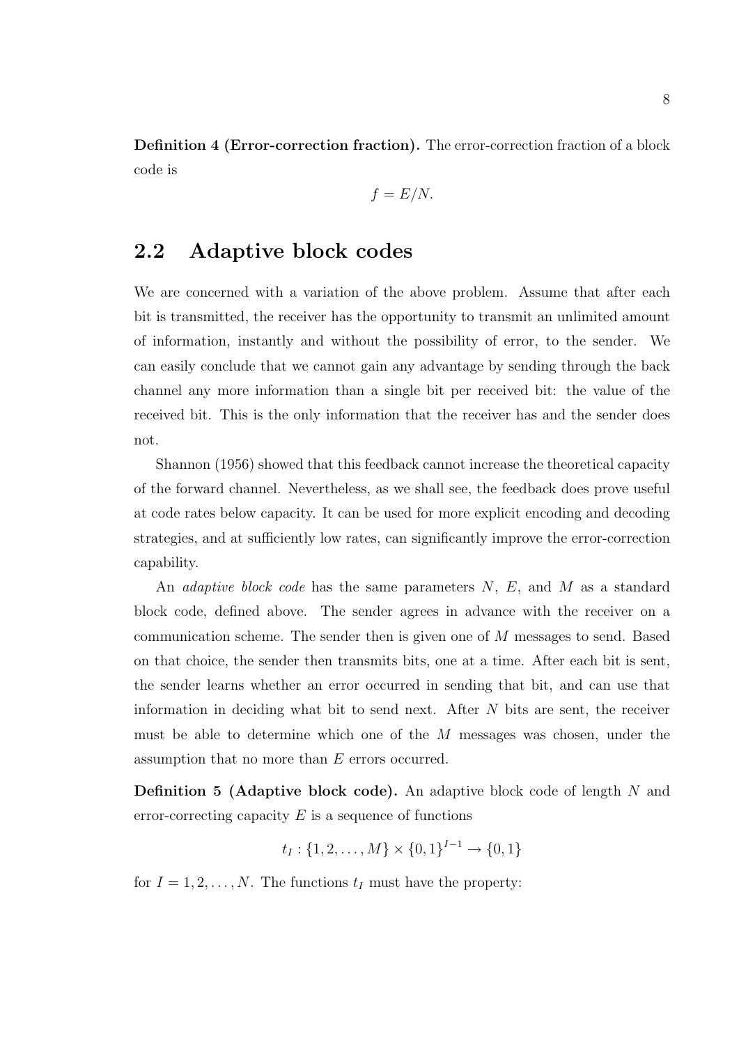**Definition 4 (Error-correction fraction).** The error-correction fraction of a block code is

$$f = E/N.$$

## 2.2 Adaptive block codes

We are concerned with a variation of the above problem. Assume that after each bit is transmitted, the receiver has the opportunity to transmit an unlimited amount of information, instantly and without the possibility of error, to the sender. We can easily conclude that we cannot gain any advantage by sending through the back channel any more information than a single bit per received bit: the value of the received bit. This is the only information that the receiver has and the sender does not.

Shannon (1956) showed that this feedback cannot increase the theoretical capacity of the forward channel. Nevertheless, as we shall see, the feedback does prove useful at code rates below capacity. It can be used for more explicit encoding and decoding strategies, and at sufficiently low rates, can significantly improve the error-correction capability.

An *adaptive block code* has the same parameters $N$, $E$, and $M$ as a standard block code, defined above. The sender agrees in advance with the receiver on a communication scheme. The sender then is given one of $M$ messages to send. Based on that choice, the sender then transmits bits, one at a time. After each bit is sent, the sender learns whether an error occurred in sending that bit, and can use that information in deciding what bit to send next. After $N$ bits are sent, the receiver must be able to determine which one of the $M$ messages was chosen, under the assumption that no more than $E$ errors occurred.

**Definition 5 (Adaptive block code).** An adaptive block code of length $N$ and error-correcting capacity $E$ is a sequence of functions

$$t_I : \{1, 2, \dots, M\} \times \{0, 1\}^{I-1} \to \{0, 1\}$$

for $I = 1, 2, \dots, N$. The functions $t_I$ must have the property: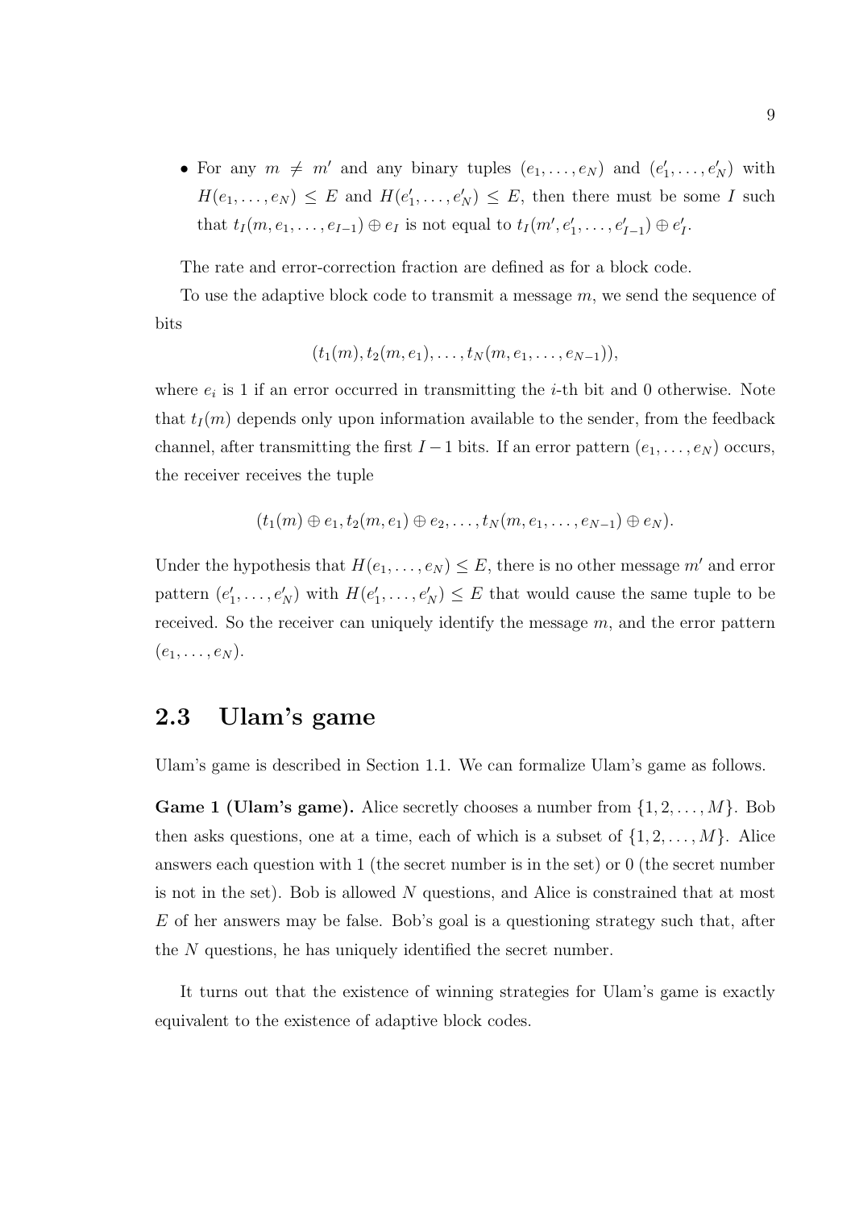- For any $m \neq m'$ and any binary tuples $(e_1, \ldots, e_N)$ and $(e'_1, \ldots, e'_N)$ with $H(e_1, \ldots, e_N) \leq E$ and $H(e'_1, \ldots, e'_N) \leq E$, then there must be some $I$ such that $t_I(m, e_1, \ldots, e_{I-1}) \oplus e_I$ is not equal to $t_I(m', e'_1, \ldots, e'_{I-1}) \oplus e'_I$.

The rate and error-correction fraction are defined as for a block code.

To use the adaptive block code to transmit a message $m$, we send the sequence of bits

$$(t_1(m), t_2(m, e_1), \ldots, t_N(m, e_1, \ldots, e_{N-1})),$$

where $e_i$ is 1 if an error occurred in transmitting the $i$-th bit and 0 otherwise. Note that $t_I(m)$ depends only upon information available to the sender, from the feedback channel, after transmitting the first $I - 1$ bits. If an error pattern $(e_1, \ldots, e_N)$ occurs, the receiver receives the tuple

$$(t_1(m) \oplus e_1, t_2(m, e_1) \oplus e_2, \ldots, t_N(m, e_1, \ldots, e_{N-1}) \oplus e_N).$$

Under the hypothesis that $H(e_1, \ldots, e_N) \leq E$, there is no other message $m'$ and error pattern $(e'_1, \ldots, e'_N)$ with $H(e'_1, \ldots, e'_N) \leq E$ that would cause the same tuple to be received. So the receiver can uniquely identify the message $m$, and the error pattern $(e_1, \ldots, e_N)$.

## 2.3 Ulam's game

Ulam's game is described in Section 1.1. We can formalize Ulam's game as follows.

**Game 1 (Ulam's game).** Alice secretly chooses a number from $\{1, 2, \ldots, M\}$. Bob then asks questions, one at a time, each of which is a subset of $\{1, 2, \ldots, M\}$. Alice answers each question with 1 (the secret number is in the set) or 0 (the secret number is not in the set). Bob is allowed $N$ questions, and Alice is constrained that at most $E$ of her answers may be false. Bob's goal is a questioning strategy such that, after the $N$ questions, he has uniquely identified the secret number.

It turns out that the existence of winning strategies for Ulam's game is exactly equivalent to the existence of adaptive block codes.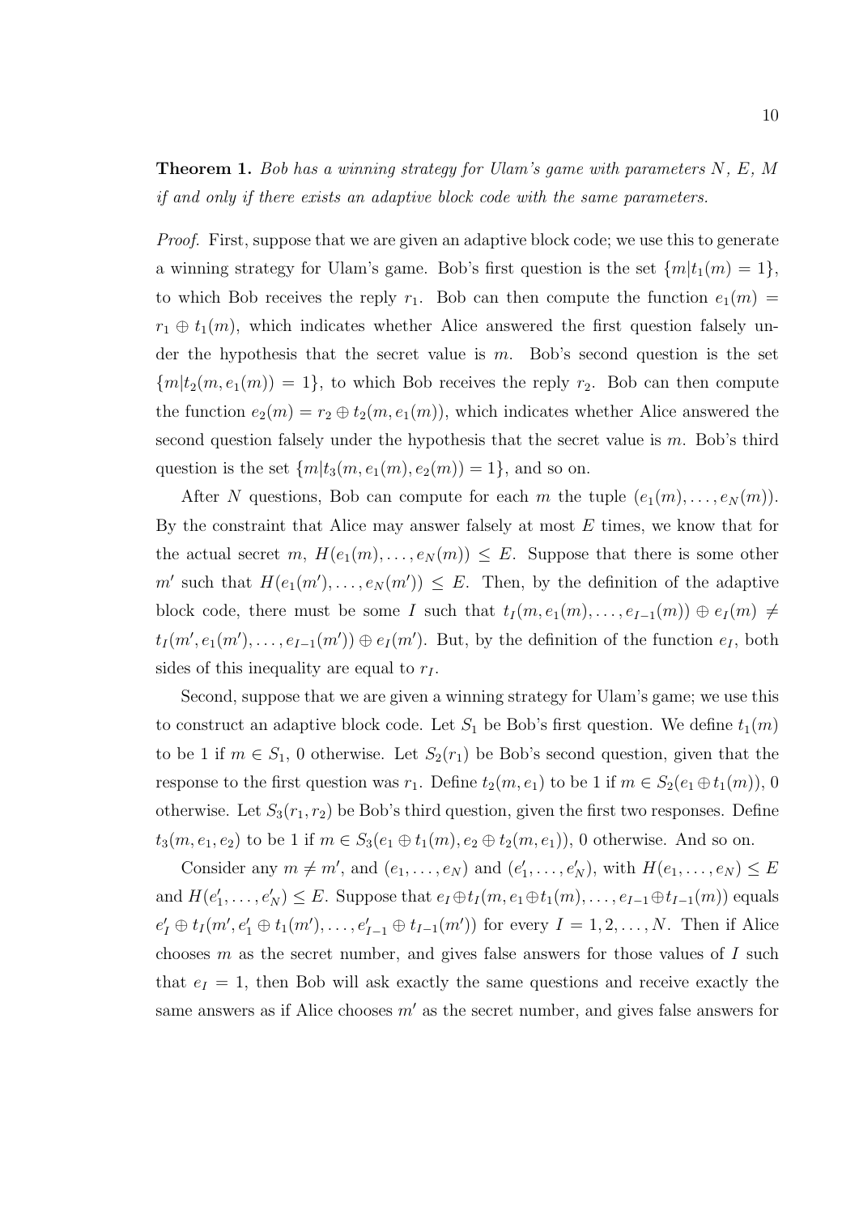**Theorem 1.** *Bob has a winning strategy for Ulam's game with parameters $N$, $E$, $M$ if and only if there exists an adaptive block code with the same parameters.*

*Proof.* First, suppose that we are given an adaptive block code; we use this to generate a winning strategy for Ulam's game. Bob's first question is the set $\{m|t_1(m) = 1\}$, to which Bob receives the reply $r_1$. Bob can then compute the function $e_1(m) = r_1 \oplus t_1(m)$, which indicates whether Alice answered the first question falsely under the hypothesis that the secret value is $m$. Bob's second question is the set $\{m|t_2(m, e_1(m)) = 1\}$, to which Bob receives the reply $r_2$. Bob can then compute the function $e_2(m) = r_2 \oplus t_2(m, e_1(m))$, which indicates whether Alice answered the second question falsely under the hypothesis that the secret value is $m$. Bob's third question is the set $\{m|t_3(m, e_1(m), e_2(m)) = 1\}$, and so on.

After $N$ questions, Bob can compute for each $m$ the tuple $(e_1(m), \ldots, e_N(m))$. By the constraint that Alice may answer falsely at most $E$ times, we know that for the actual secret $m$, $H(e_1(m), \ldots, e_N(m)) \leq E$. Suppose that there is some other $m'$ such that $H(e_1(m'), \ldots, e_N(m')) \leq E$. Then, by the definition of the adaptive block code, there must be some $I$ such that $t_I(m, e_1(m), \ldots, e_{I-1}(m)) \oplus e_I(m) \neq t_I(m', e_1(m'), \ldots, e_{I-1}(m')) \oplus e_I(m')$. But, by the definition of the function $e_I$, both sides of this inequality are equal to $r_I$.

Second, suppose that we are given a winning strategy for Ulam's game; we use this to construct an adaptive block code. Let $S_1$ be Bob's first question. We define $t_1(m)$ to be 1 if $m \in S_1$, 0 otherwise. Let $S_2(r_1)$ be Bob's second question, given that the response to the first question was $r_1$. Define $t_2(m, e_1)$ to be 1 if $m \in S_2(e_1 \oplus t_1(m))$, 0 otherwise. Let $S_3(r_1, r_2)$ be Bob's third question, given the first two responses. Define $t_3(m, e_1, e_2)$ to be 1 if $m \in S_3(e_1 \oplus t_1(m), e_2 \oplus t_2(m, e_1))$, 0 otherwise. And so on.

Consider any $m \neq m'$, and $(e_1, \ldots, e_N)$ and $(e'_1, \ldots, e'_N)$, with $H(e_1, \ldots, e_N) \leq E$ and $H(e'_1, \ldots, e'_N) \leq E$. Suppose that $e_I \oplus t_I(m, e_1 \oplus t_1(m), \ldots, e_{I-1} \oplus t_{I-1}(m))$ equals $e'_I \oplus t_I(m', e'_1 \oplus t_1(m'), \ldots, e'_{I-1} \oplus t_{I-1}(m'))$ for every $I = 1, 2, \ldots, N$. Then if Alice chooses $m$ as the secret number, and gives false answers for those values of $I$ such that $e_I = 1$, then Bob will ask exactly the same questions and receive exactly the same answers as if Alice chooses $m'$ as the secret number, and gives false answers for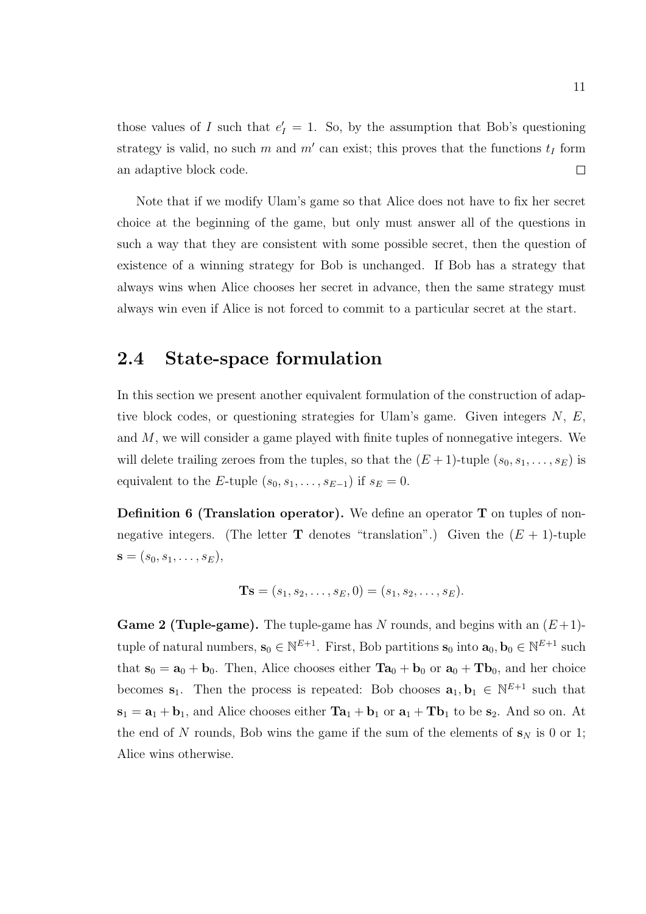those values of $I$ such that $e'_I = 1$. So, by the assumption that Bob's questioning strategy is valid, no such $m$ and $m'$ can exist; this proves that the functions $t_I$ form an adaptive block code. $\square$

Note that if we modify Ulam's game so that Alice does not have to fix her secret choice at the beginning of the game, but only must answer all of the questions in such a way that they are consistent with some possible secret, then the question of existence of a winning strategy for Bob is unchanged. If Bob has a strategy that always wins when Alice chooses her secret in advance, then the same strategy must always win even if Alice is not forced to commit to a particular secret at the start.

## 2.4 State-space formulation

In this section we present another equivalent formulation of the construction of adaptive block codes, or questioning strategies for Ulam's game. Given integers $N$, $E$, and $M$, we will consider a game played with finite tuples of nonnegative integers. We will delete trailing zeroes from the tuples, so that the $(E+1)$-tuple $(s_0, s_1, \ldots, s_E)$ is equivalent to the $E$-tuple $(s_0, s_1, \ldots, s_{E-1})$ if $s_E = 0$.

**Definition 6 (Translation operator).** We define an operator $\mathbf{T}$ on tuples of nonnegative integers. (The letter $\mathbf{T}$ denotes "translation".) Given the $(E+1)$-tuple $\mathbf{s} = (s_0, s_1, \ldots, s_E)$,

$$\mathbf{T}\mathbf{s} = (s_1, s_2, \ldots, s_E, 0) = (s_1, s_2, \ldots, s_E).$$

**Game 2 (Tuple-game).** The tuple-game has $N$ rounds, and begins with an $(E+1)$-tuple of natural numbers, $\mathbf{s}_0 \in \mathbb{N}^{E+1}$. First, Bob partitions $\mathbf{s}_0$ into $\mathbf{a}_0, \mathbf{b}_0 \in \mathbb{N}^{E+1}$ such that $\mathbf{s}_0 = \mathbf{a}_0 + \mathbf{b}_0$. Then, Alice chooses either $\mathbf{T}\mathbf{a}_0 + \mathbf{b}_0$ or $\mathbf{a}_0 + \mathbf{T}\mathbf{b}_0$, and her choice becomes $\mathbf{s}_1$. Then the process is repeated: Bob chooses $\mathbf{a}_1, \mathbf{b}_1 \in \mathbb{N}^{E+1}$ such that $\mathbf{s}_1 = \mathbf{a}_1 + \mathbf{b}_1$, and Alice chooses either $\mathbf{T}\mathbf{a}_1 + \mathbf{b}_1$ or $\mathbf{a}_1 + \mathbf{T}\mathbf{b}_1$ to be $\mathbf{s}_2$. And so on. At the end of $N$ rounds, Bob wins the game if the sum of the elements of $\mathbf{s}_N$ is 0 or 1; Alice wins otherwise.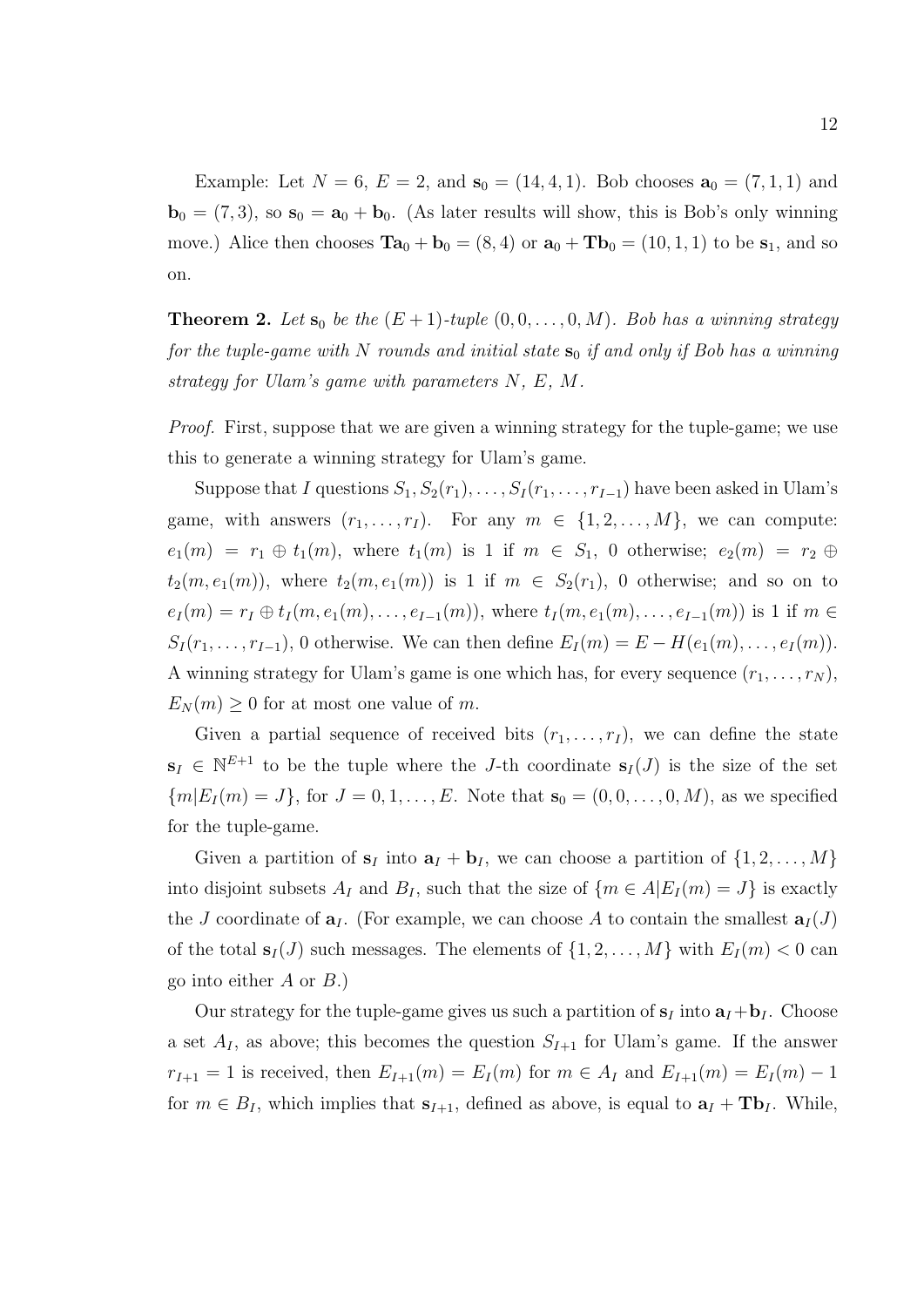Example: Let $N = 6$, $E = 2$, and $\mathbf{s}_0 = (14, 4, 1)$. Bob chooses $\mathbf{a}_0 = (7, 1, 1)$ and $\mathbf{b}_0 = (7, 3)$, so $\mathbf{s}_0 = \mathbf{a}_0 + \mathbf{b}_0$. (As later results will show, this is Bob's only winning move.) Alice then chooses $\mathbf{T}\mathbf{a}_0 + \mathbf{b}_0 = (8, 4)$ or $\mathbf{a}_0 + \mathbf{T}\mathbf{b}_0 = (10, 1, 1)$ to be $\mathbf{s}_1$, and so on.

**Theorem 2.** *Let $\mathbf{s}_0$ be the $(E+1)$-tuple $(0, 0, \ldots, 0, M)$. Bob has a winning strategy for the tuple-game with $N$ rounds and initial state $\mathbf{s}_0$ if and only if Bob has a winning strategy for Ulam's game with parameters $N$, $E$, $M$.*

*Proof.* First, suppose that we are given a winning strategy for the tuple-game; we use this to generate a winning strategy for Ulam's game.

Suppose that $I$ questions $S_1, S_2(r_1), \ldots, S_I(r_1, \ldots, r_{I-1})$ have been asked in Ulam's game, with answers $(r_1, \ldots, r_I)$. For any $m \in \{1, 2, \ldots, M\}$, we can compute: $e_1(m) = r_1 \oplus t_1(m)$, where $t_1(m)$ is 1 if $m \in S_1$, 0 otherwise; $e_2(m) = r_2 \oplus t_2(m, e_1(m))$, where $t_2(m, e_1(m))$ is 1 if $m \in S_2(r_1)$, 0 otherwise; and so on to $e_I(m) = r_I \oplus t_I(m, e_1(m), \ldots, e_{I-1}(m))$, where $t_I(m, e_1(m), \ldots, e_{I-1}(m))$ is 1 if $m \in S_I(r_1, \ldots, r_{I-1})$, 0 otherwise. We can then define $E_I(m) = E - H(e_1(m), \ldots, e_I(m))$. A winning strategy for Ulam's game is one which has, for every sequence $(r_1, \ldots, r_N)$, $E_N(m) \geq 0$ for at most one value of $m$.

Given a partial sequence of received bits $(r_1, \ldots, r_I)$, we can define the state $\mathbf{s}_I \in \mathbb{N}^{E+1}$ to be the tuple where the $J$-th coordinate $\mathbf{s}_I(J)$ is the size of the set $\{m | E_I(m) = J\}$, for $J = 0, 1, \ldots, E$. Note that $\mathbf{s}_0 = (0, 0, \ldots, 0, M)$, as we specified for the tuple-game.

Given a partition of $\mathbf{s}_I$ into $\mathbf{a}_I + \mathbf{b}_I$, we can choose a partition of $\{1, 2, \ldots, M\}$ into disjoint subsets $A_I$ and $B_I$, such that the size of $\{m \in A | E_I(m) = J\}$ is exactly the $J$ coordinate of $\mathbf{a}_I$. (For example, we can choose $A$ to contain the smallest $\mathbf{a}_I(J)$ of the total $\mathbf{s}_I(J)$ such messages. The elements of $\{1, 2, \ldots, M\}$ with $E_I(m) < 0$ can go into either $A$ or $B$.)

Our strategy for the tuple-game gives us such a partition of $\mathbf{s}_I$ into $\mathbf{a}_I + \mathbf{b}_I$. Choose a set $A_I$, as above; this becomes the question $S_{I+1}$ for Ulam's game. If the answer $r_{I+1} = 1$ is received, then $E_{I+1}(m) = E_I(m)$ for $m \in A_I$ and $E_{I+1}(m) = E_I(m) - 1$ for $m \in B_I$, which implies that $\mathbf{s}_{I+1}$, defined as above, is equal to $\mathbf{a}_I + \mathbf{T}\mathbf{b}_I$. While,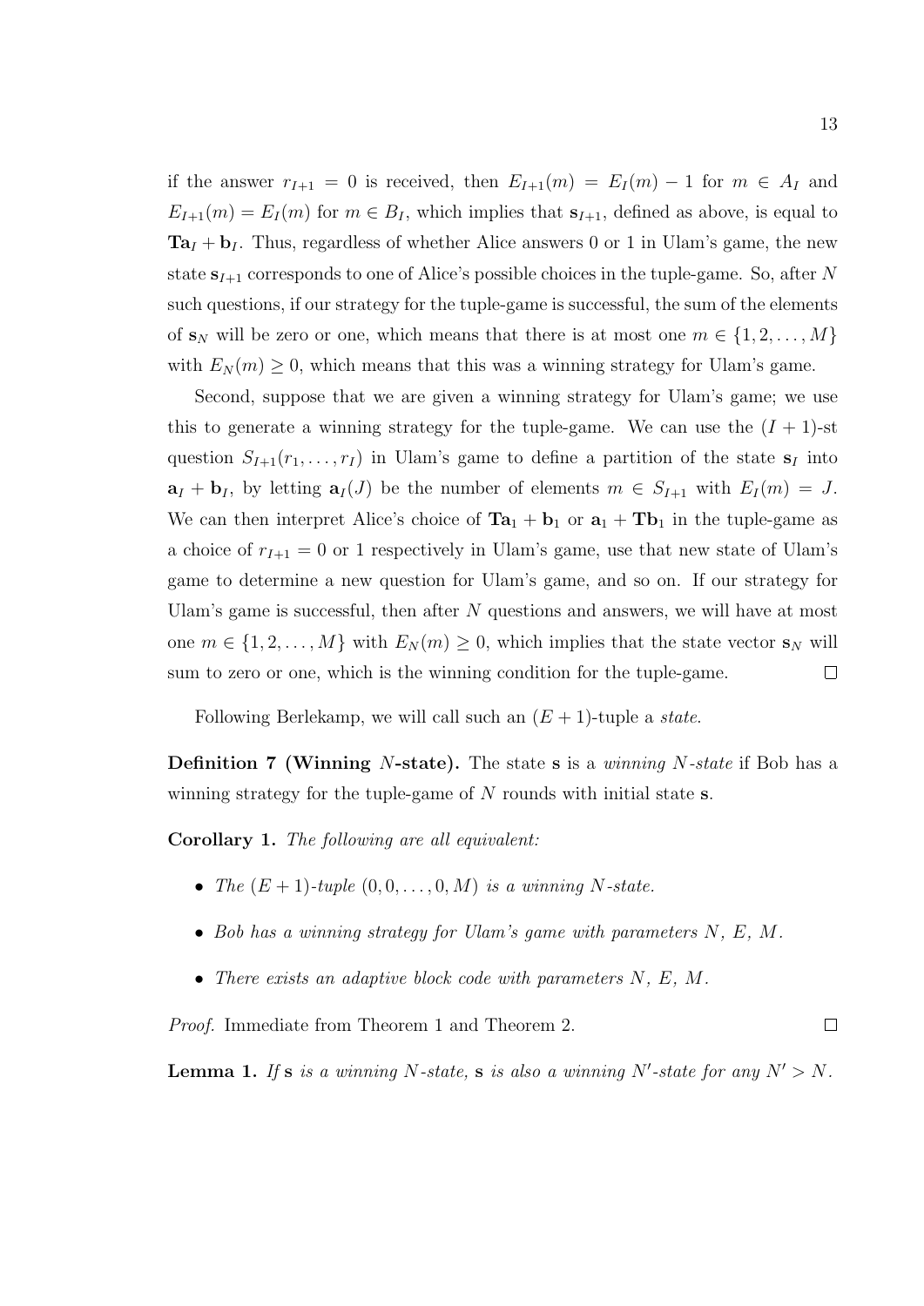if the answer $r_{I+1} = 0$ is received, then $E_{I+1}(m) = E_I(m) - 1$ for $m \in A_I$ and $E_{I+1}(m) = E_I(m)$ for $m \in B_I$, which implies that $\mathbf{s}_{I+1}$, defined as above, is equal to $\mathbf{T}\mathbf{a}_I + \mathbf{b}_I$. Thus, regardless of whether Alice answers 0 or 1 in Ulam's game, the new state $\mathbf{s}_{I+1}$ corresponds to one of Alice's possible choices in the tuple-game. So, after $N$ such questions, if our strategy for the tuple-game is successful, the sum of the elements of $\mathbf{s}_N$ will be zero or one, which means that there is at most one $m \in \{1, 2, \ldots, M\}$ with $E_N(m) \geq 0$, which means that this was a winning strategy for Ulam's game.

Second, suppose that we are given a winning strategy for Ulam's game; we use this to generate a winning strategy for the tuple-game. We can use the $(I + 1)$-st question $S_{I+1}(r_1, \ldots, r_I)$ in Ulam's game to define a partition of the state $\mathbf{s}_I$ into $\mathbf{a}_I + \mathbf{b}_I$, by letting $\mathbf{a}_I(J)$ be the number of elements $m \in S_{I+1}$ with $E_I(m) = J$. We can then interpret Alice's choice of $\mathbf{T}\mathbf{a}_1 + \mathbf{b}_1$ or $\mathbf{a}_1 + \mathbf{T}\mathbf{b}_1$ in the tuple-game as a choice of $r_{I+1} = 0$ or 1 respectively in Ulam's game, use that new state of Ulam's game to determine a new question for Ulam's game, and so on. If our strategy for Ulam's game is successful, then after $N$ questions and answers, we will have at most one $m \in \{1, 2, \ldots, M\}$ with $E_N(m) \geq 0$, which implies that the state vector $\mathbf{s}_N$ will sum to zero or one, which is the winning condition for the tuple-game. $\square$

Following Berlekamp, we will call such an $(E + 1)$-tuple a *state*.

**Definition 7 (Winning $N$-state).** The state $\mathbf{s}$ is a *winning $N$-state* if Bob has a winning strategy for the tuple-game of $N$ rounds with initial state $\mathbf{s}$.

**Corollary 1.** *The following are all equivalent:*

- *The $(E + 1)$-tuple $(0, 0, \ldots, 0, M)$ is a winning $N$-state.*
- *Bob has a winning strategy for Ulam's game with parameters $N$, $E$, $M$.*
- *There exists an adaptive block code with parameters $N$, $E$, $M$.*

*Proof.* Immediate from Theorem 1 and Theorem 2. $\square$

**Lemma 1.** *If $\mathbf{s}$ is a winning $N$-state, $\mathbf{s}$ is also a winning $N'$-state for any $N' > N$.*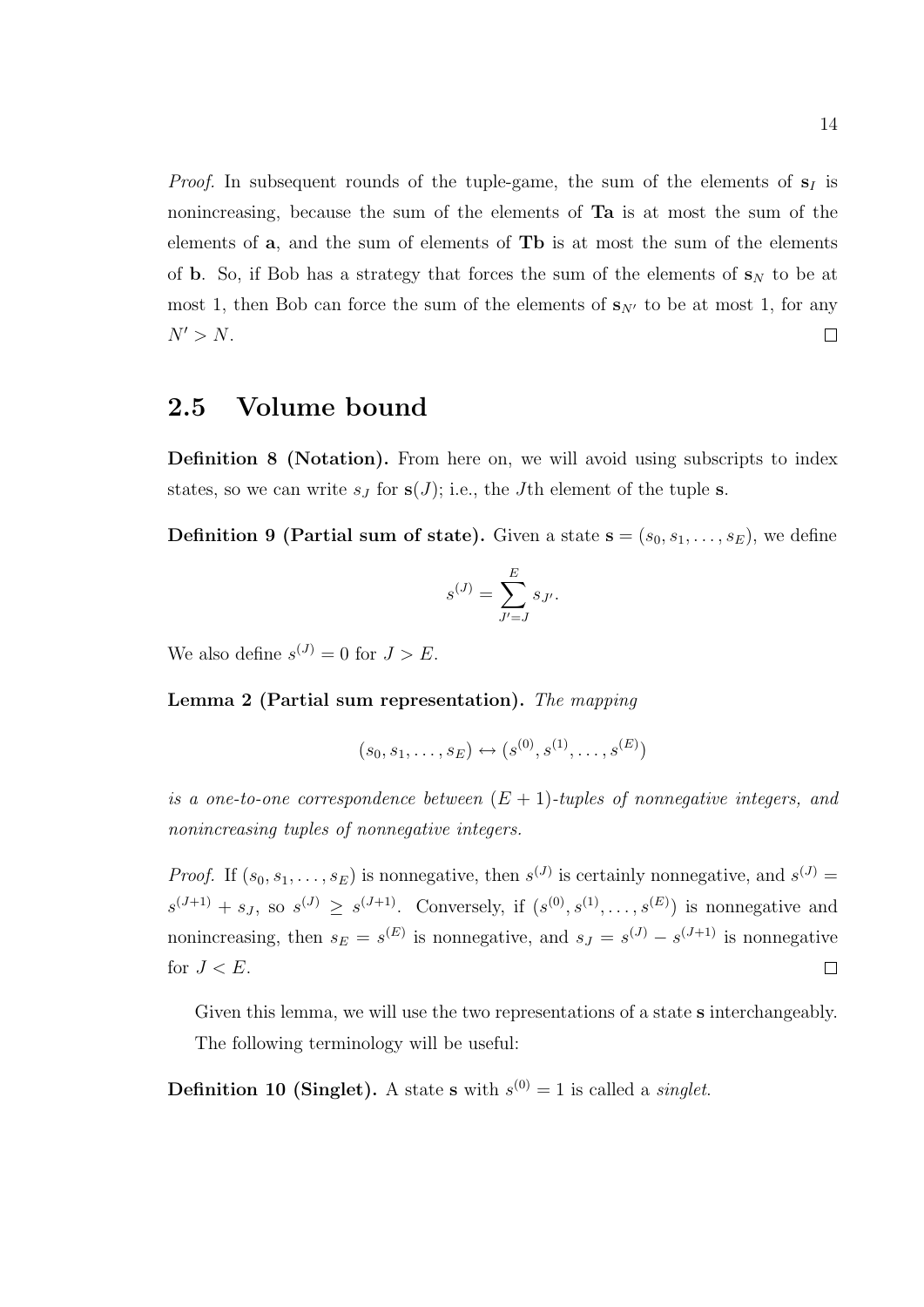*Proof.* In subsequent rounds of the tuple-game, the sum of the elements of $\mathbf{s}_I$ is nonincreasing, because the sum of the elements of $\mathbf{Ta}$ is at most the sum of the elements of $\mathbf{a}$, and the sum of elements of $\mathbf{Tb}$ is at most the sum of the elements of $\mathbf{b}$. So, if Bob has a strategy that forces the sum of the elements of $\mathbf{s}_N$ to be at most 1, then Bob can force the sum of the elements of $\mathbf{s}_{N'}$ to be at most 1, for any $N' > N$. $\square$

## 2.5 Volume bound

**Definition 8 (Notation).** From here on, we will avoid using subscripts to index states, so we can write $s_J$ for $\mathbf{s}(J)$; i.e., the $J$th element of the tuple $\mathbf{s}$.

**Definition 9 (Partial sum of state).** Given a state $\mathbf{s} = (s_0, s_1, \ldots, s_E)$, we define

$$s^{(J)} = \sum_{J'=J}^{E} s_{J'}.$$

We also define $s^{(J)} = 0$ for $J > E$.

**Lemma 2 (Partial sum representation).** *The mapping*

$$(s_0, s_1, \ldots, s_E) \leftrightarrow (s^{(0)}, s^{(1)}, \ldots, s^{(E)})$$

*is a one-to-one correspondence between $(E+1)$-tuples of nonnegative integers, and nonincreasing tuples of nonnegative integers.*

*Proof.* If $(s_0, s_1, \ldots, s_E)$ is nonnegative, then $s^{(J)}$ is certainly nonnegative, and $s^{(J)} = s^{(J+1)} + s_J$, so $s^{(J)} \geq s^{(J+1)}$. Conversely, if $(s^{(0)}, s^{(1)}, \ldots, s^{(E)})$ is nonnegative and nonincreasing, then $s_E = s^{(E)}$ is nonnegative, and $s_J = s^{(J)} - s^{(J+1)}$ is nonnegative for $J < E$. $\square$

Given this lemma, we will use the two representations of a state $\mathbf{s}$ interchangeably. The following terminology will be useful:

**Definition 10 (Singlet).** A state $\mathbf{s}$ with $s^{(0)} = 1$ is called a *singlet*.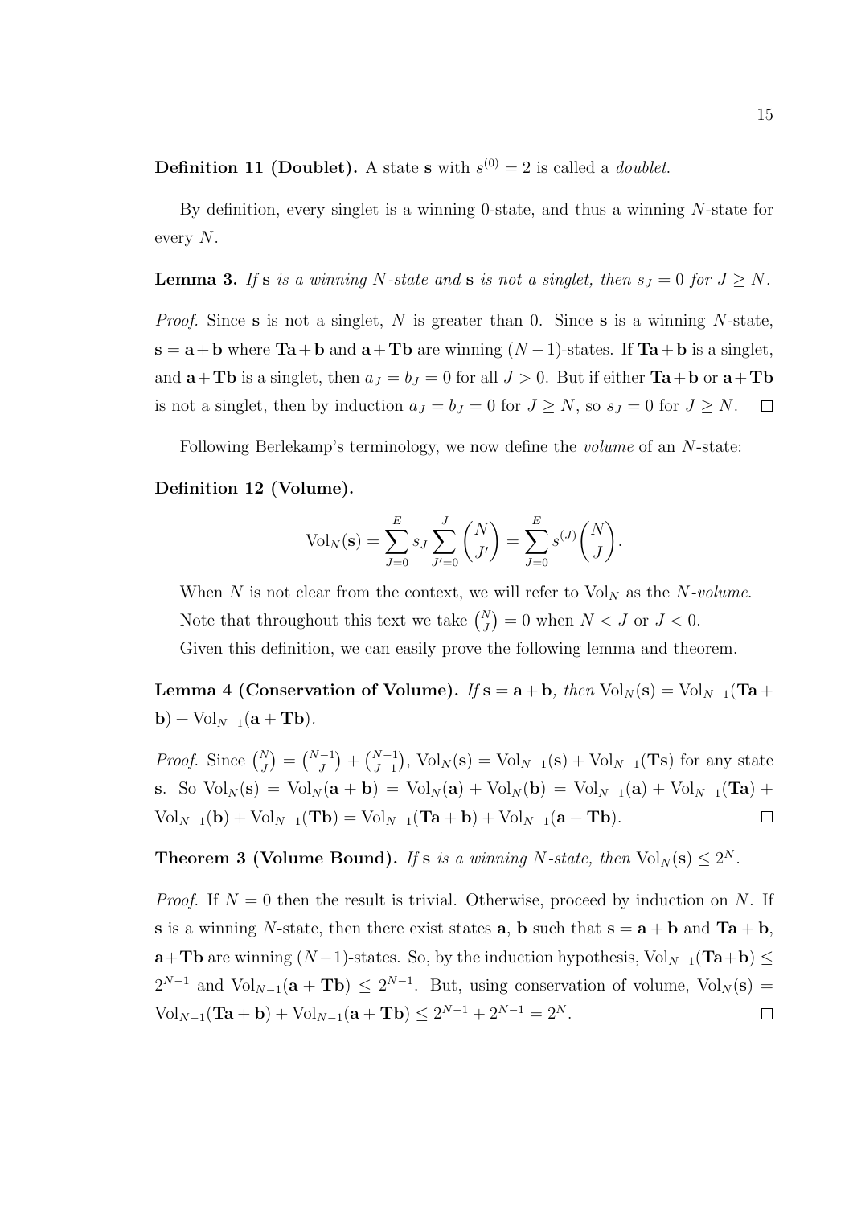**Definition 11 (Doublet).** A state $\mathbf{s}$ with $s^{(0)} = 2$ is called a *doublet*.

By definition, every singlet is a winning 0-state, and thus a winning $N$-state for every $N$.

**Lemma 3.** *If* $\mathbf{s}$ *is a winning* $N$*-state and* $\mathbf{s}$ *is not a singlet, then* $s_J = 0$ *for* $J \geq N$.

*Proof.* Since $\mathbf{s}$ is not a singlet, $N$ is greater than 0. Since $\mathbf{s}$ is a winning $N$-state, $\mathbf{s} = \mathbf{a} + \mathbf{b}$ where $\mathbf{Ta} + \mathbf{b}$ and $\mathbf{a} + \mathbf{Tb}$ are winning $(N-1)$-states. If $\mathbf{Ta} + \mathbf{b}$ is a singlet, and $\mathbf{a} + \mathbf{Tb}$ is a singlet, then $a_J = b_J = 0$ for all $J > 0$. But if either $\mathbf{Ta} + \mathbf{b}$ or $\mathbf{a} + \mathbf{Tb}$ is not a singlet, then by induction $a_J = b_J = 0$ for $J \geq N$, so $s_J = 0$ for $J \geq N$. $\square$

Following Berlekamp's terminology, we now define the *volume* of an $N$-state:

**Definition 12 (Volume).**

$$\mathrm{Vol}_N(\mathbf{s}) = \sum_{J=0}^{E} s_J \sum_{J'=0}^{J} \binom{N}{J'} = \sum_{J=0}^{E} s^{(J)} \binom{N}{J}.$$

When $N$ is not clear from the context, we will refer to $\mathrm{Vol}_N$ as the $N$*-volume*.

Note that throughout this text we take $\binom{N}{J} = 0$ when $N < J$ or $J < 0$.

Given this definition, we can easily prove the following lemma and theorem.

**Lemma 4 (Conservation of Volume).** *If* $\mathbf{s} = \mathbf{a} + \mathbf{b}$, *then* $\mathrm{Vol}_N(\mathbf{s}) = \mathrm{Vol}_{N-1}(\mathbf{Ta} + \mathbf{b}) + \mathrm{Vol}_{N-1}(\mathbf{a} + \mathbf{Tb})$.

*Proof.* Since $\binom{N}{J} = \binom{N-1}{J} + \binom{N-1}{J-1}$, $\mathrm{Vol}_N(\mathbf{s}) = \mathrm{Vol}_{N-1}(\mathbf{s}) + \mathrm{Vol}_{N-1}(\mathbf{Ts})$ for any state $\mathbf{s}$. So $\mathrm{Vol}_N(\mathbf{s}) = \mathrm{Vol}_N(\mathbf{a} + \mathbf{b}) = \mathrm{Vol}_N(\mathbf{a}) + \mathrm{Vol}_N(\mathbf{b}) = \mathrm{Vol}_{N-1}(\mathbf{a}) + \mathrm{Vol}_{N-1}(\mathbf{Ta}) + \mathrm{Vol}_{N-1}(\mathbf{b}) + \mathrm{Vol}_{N-1}(\mathbf{Tb}) = \mathrm{Vol}_{N-1}(\mathbf{Ta} + \mathbf{b}) + \mathrm{Vol}_{N-1}(\mathbf{a} + \mathbf{Tb})$. $\square$

**Theorem 3 (Volume Bound).** *If* $\mathbf{s}$ *is a winning* $N$*-state, then* $\mathrm{Vol}_N(\mathbf{s}) \leq 2^N$.

*Proof.* If $N = 0$ then the result is trivial. Otherwise, proceed by induction on $N$. If $\mathbf{s}$ is a winning $N$-state, then there exist states $\mathbf{a}$, $\mathbf{b}$ such that $\mathbf{s} = \mathbf{a} + \mathbf{b}$ and $\mathbf{Ta} + \mathbf{b}$, $\mathbf{a} + \mathbf{Tb}$ are winning $(N-1)$-states. So, by the induction hypothesis, $\mathrm{Vol}_{N-1}(\mathbf{Ta} + \mathbf{b}) \leq 2^{N-1}$ and $\mathrm{Vol}_{N-1}(\mathbf{a} + \mathbf{Tb}) \leq 2^{N-1}$. But, using conservation of volume, $\mathrm{Vol}_N(\mathbf{s}) = \mathrm{Vol}_{N-1}(\mathbf{Ta} + \mathbf{b}) + \mathrm{Vol}_{N-1}(\mathbf{a} + \mathbf{Tb}) \leq 2^{N-1} + 2^{N-1} = 2^N$. $\square$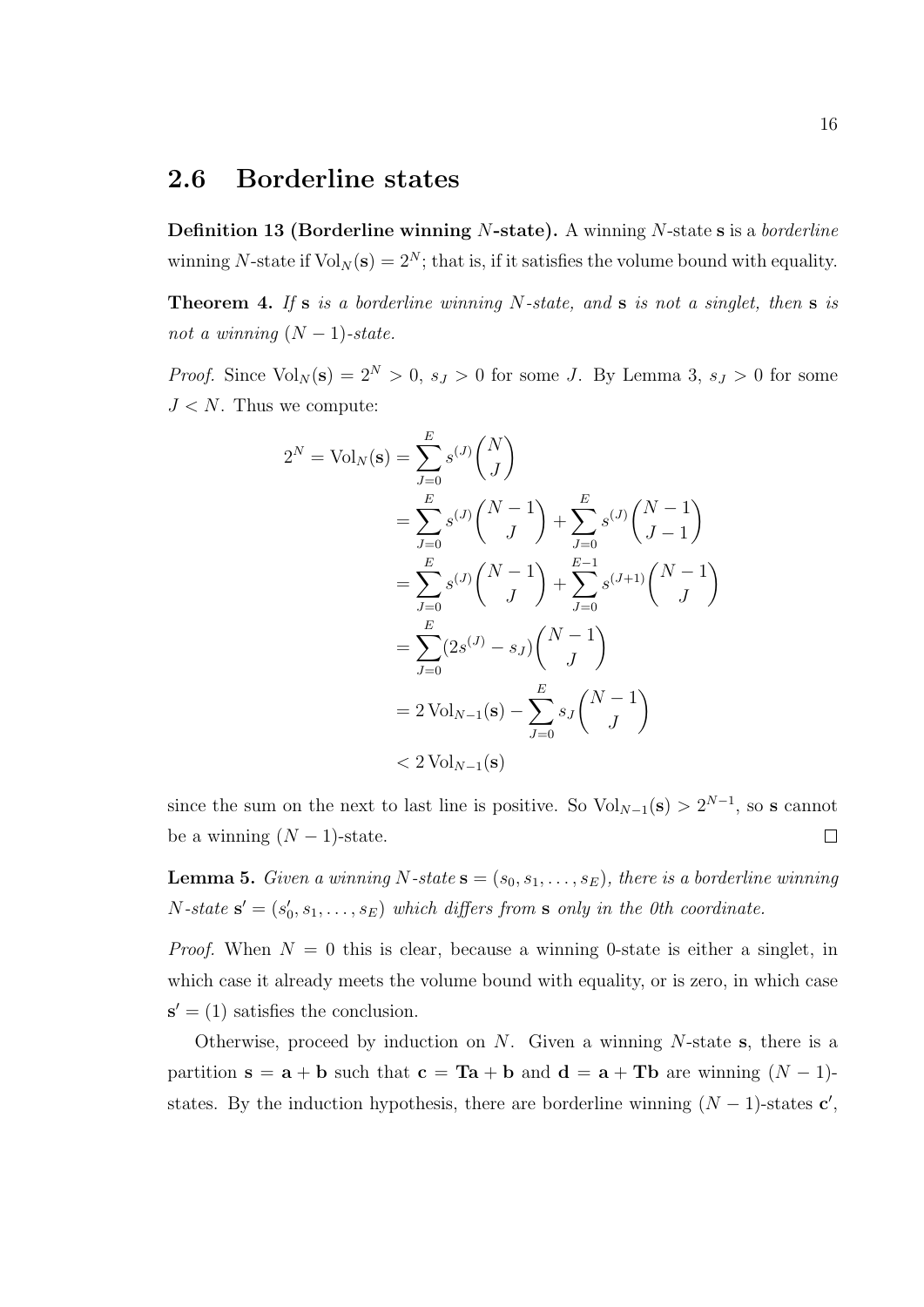## 2.6 Borderline states

**Definition 13 (Borderline winning $N$-state).** A winning $N$-state $\mathbf{s}$ is a *borderline* winning $N$-state if $\mathrm{Vol}_N(\mathbf{s}) = 2^N$; that is, if it satisfies the volume bound with equality.

**Theorem 4.** *If $\mathbf{s}$ is a borderline winning $N$-state, and $\mathbf{s}$ is not a singlet, then $\mathbf{s}$ is not a winning $(N-1)$-state.*

*Proof.* Since $\mathrm{Vol}_N(\mathbf{s}) = 2^N > 0$, $s_J > 0$ for some $J$. By Lemma 3, $s_J > 0$ for some $J < N$. Thus we compute:

$$
\begin{aligned}
2^N = \mathrm{Vol}_N(\mathbf{s}) &= \sum_{J=0}^{E} s^{(J)} \binom{N}{J} \\
&= \sum_{J=0}^{E} s^{(J)} \binom{N-1}{J} + \sum_{J=0}^{E} s^{(J)} \binom{N-1}{J-1} \\
&= \sum_{J=0}^{E} s^{(J)} \binom{N-1}{J} + \sum_{J=0}^{E-1} s^{(J+1)} \binom{N-1}{J} \\
&= \sum_{J=0}^{E} (2s^{(J)} - s_J) \binom{N-1}{J} \\
&= 2\,\mathrm{Vol}_{N-1}(\mathbf{s}) - \sum_{J=0}^{E} s_J \binom{N-1}{J} \\
&< 2\,\mathrm{Vol}_{N-1}(\mathbf{s})
\end{aligned}
$$

since the sum on the next to last line is positive. So $\mathrm{Vol}_{N-1}(\mathbf{s}) > 2^{N-1}$, so $\mathbf{s}$ cannot be a winning $(N-1)$-state. ◻

**Lemma 5.** *Given a winning $N$-state $\mathbf{s} = (s_0, s_1, \ldots, s_E)$, there is a borderline winning $N$-state $\mathbf{s}' = (s_0', s_1, \ldots, s_E)$ which differs from $\mathbf{s}$ only in the 0th coordinate.*

*Proof.* When $N = 0$ this is clear, because a winning 0-state is either a singlet, in which case it already meets the volume bound with equality, or is zero, in which case $\mathbf{s}' = (1)$ satisfies the conclusion.

Otherwise, proceed by induction on $N$. Given a winning $N$-state $\mathbf{s}$, there is a partition $\mathbf{s} = \mathbf{a} + \mathbf{b}$ such that $\mathbf{c} = \mathbf{Ta} + \mathbf{b}$ and $\mathbf{d} = \mathbf{a} + \mathbf{Tb}$ are winning $(N-1)$-states. By the induction hypothesis, there are borderline winning $(N-1)$-states $\mathbf{c}'$,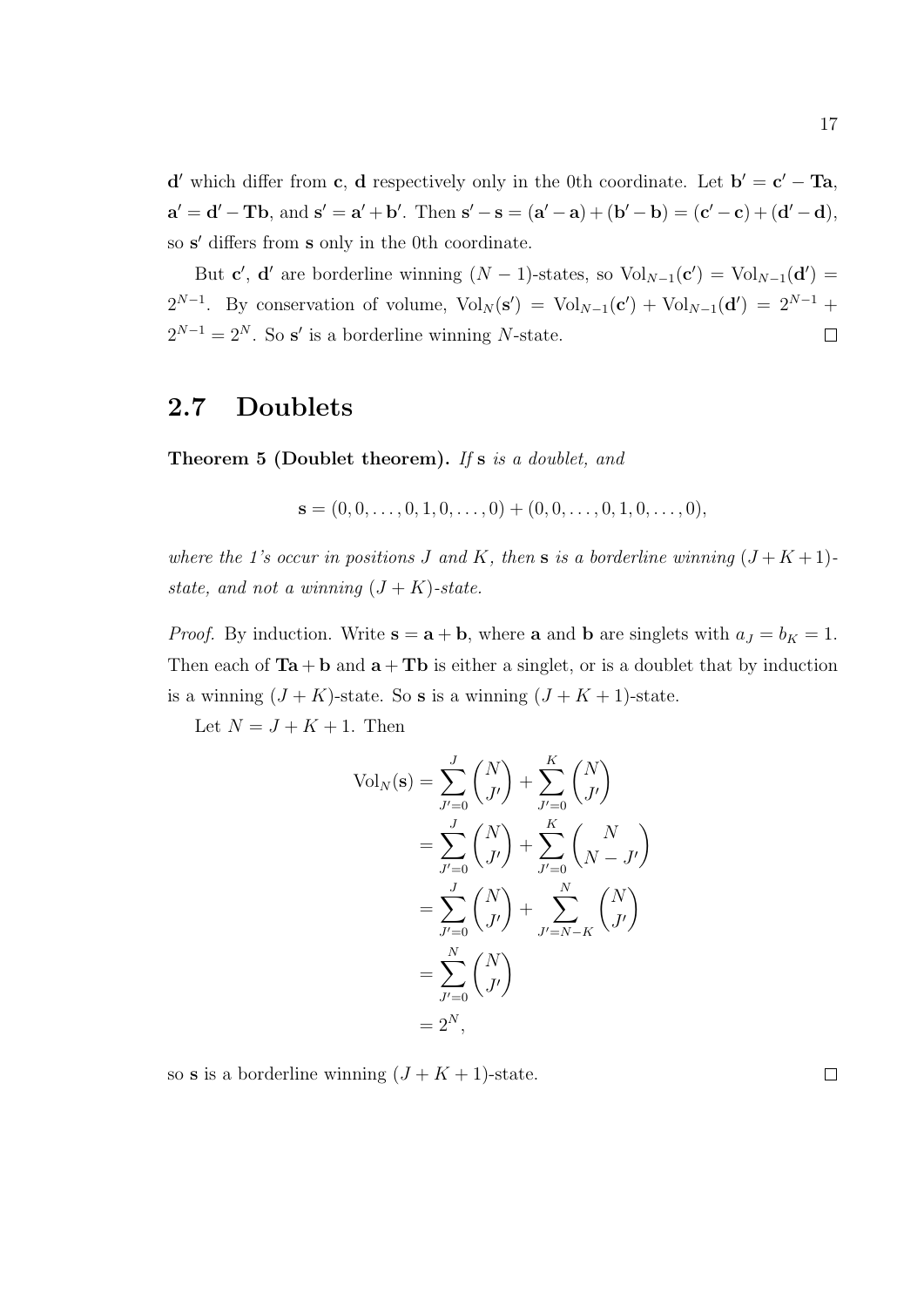$\mathbf{d}'$ which differ from $\mathbf{c}$, $\mathbf{d}$ respectively only in the 0th coordinate. Let $\mathbf{b}' = \mathbf{c}' - \mathbf{Ta}$, $\mathbf{a}' = \mathbf{d}' - \mathbf{Tb}$, and $\mathbf{s}' = \mathbf{a}' + \mathbf{b}'$. Then $\mathbf{s}' - \mathbf{s} = (\mathbf{a}' - \mathbf{a}) + (\mathbf{b}' - \mathbf{b}) = (\mathbf{c}' - \mathbf{c}) + (\mathbf{d}' - \mathbf{d})$, so $\mathbf{s}'$ differs from $\mathbf{s}$ only in the 0th coordinate.

But $\mathbf{c}'$, $\mathbf{d}'$ are borderline winning $(N-1)$-states, so $\mathrm{Vol}_{N-1}(\mathbf{c}') = \mathrm{Vol}_{N-1}(\mathbf{d}') = 2^{N-1}$. By conservation of volume, $\mathrm{Vol}_N(\mathbf{s}') = \mathrm{Vol}_{N-1}(\mathbf{c}') + \mathrm{Vol}_{N-1}(\mathbf{d}') = 2^{N-1} + 2^{N-1} = 2^N$. So $\mathbf{s}'$ is a borderline winning $N$-state. □

## 2.7 Doublets

**Theorem 5 (Doublet theorem).** *If* $\mathbf{s}$ *is a doublet, and*

$$\mathbf{s} = (0, 0, \ldots, 0, 1, 0, \ldots, 0) + (0, 0, \ldots, 0, 1, 0, \ldots, 0),$$

*where the 1's occur in positions* $J$ *and* $K$*, then* $\mathbf{s}$ *is a borderline winning* $(J + K + 1)$*-state, and not a winning* $(J + K)$*-state.*

*Proof.* By induction. Write $\mathbf{s} = \mathbf{a} + \mathbf{b}$, where $\mathbf{a}$ and $\mathbf{b}$ are singlets with $a_J = b_K = 1$. Then each of $\mathbf{Ta} + \mathbf{b}$ and $\mathbf{a} + \mathbf{Tb}$ is either a singlet, or is a doublet that by induction is a winning $(J + K)$-state. So $\mathbf{s}$ is a winning $(J + K + 1)$-state.

Let $N = J + K + 1$. Then

$$\begin{aligned}
\mathrm{Vol}_N(\mathbf{s}) &= \sum_{J'=0}^{J} \binom{N}{J'} + \sum_{J'=0}^{K} \binom{N}{J'} \\
&= \sum_{J'=0}^{J} \binom{N}{J'} + \sum_{J'=0}^{K} \binom{N}{N - J'} \\
&= \sum_{J'=0}^{J} \binom{N}{J'} + \sum_{J'=N-K}^{N} \binom{N}{J'} \\
&= \sum_{J'=0}^{N} \binom{N}{J'} \\
&= 2^N,
\end{aligned}$$

so $\mathbf{s}$ is a borderline winning $(J + K + 1)$-state. □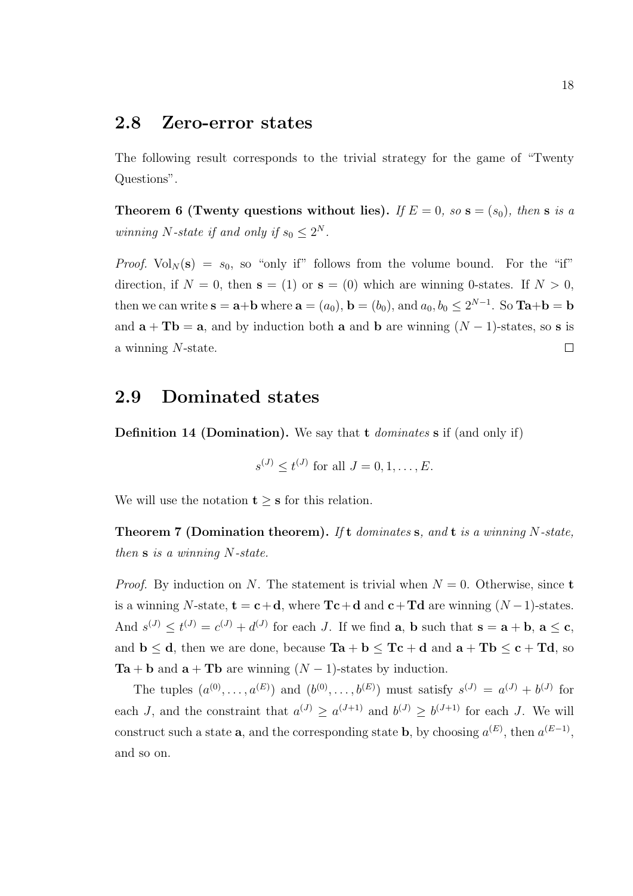## 2.8 Zero-error states

The following result corresponds to the trivial strategy for the game of "Twenty Questions".

**Theorem 6 (Twenty questions without lies).** *If $E = 0$, so $\mathbf{s} = (s_0)$, then $\mathbf{s}$ is a winning $N$-state if and only if $s_0 \leq 2^N$.*

*Proof.* $\mathrm{Vol}_N(\mathbf{s}) = s_0$, so "only if" follows from the volume bound. For the "if" direction, if $N = 0$, then $\mathbf{s} = (1)$ or $\mathbf{s} = (0)$ which are winning 0-states. If $N > 0$, then we can write $\mathbf{s} = \mathbf{a}+\mathbf{b}$ where $\mathbf{a} = (a_0)$, $\mathbf{b} = (b_0)$, and $a_0, b_0 \leq 2^{N-1}$. So $\mathbf{Ta}+\mathbf{b} = \mathbf{b}$ and $\mathbf{a} + \mathbf{Tb} = \mathbf{a}$, and by induction both $\mathbf{a}$ and $\mathbf{b}$ are winning $(N-1)$-states, so $\mathbf{s}$ is a winning $N$-state. □

## 2.9 Dominated states

**Definition 14 (Domination).** We say that $\mathbf{t}$ *dominates* $\mathbf{s}$ if (and only if)

$$s^{(J)} \leq t^{(J)} \text{ for all } J = 0, 1, \ldots, E.$$

We will use the notation $\mathbf{t} \geq \mathbf{s}$ for this relation.

**Theorem 7 (Domination theorem).** *If $\mathbf{t}$ dominates $\mathbf{s}$, and $\mathbf{t}$ is a winning $N$-state, then $\mathbf{s}$ is a winning $N$-state.*

*Proof.* By induction on $N$. The statement is trivial when $N = 0$. Otherwise, since $\mathbf{t}$ is a winning $N$-state, $\mathbf{t} = \mathbf{c}+\mathbf{d}$, where $\mathbf{Tc}+\mathbf{d}$ and $\mathbf{c}+\mathbf{Td}$ are winning $(N-1)$-states. And $s^{(J)} \leq t^{(J)} = c^{(J)} + d^{(J)}$ for each $J$. If we find $\mathbf{a}$, $\mathbf{b}$ such that $\mathbf{s} = \mathbf{a} + \mathbf{b}$, $\mathbf{a} \leq \mathbf{c}$, and $\mathbf{b} \leq \mathbf{d}$, then we are done, because $\mathbf{Ta} + \mathbf{b} \leq \mathbf{Tc} + \mathbf{d}$ and $\mathbf{a} + \mathbf{Tb} \leq \mathbf{c} + \mathbf{Td}$, so $\mathbf{Ta} + \mathbf{b}$ and $\mathbf{a} + \mathbf{Tb}$ are winning $(N-1)$-states by induction.

The tuples $(a^{(0)}, \ldots, a^{(E)})$ and $(b^{(0)}, \ldots, b^{(E)})$ must satisfy $s^{(J)} = a^{(J)} + b^{(J)}$ for each $J$, and the constraint that $a^{(J)} \geq a^{(J+1)}$ and $b^{(J)} \geq b^{(J+1)}$ for each $J$. We will construct such a state $\mathbf{a}$, and the corresponding state $\mathbf{b}$, by choosing $a^{(E)}$, then $a^{(E-1)}$, and so on.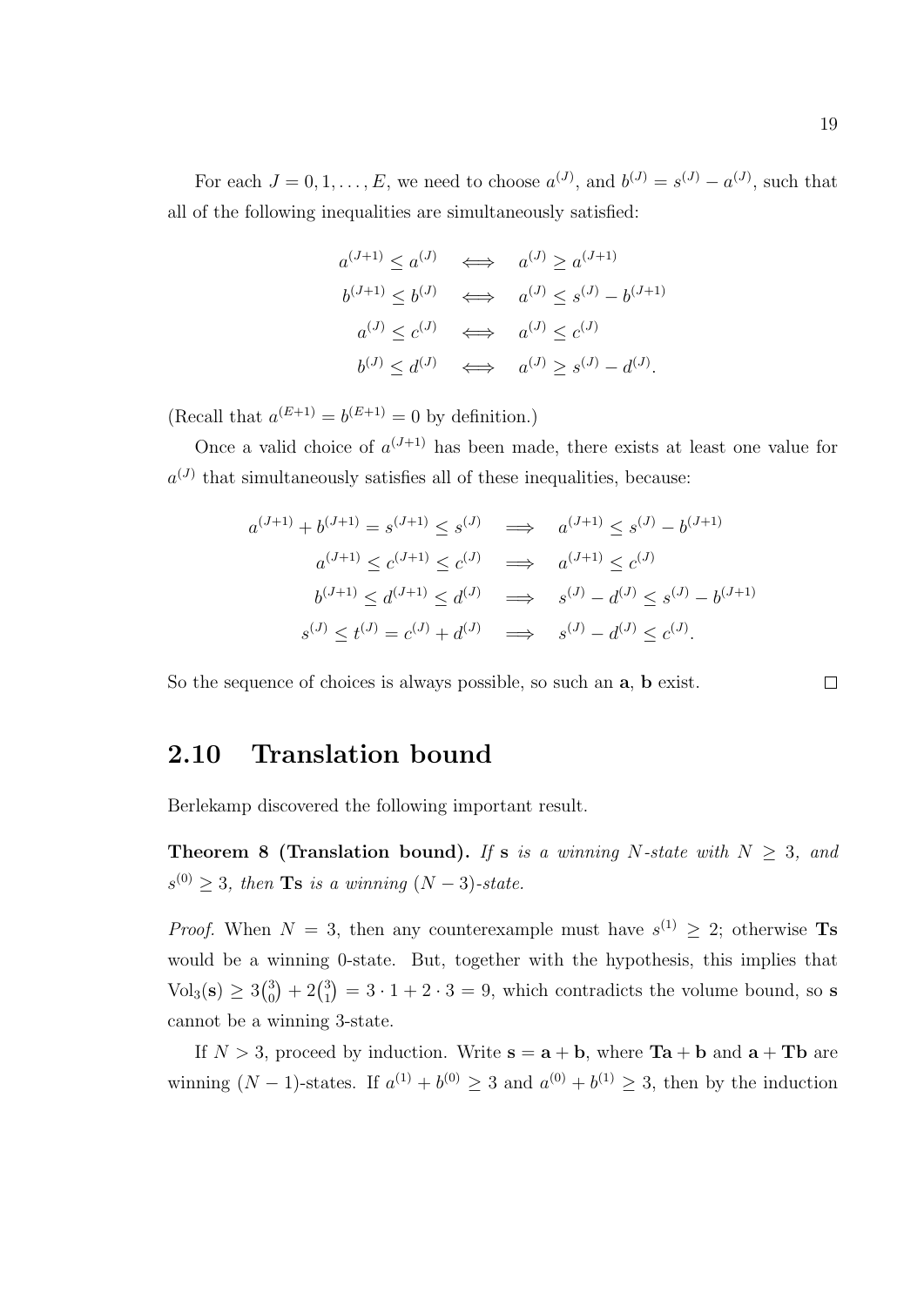For each $J = 0, 1, \ldots, E$, we need to choose $a^{(J)}$, and $b^{(J)} = s^{(J)} - a^{(J)}$, such that all of the following inequalities are simultaneously satisfied:

$$\begin{aligned}
a^{(J+1)} \leq a^{(J)} &\iff a^{(J)} \geq a^{(J+1)} \\
b^{(J+1)} \leq b^{(J)} &\iff a^{(J)} \leq s^{(J)} - b^{(J+1)} \\
a^{(J)} \leq c^{(J)} &\iff a^{(J)} \leq c^{(J)} \\
b^{(J)} \leq d^{(J)} &\iff a^{(J)} \geq s^{(J)} - d^{(J)}.
\end{aligned}$$

(Recall that $a^{(E+1)} = b^{(E+1)} = 0$ by definition.)

Once a valid choice of $a^{(J+1)}$ has been made, there exists at least one value for $a^{(J)}$ that simultaneously satisfies all of these inequalities, because:

$$\begin{aligned}
a^{(J+1)} + b^{(J+1)} = s^{(J+1)} \leq s^{(J)} &\implies a^{(J+1)} \leq s^{(J)} - b^{(J+1)} \\
a^{(J+1)} \leq c^{(J+1)} \leq c^{(J)} &\implies a^{(J+1)} \leq c^{(J)} \\
b^{(J+1)} \leq d^{(J+1)} \leq d^{(J)} &\implies s^{(J)} - d^{(J)} \leq s^{(J)} - b^{(J+1)} \\
s^{(J)} \leq t^{(J)} = c^{(J)} + d^{(J)} &\implies s^{(J)} - d^{(J)} \leq c^{(J)}.
\end{aligned}$$

So the sequence of choices is always possible, so such an **a**, **b** exist. □

## 2.10 Translation bound

Berlekamp discovered the following important result.

**Theorem 8 (Translation bound).** *If* **s** *is a winning $N$-state with $N \geq 3$, and $s^{(0)} \geq 3$, then* **Ts** *is a winning $(N-3)$-state.*

*Proof.* When $N = 3$, then any counterexample must have $s^{(1)} \geq 2$; otherwise **Ts** would be a winning 0-state. But, together with the hypothesis, this implies that $\mathrm{Vol}_3(\mathbf{s}) \geq 3\binom{3}{0} + 2\binom{3}{1} = 3 \cdot 1 + 2 \cdot 3 = 9$, which contradicts the volume bound, so **s** cannot be a winning 3-state.

If $N > 3$, proceed by induction. Write $\mathbf{s} = \mathbf{a} + \mathbf{b}$, where $\mathbf{Ta} + \mathbf{b}$ and $\mathbf{a} + \mathbf{Tb}$ are winning $(N-1)$-states. If $a^{(1)} + b^{(0)} \geq 3$ and $a^{(0)} + b^{(1)} \geq 3$, then by the induction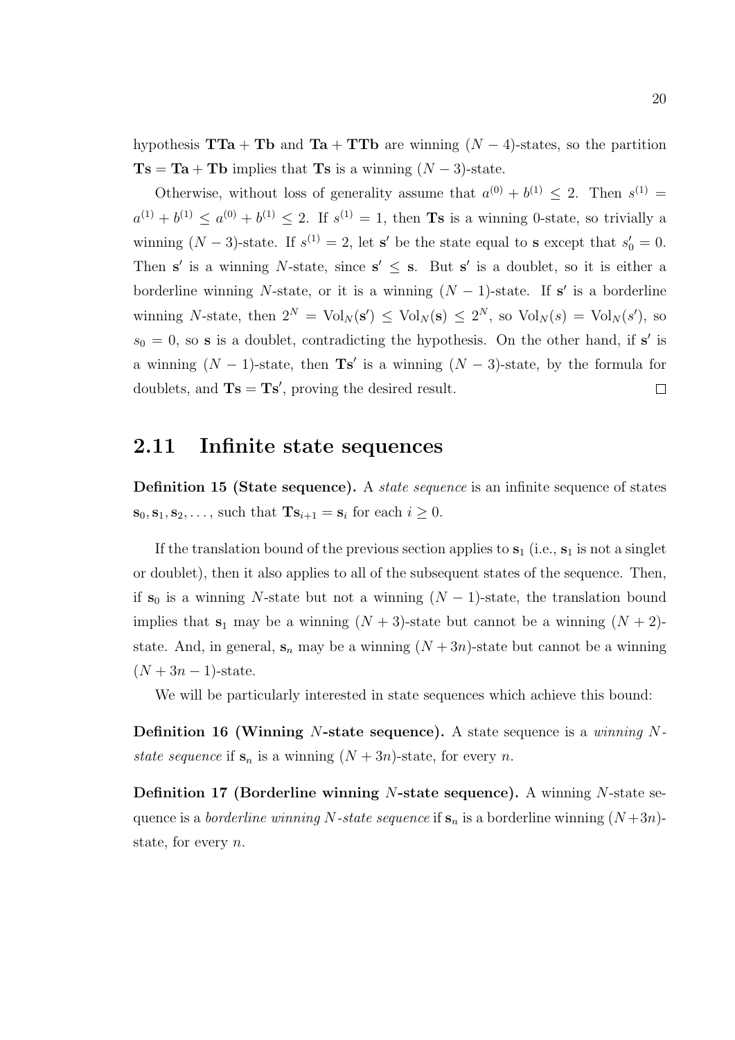hypothesis $\mathbf{TTa} + \mathbf{Tb}$ and $\mathbf{Ta} + \mathbf{TTb}$ are winning $(N-4)$-states, so the partition $\mathbf{Ts} = \mathbf{Ta} + \mathbf{Tb}$ implies that $\mathbf{Ts}$ is a winning $(N-3)$-state.

Otherwise, without loss of generality assume that $a^{(0)} + b^{(1)} \leq 2$. Then $s^{(1)} = a^{(1)} + b^{(1)} \leq a^{(0)} + b^{(1)} \leq 2$. If $s^{(1)} = 1$, then $\mathbf{Ts}$ is a winning 0-state, so trivially a winning $(N-3)$-state. If $s^{(1)} = 2$, let $\mathbf{s}'$ be the state equal to $\mathbf{s}$ except that $s'_0 = 0$. Then $\mathbf{s}'$ is a winning $N$-state, since $\mathbf{s}' \leq \mathbf{s}$. But $\mathbf{s}'$ is a doublet, so it is either a borderline winning $N$-state, or it is a winning $(N-1)$-state. If $\mathbf{s}'$ is a borderline winning $N$-state, then $2^N = \mathrm{Vol}_N(\mathbf{s}') \leq \mathrm{Vol}_N(\mathbf{s}) \leq 2^N$, so $\mathrm{Vol}_N(s) = \mathrm{Vol}_N(s')$, so $s_0 = 0$, so $\mathbf{s}$ is a doublet, contradicting the hypothesis. On the other hand, if $\mathbf{s}'$ is a winning $(N-1)$-state, then $\mathbf{Ts}'$ is a winning $(N-3)$-state, by the formula for doublets, and $\mathbf{Ts} = \mathbf{Ts}'$, proving the desired result. $\square$

## 2.11 Infinite state sequences

**Definition 15 (State sequence).** A *state sequence* is an infinite sequence of states $\mathbf{s}_0, \mathbf{s}_1, \mathbf{s}_2, \ldots$, such that $\mathbf{Ts}_{i+1} = \mathbf{s}_i$ for each $i \geq 0$.

If the translation bound of the previous section applies to $\mathbf{s}_1$ (i.e., $\mathbf{s}_1$ is not a singlet or doublet), then it also applies to all of the subsequent states of the sequence. Then, if $\mathbf{s}_0$ is a winning $N$-state but not a winning $(N-1)$-state, the translation bound implies that $\mathbf{s}_1$ may be a winning $(N+3)$-state but cannot be a winning $(N+2)$-state. And, in general, $\mathbf{s}_n$ may be a winning $(N+3n)$-state but cannot be a winning $(N+3n-1)$-state.

We will be particularly interested in state sequences which achieve this bound:

**Definition 16 (Winning $N$-state sequence).** A state sequence is a *winning $N$-state sequence* if $\mathbf{s}_n$ is a winning $(N+3n)$-state, for every $n$.

**Definition 17 (Borderline winning $N$-state sequence).** A winning $N$-state sequence is a *borderline winning $N$-state sequence* if $\mathbf{s}_n$ is a borderline winning $(N+3n)$-state, for every $n$.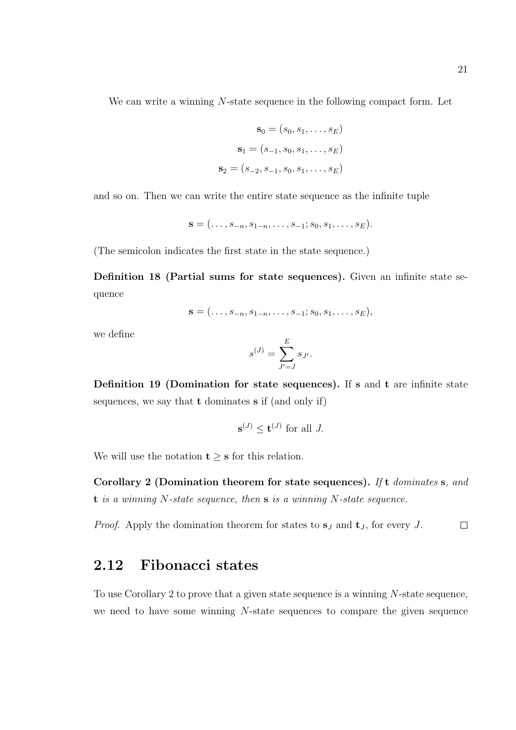We can write a winning $N$-state sequence in the following compact form. Let

$$\mathbf{s}_0 = (s_0, s_1, \ldots, s_E)$$

$$\mathbf{s}_1 = (s_{-1}, s_0, s_1, \ldots, s_E)$$

$$\mathbf{s}_2 = (s_{-2}, s_{-1}, s_0, s_1, \ldots, s_E)$$

and so on. Then we can write the entire state sequence as the infinite tuple

$$\mathbf{s} = (\ldots, s_{-n}, s_{1-n}, \ldots, s_{-1}; s_0, s_1, \ldots, s_E).$$

(The semicolon indicates the first state in the state sequence.)

**Definition 18 (Partial sums for state sequences).** Given an infinite state sequence

$$\mathbf{s} = (\ldots, s_{-n}, s_{1-n}, \ldots, s_{-1}; s_0, s_1, \ldots, s_E),$$

we define

$$s^{(J)} = \sum_{J'=J}^{E} s_{J'}.$$

**Definition 19 (Domination for state sequences).** If $\mathbf{s}$ and $\mathbf{t}$ are infinite state sequences, we say that $\mathbf{t}$ dominates $\mathbf{s}$ if (and only if)

$$\mathbf{s}^{(J)} \leq \mathbf{t}^{(J)} \text{ for all } J.$$

We will use the notation $\mathbf{t} \geq \mathbf{s}$ for this relation.

**Corollary 2 (Domination theorem for state sequences).** *If* $\mathbf{t}$ *dominates* $\mathbf{s}$*, and* $\mathbf{t}$ *is a winning* $N$*-state sequence, then* $\mathbf{s}$ *is a winning* $N$*-state sequence.*

*Proof.* Apply the domination theorem for states to $\mathbf{s}_J$ and $\mathbf{t}_J$, for every $J$. $\square$

## 2.12 Fibonacci states

To use Corollary 2 to prove that a given state sequence is a winning $N$-state sequence, we need to have some winning $N$-state sequences to compare the given sequence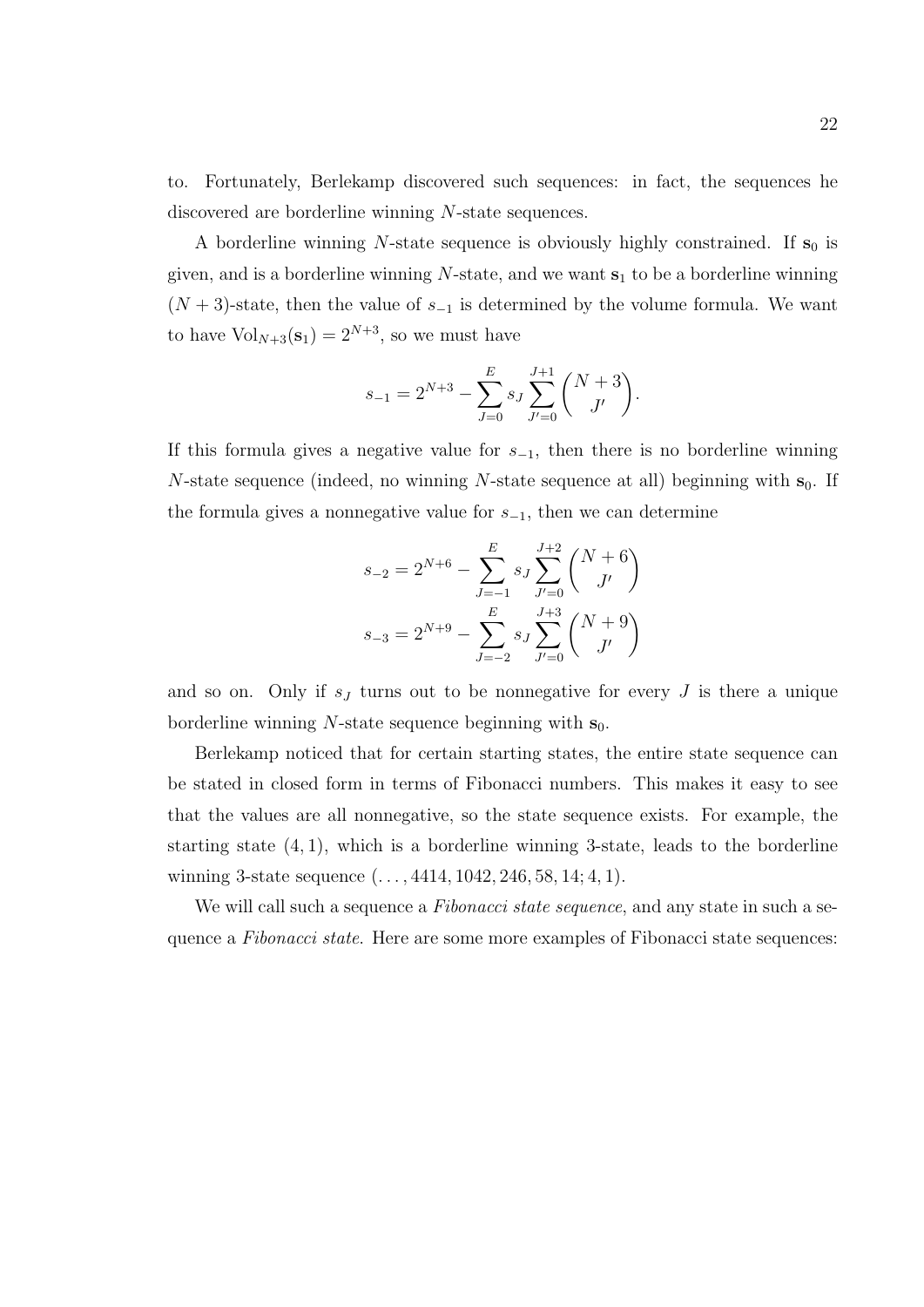to. Fortunately, Berlekamp discovered such sequences: in fact, the sequences he discovered are borderline winning $N$-state sequences.

A borderline winning $N$-state sequence is obviously highly constrained. If $\mathbf{s}_0$ is given, and is a borderline winning $N$-state, and we want $\mathbf{s}_1$ to be a borderline winning $(N+3)$-state, then the value of $s_{-1}$ is determined by the volume formula. We want to have $\mathrm{Vol}_{N+3}(\mathbf{s}_1) = 2^{N+3}$, so we must have

$$s_{-1} = 2^{N+3} - \sum_{J=0}^{E} s_J \sum_{J'=0}^{J+1} \binom{N+3}{J'}.$$

If this formula gives a negative value for $s_{-1}$, then there is no borderline winning $N$-state sequence (indeed, no winning $N$-state sequence at all) beginning with $\mathbf{s}_0$. If the formula gives a nonnegative value for $s_{-1}$, then we can determine

$$s_{-2} = 2^{N+6} - \sum_{J=-1}^{E} s_J \sum_{J'=0}^{J+2} \binom{N+6}{J'}$$

$$s_{-3} = 2^{N+9} - \sum_{J=-2}^{E} s_J \sum_{J'=0}^{J+3} \binom{N+9}{J'}$$

and so on. Only if $s_J$ turns out to be nonnegative for every $J$ is there a unique borderline winning $N$-state sequence beginning with $\mathbf{s}_0$.

Berlekamp noticed that for certain starting states, the entire state sequence can be stated in closed form in terms of Fibonacci numbers. This makes it easy to see that the values are all nonnegative, so the state sequence exists. For example, the starting state $(4, 1)$, which is a borderline winning 3-state, leads to the borderline winning 3-state sequence $(\ldots, 4414, 1042, 246, 58, 14; 4, 1)$.

We will call such a sequence a *Fibonacci state sequence*, and any state in such a sequence a *Fibonacci state*. Here are some more examples of Fibonacci state sequences: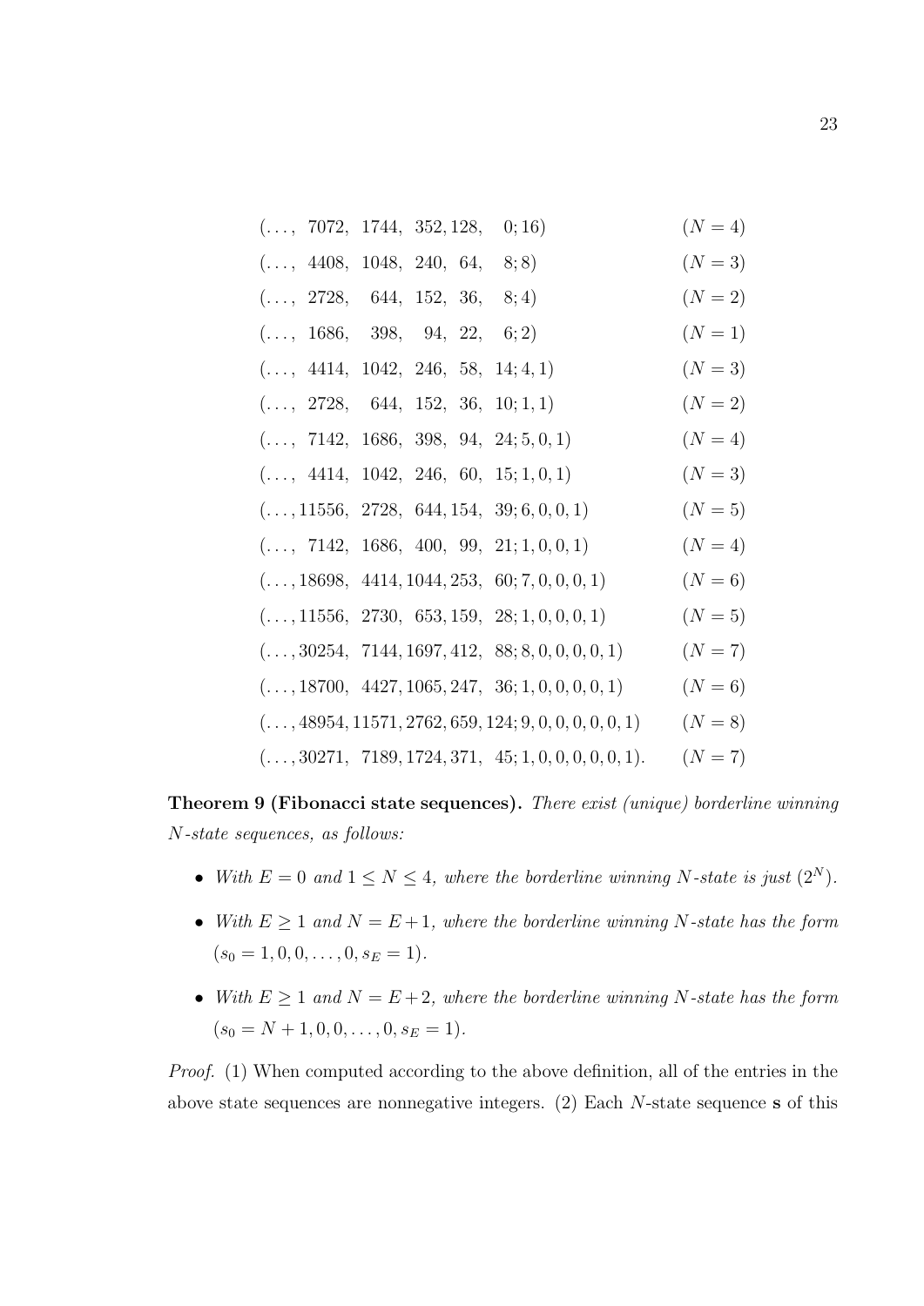$$
\begin{array}{ll}
(\ldots,\ 7072,\ 1744,\ 352, 128,\ \ 0; 16) & (N=4) \\
(\ldots,\ 4408,\ 1048,\ 240,\ 64,\ \ 8; 8) & (N=3) \\
(\ldots,\ 2728,\ \ 644,\ 152,\ 36,\ \ 8; 4) & (N=2) \\
(\ldots,\ 1686,\ \ 398,\ \ 94,\ 22,\ \ 6; 2) & (N=1) \\
(\ldots,\ 4414,\ 1042,\ 246,\ 58,\ 14; 4, 1) & (N=3) \\
(\ldots,\ 2728,\ \ 644,\ 152,\ 36,\ 10; 1, 1) & (N=2) \\
(\ldots,\ 7142,\ 1686,\ 398,\ 94,\ 24; 5, 0, 1) & (N=4) \\
(\ldots,\ 4414,\ 1042,\ 246,\ 60,\ 15; 1, 0, 1) & (N=3) \\
(\ldots, 11556,\ 2728,\ 644, 154,\ 39; 6, 0, 0, 1) & (N=5) \\
(\ldots,\ 7142,\ 1686,\ 400,\ 99,\ 21; 1, 0, 0, 1) & (N=4) \\
(\ldots, 18698,\ 4414, 1044, 253,\ 60; 7, 0, 0, 0, 1) & (N=6) \\
(\ldots, 11556,\ 2730,\ 653, 159,\ 28; 1, 0, 0, 0, 1) & (N=5) \\
(\ldots, 30254,\ 7144, 1697, 412,\ 88; 8, 0, 0, 0, 0, 1) & (N=7) \\
(\ldots, 18700,\ 4427, 1065, 247,\ 36; 1, 0, 0, 0, 0, 1) & (N=6) \\
(\ldots, 48954, 11571, 2762, 659, 124; 9, 0, 0, 0, 0, 0, 1) & (N=8) \\
(\ldots, 30271,\ 7189, 1724, 371,\ 45; 1, 0, 0, 0, 0, 0, 1). & (N=7)
\end{array}
$$

**Theorem 9 (Fibonacci state sequences).** *There exist (unique) borderline winning $N$-state sequences, as follows:*

- *With $E = 0$ and $1 \le N \le 4$, where the borderline winning $N$-state is just $(2^N)$.*
- *With $E \ge 1$ and $N = E+1$, where the borderline winning $N$-state has the form $(s_0 = 1, 0, 0, \ldots, 0, s_E = 1)$.*
- *With $E \ge 1$ and $N = E+2$, where the borderline winning $N$-state has the form $(s_0 = N+1, 0, 0, \ldots, 0, s_E = 1)$.*

*Proof.* (1) When computed according to the above definition, all of the entries in the above state sequences are nonnegative integers. (2) Each $N$-state sequence $\mathbf{s}$ of this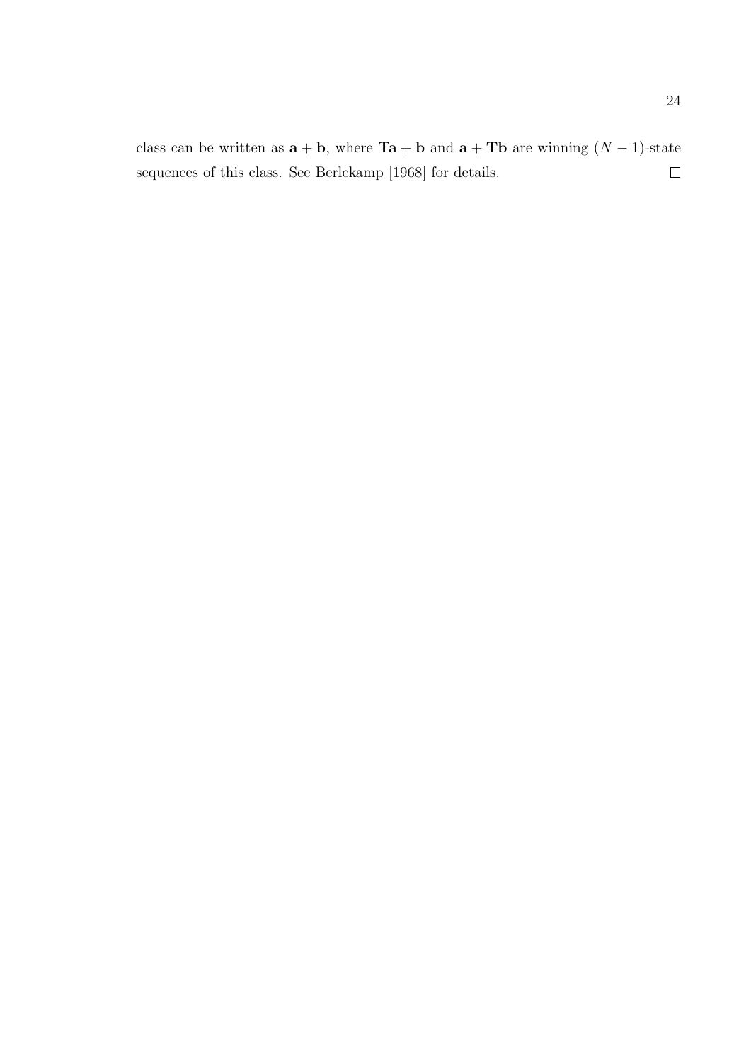class can be written as $\mathbf{a} + \mathbf{b}$, where $\mathbf{Ta} + \mathbf{b}$ and $\mathbf{a} + \mathbf{Tb}$ are winning $(N-1)$-state sequences of this class. See Berlekamp [1968] for details. $\square$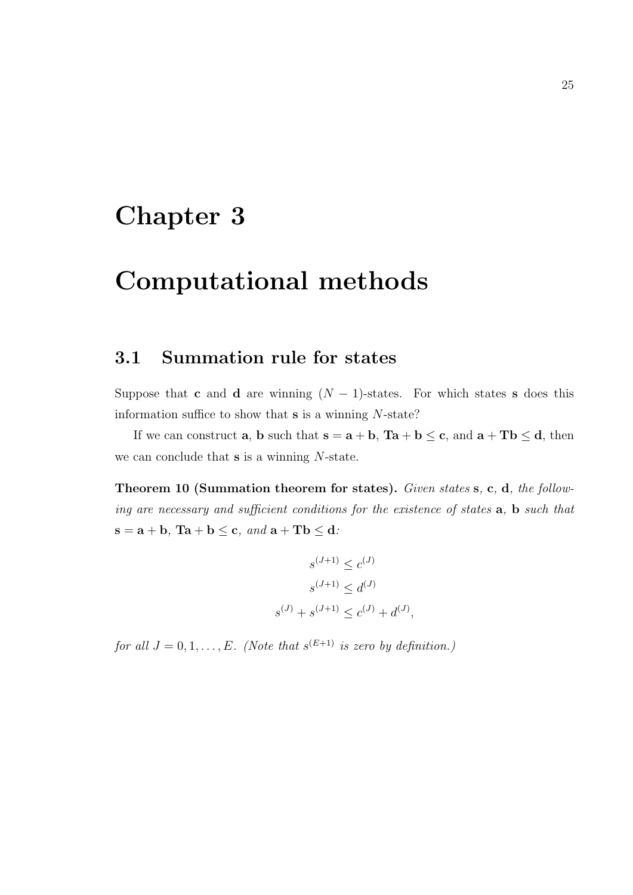# Chapter 3

# Computational methods

## 3.1 Summation rule for states

Suppose that $\mathbf{c}$ and $\mathbf{d}$ are winning $(N-1)$-states. For which states $\mathbf{s}$ does this information suffice to show that $\mathbf{s}$ is a winning $N$-state?

If we can construct $\mathbf{a}$, $\mathbf{b}$ such that $\mathbf{s} = \mathbf{a} + \mathbf{b}$, $\mathbf{Ta} + \mathbf{b} \leq \mathbf{c}$, and $\mathbf{a} + \mathbf{Tb} \leq \mathbf{d}$, then we can conclude that $\mathbf{s}$ is a winning $N$-state.

**Theorem 10 (Summation theorem for states).** *Given states $\mathbf{s}$, $\mathbf{c}$, $\mathbf{d}$, the following are necessary and sufficient conditions for the existence of states $\mathbf{a}$, $\mathbf{b}$ such that $\mathbf{s} = \mathbf{a} + \mathbf{b}$, $\mathbf{Ta} + \mathbf{b} \leq \mathbf{c}$, and $\mathbf{a} + \mathbf{Tb} \leq \mathbf{d}$:*

$$s^{(J+1)} \leq c^{(J)}$$

$$s^{(J+1)} \leq d^{(J)}$$

$$s^{(J)} + s^{(J+1)} \leq c^{(J)} + d^{(J)},$$

*for all $J = 0, 1, \ldots, E$. (Note that $s^{(E+1)}$ is zero by definition.)*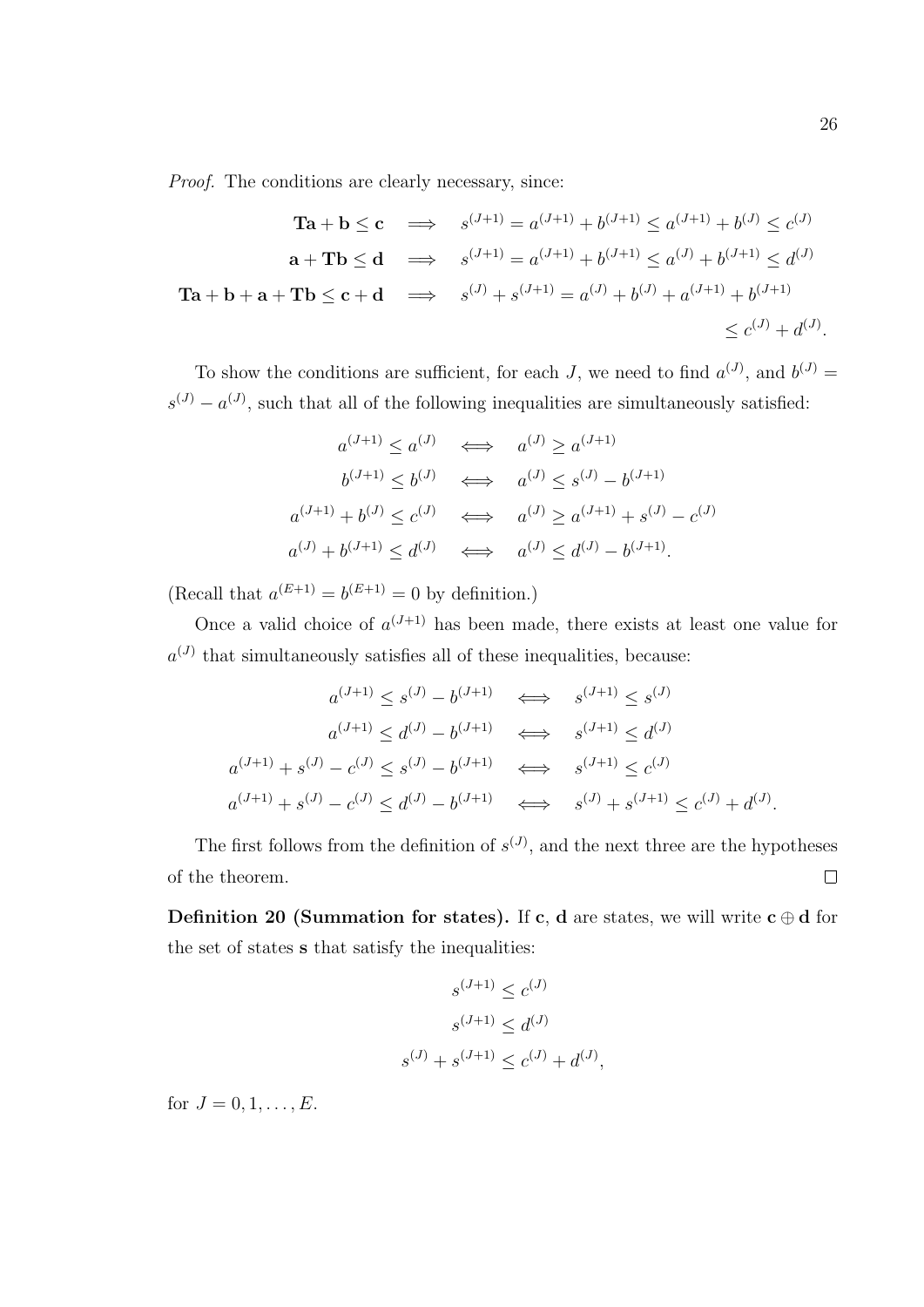*Proof.* The conditions are clearly necessary, since:

$$
\begin{aligned}
\mathbf{Ta} + \mathbf{b} \le \mathbf{c} \quad &\Longrightarrow \quad s^{(J+1)} = a^{(J+1)} + b^{(J+1)} \le a^{(J+1)} + b^{(J)} \le c^{(J)} \\
\mathbf{a} + \mathbf{Tb} \le \mathbf{d} \quad &\Longrightarrow \quad s^{(J+1)} = a^{(J+1)} + b^{(J+1)} \le a^{(J)} + b^{(J+1)} \le d^{(J)} \\
\mathbf{Ta} + \mathbf{b} + \mathbf{a} + \mathbf{Tb} \le \mathbf{c} + \mathbf{d} \quad &\Longrightarrow \quad s^{(J)} + s^{(J+1)} = a^{(J)} + b^{(J)} + a^{(J+1)} + b^{(J+1)} \\
&\qquad\qquad \le c^{(J)} + d^{(J)}.
\end{aligned}
$$

To show the conditions are sufficient, for each $J$, we need to find $a^{(J)}$, and $b^{(J)} = s^{(J)} - a^{(J)}$, such that all of the following inequalities are simultaneously satisfied:

$$
\begin{aligned}
a^{(J+1)} \le a^{(J)} \quad &\Longleftrightarrow \quad a^{(J)} \ge a^{(J+1)} \\
b^{(J+1)} \le b^{(J)} \quad &\Longleftrightarrow \quad a^{(J)} \le s^{(J)} - b^{(J+1)} \\
a^{(J+1)} + b^{(J)} \le c^{(J)} \quad &\Longleftrightarrow \quad a^{(J)} \ge a^{(J+1)} + s^{(J)} - c^{(J)} \\
a^{(J)} + b^{(J+1)} \le d^{(J)} \quad &\Longleftrightarrow \quad a^{(J)} \le d^{(J)} - b^{(J+1)}.
\end{aligned}
$$

(Recall that $a^{(E+1)} = b^{(E+1)} = 0$ by definition.)

Once a valid choice of $a^{(J+1)}$ has been made, there exists at least one value for $a^{(J)}$ that simultaneously satisfies all of these inequalities, because:

$$
\begin{aligned}
a^{(J+1)} \le s^{(J)} - b^{(J+1)} \quad &\Longleftrightarrow \quad s^{(J+1)} \le s^{(J)} \\
a^{(J+1)} \le d^{(J)} - b^{(J+1)} \quad &\Longleftrightarrow \quad s^{(J+1)} \le d^{(J)} \\
a^{(J+1)} + s^{(J)} - c^{(J)} \le s^{(J)} - b^{(J+1)} \quad &\Longleftrightarrow \quad s^{(J+1)} \le c^{(J)} \\
a^{(J+1)} + s^{(J)} - c^{(J)} \le d^{(J)} - b^{(J+1)} \quad &\Longleftrightarrow \quad s^{(J)} + s^{(J+1)} \le c^{(J)} + d^{(J)}.
\end{aligned}
$$

The first follows from the definition of $s^{(J)}$, and the next three are the hypotheses of the theorem. $\square$

**Definition 20 (Summation for states).** If $\mathbf{c}$, $\mathbf{d}$ are states, we will write $\mathbf{c} \oplus \mathbf{d}$ for the set of states $\mathbf{s}$ that satisfy the inequalities:

$$
\begin{aligned}
s^{(J+1)} &\le c^{(J)} \\
s^{(J+1)} &\le d^{(J)} \\
s^{(J)} + s^{(J+1)} &\le c^{(J)} + d^{(J)},
\end{aligned}
$$

for $J = 0, 1, \ldots, E$.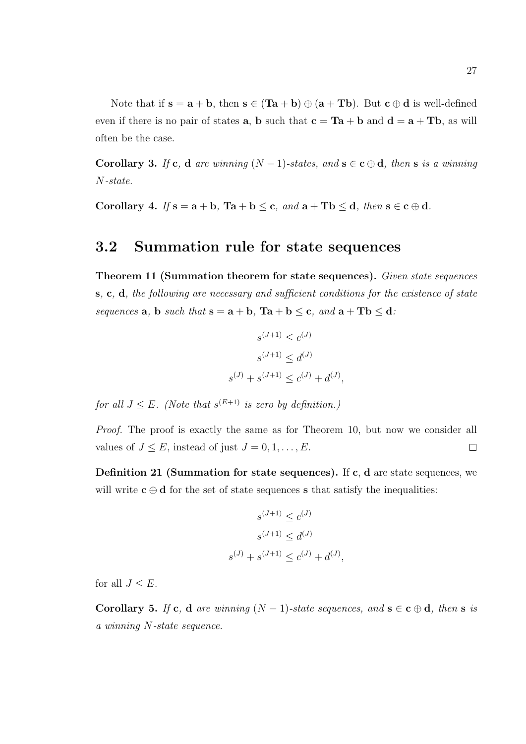Note that if $\mathbf{s} = \mathbf{a} + \mathbf{b}$, then $\mathbf{s} \in (\mathbf{Ta} + \mathbf{b}) \oplus (\mathbf{a} + \mathbf{Tb})$. But $\mathbf{c} \oplus \mathbf{d}$ is well-defined even if there is no pair of states $\mathbf{a}$, $\mathbf{b}$ such that $\mathbf{c} = \mathbf{Ta} + \mathbf{b}$ and $\mathbf{d} = \mathbf{a} + \mathbf{Tb}$, as will often be the case.

**Corollary 3.** *If* $\mathbf{c}$, $\mathbf{d}$ *are winning* $(N-1)$*-states, and* $\mathbf{s} \in \mathbf{c} \oplus \mathbf{d}$*, then* $\mathbf{s}$ *is a winning* $N$*-state.*

**Corollary 4.** *If* $\mathbf{s} = \mathbf{a} + \mathbf{b}$*,* $\mathbf{Ta} + \mathbf{b} \leq \mathbf{c}$*, and* $\mathbf{a} + \mathbf{Tb} \leq \mathbf{d}$*, then* $\mathbf{s} \in \mathbf{c} \oplus \mathbf{d}$.

## 3.2 Summation rule for state sequences

**Theorem 11 (Summation theorem for state sequences).** *Given state sequences* $\mathbf{s}$*,* $\mathbf{c}$*,* $\mathbf{d}$*, the following are necessary and sufficient conditions for the existence of state sequences* $\mathbf{a}$*,* $\mathbf{b}$ *such that* $\mathbf{s} = \mathbf{a} + \mathbf{b}$*,* $\mathbf{Ta} + \mathbf{b} \leq \mathbf{c}$*, and* $\mathbf{a} + \mathbf{Tb} \leq \mathbf{d}$*:*

$$s^{(J+1)} \leq c^{(J)}$$

$$s^{(J+1)} \leq d^{(J)}$$

$$s^{(J)} + s^{(J+1)} \leq c^{(J)} + d^{(J)},$$

*for all* $J \leq E$*. (Note that* $s^{(E+1)}$ *is zero by definition.)*

*Proof.* The proof is exactly the same as for Theorem 10, but now we consider all values of $J \leq E$, instead of just $J = 0, 1, \ldots, E$. ∎

**Definition 21 (Summation for state sequences).** If $\mathbf{c}$, $\mathbf{d}$ are state sequences, we will write $\mathbf{c} \oplus \mathbf{d}$ for the set of state sequences $\mathbf{s}$ that satisfy the inequalities:

$$s^{(J+1)} \leq c^{(J)}$$

$$s^{(J+1)} \leq d^{(J)}$$

$$s^{(J)} + s^{(J+1)} \leq c^{(J)} + d^{(J)},$$

for all $J \leq E$.

**Corollary 5.** *If* $\mathbf{c}$*,* $\mathbf{d}$ *are winning* $(N-1)$*-state sequences, and* $\mathbf{s} \in \mathbf{c} \oplus \mathbf{d}$*, then* $\mathbf{s}$ *is a winning* $N$*-state sequence.*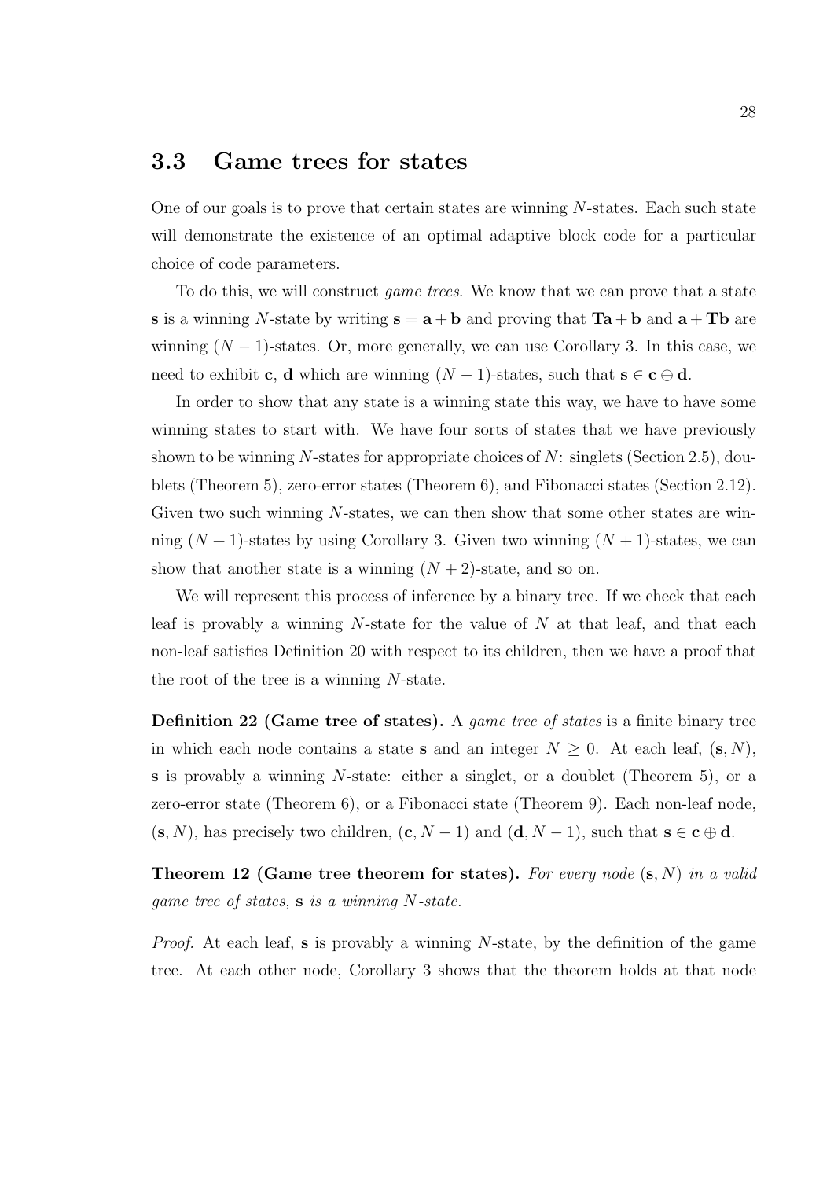## 3.3 Game trees for states

One of our goals is to prove that certain states are winning $N$-states. Each such state will demonstrate the existence of an optimal adaptive block code for a particular choice of code parameters.

To do this, we will construct *game trees*. We know that we can prove that a state $\mathbf{s}$ is a winning $N$-state by writing $\mathbf{s} = \mathbf{a} + \mathbf{b}$ and proving that $\mathbf{Ta} + \mathbf{b}$ and $\mathbf{a} + \mathbf{Tb}$ are winning $(N-1)$-states. Or, more generally, we can use Corollary 3. In this case, we need to exhibit $\mathbf{c}$, $\mathbf{d}$ which are winning $(N-1)$-states, such that $\mathbf{s} \in \mathbf{c} \oplus \mathbf{d}$.

In order to show that any state is a winning state this way, we have to have some winning states to start with. We have four sorts of states that we have previously shown to be winning $N$-states for appropriate choices of $N$: singlets (Section 2.5), doublets (Theorem 5), zero-error states (Theorem 6), and Fibonacci states (Section 2.12). Given two such winning $N$-states, we can then show that some other states are winning $(N+1)$-states by using Corollary 3. Given two winning $(N+1)$-states, we can show that another state is a winning $(N+2)$-state, and so on.

We will represent this process of inference by a binary tree. If we check that each leaf is provably a winning $N$-state for the value of $N$ at that leaf, and that each non-leaf satisfies Definition 20 with respect to its children, then we have a proof that the root of the tree is a winning $N$-state.

**Definition 22 (Game tree of states).** A *game tree of states* is a finite binary tree in which each node contains a state $\mathbf{s}$ and an integer $N \geq 0$. At each leaf, $(\mathbf{s}, N)$, $\mathbf{s}$ is provably a winning $N$-state: either a singlet, or a doublet (Theorem 5), or a zero-error state (Theorem 6), or a Fibonacci state (Theorem 9). Each non-leaf node, $(\mathbf{s}, N)$, has precisely two children, $(\mathbf{c}, N-1)$ and $(\mathbf{d}, N-1)$, such that $\mathbf{s} \in \mathbf{c} \oplus \mathbf{d}$.

**Theorem 12 (Game tree theorem for states).** *For every node $(\mathbf{s}, N)$ in a valid game tree of states, $\mathbf{s}$ is a winning $N$-state.*

*Proof.* At each leaf, $\mathbf{s}$ is provably a winning $N$-state, by the definition of the game tree. At each other node, Corollary 3 shows that the theorem holds at that node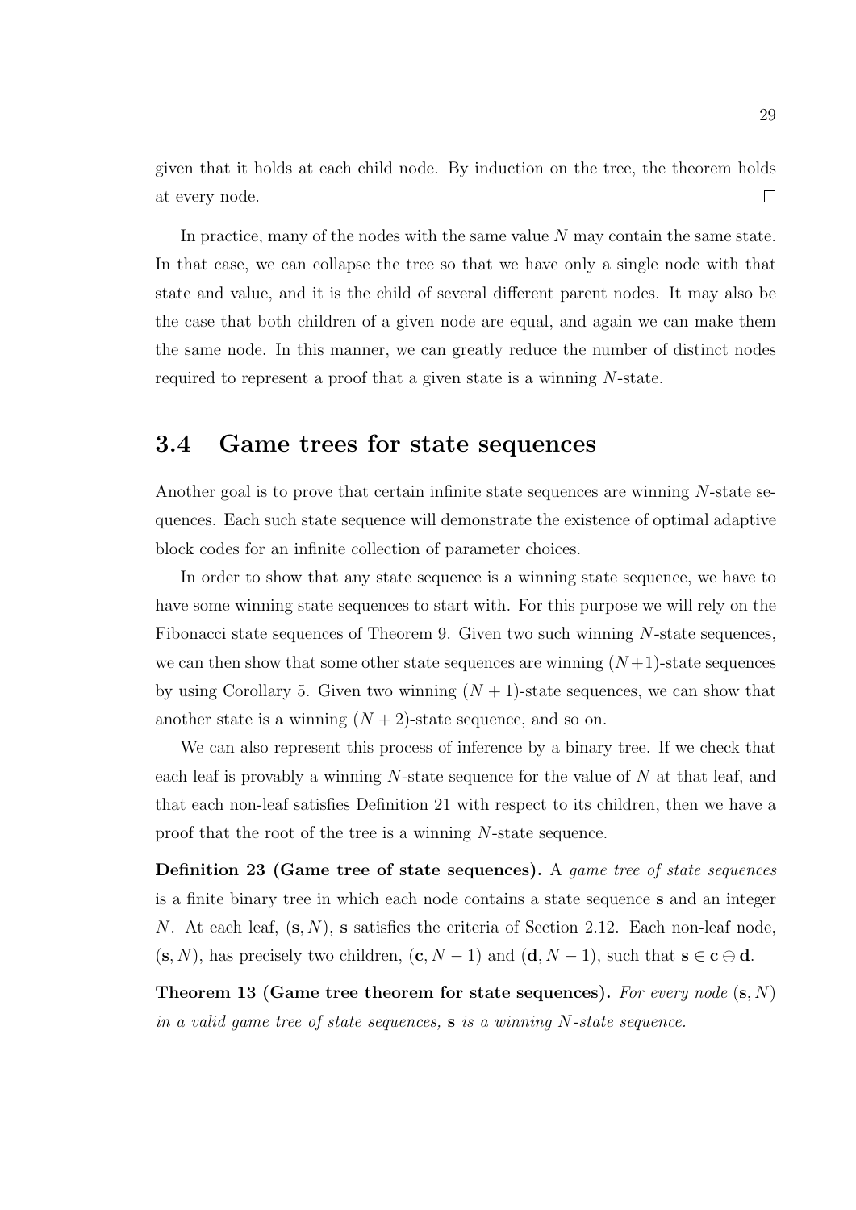given that it holds at each child node. By induction on the tree, the theorem holds at every node. $\square$

In practice, many of the nodes with the same value $N$ may contain the same state. In that case, we can collapse the tree so that we have only a single node with that state and value, and it is the child of several different parent nodes. It may also be the case that both children of a given node are equal, and again we can make them the same node. In this manner, we can greatly reduce the number of distinct nodes required to represent a proof that a given state is a winning $N$-state.

## 3.4 Game trees for state sequences

Another goal is to prove that certain infinite state sequences are winning $N$-state sequences. Each such state sequence will demonstrate the existence of optimal adaptive block codes for an infinite collection of parameter choices.

In order to show that any state sequence is a winning state sequence, we have to have some winning state sequences to start with. For this purpose we will rely on the Fibonacci state sequences of Theorem 9. Given two such winning $N$-state sequences, we can then show that some other state sequences are winning $(N+1)$-state sequences by using Corollary 5. Given two winning $(N+1)$-state sequences, we can show that another state is a winning $(N+2)$-state sequence, and so on.

We can also represent this process of inference by a binary tree. If we check that each leaf is provably a winning $N$-state sequence for the value of $N$ at that leaf, and that each non-leaf satisfies Definition 21 with respect to its children, then we have a proof that the root of the tree is a winning $N$-state sequence.

**Definition 23 (Game tree of state sequences).** A *game tree of state sequences* is a finite binary tree in which each node contains a state sequence $\mathbf{s}$ and an integer $N$. At each leaf, $(\mathbf{s}, N)$, $\mathbf{s}$ satisfies the criteria of Section 2.12. Each non-leaf node, $(\mathbf{s}, N)$, has precisely two children, $(\mathbf{c}, N-1)$ and $(\mathbf{d}, N-1)$, such that $\mathbf{s} \in \mathbf{c} \oplus \mathbf{d}$.

**Theorem 13 (Game tree theorem for state sequences).** *For every node $(\mathbf{s}, N)$ in a valid game tree of state sequences, $\mathbf{s}$ is a winning $N$-state sequence.*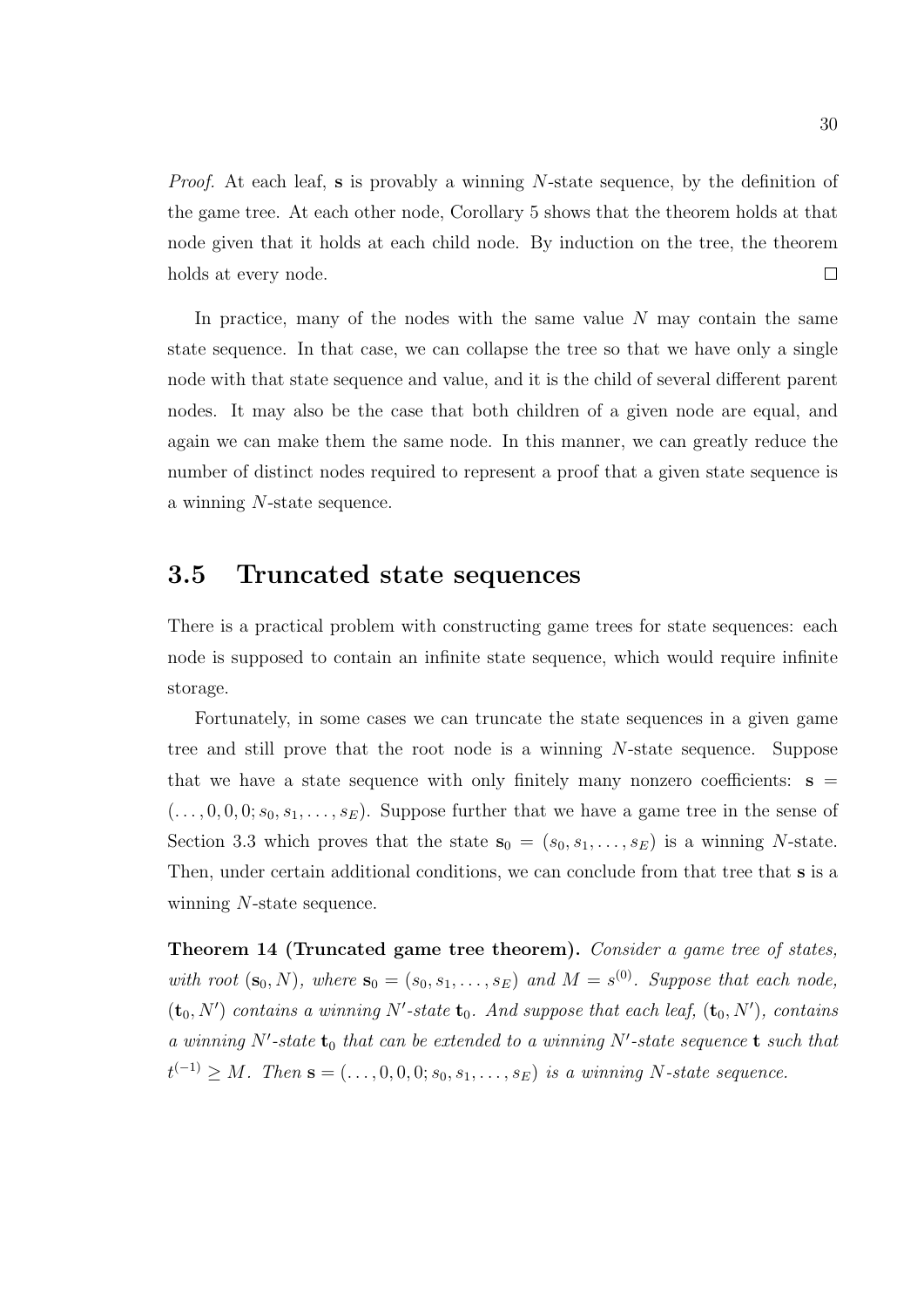*Proof.* At each leaf, $\mathbf{s}$ is provably a winning $N$-state sequence, by the definition of the game tree. At each other node, Corollary 5 shows that the theorem holds at that node given that it holds at each child node. By induction on the tree, the theorem holds at every node. □

In practice, many of the nodes with the same value $N$ may contain the same state sequence. In that case, we can collapse the tree so that we have only a single node with that state sequence and value, and it is the child of several different parent nodes. It may also be the case that both children of a given node are equal, and again we can make them the same node. In this manner, we can greatly reduce the number of distinct nodes required to represent a proof that a given state sequence is a winning $N$-state sequence.

## 3.5 Truncated state sequences

There is a practical problem with constructing game trees for state sequences: each node is supposed to contain an infinite state sequence, which would require infinite storage.

Fortunately, in some cases we can truncate the state sequences in a given game tree and still prove that the root node is a winning $N$-state sequence. Suppose that we have a state sequence with only finitely many nonzero coefficients: $\mathbf{s} = (\ldots, 0, 0, 0; s_0, s_1, \ldots, s_E)$. Suppose further that we have a game tree in the sense of Section 3.3 which proves that the state $\mathbf{s}_0 = (s_0, s_1, \ldots, s_E)$ is a winning $N$-state. Then, under certain additional conditions, we can conclude from that tree that $\mathbf{s}$ is a winning $N$-state sequence.

**Theorem 14 (Truncated game tree theorem).** *Consider a game tree of states, with root $(\mathbf{s}_0, N)$, where $\mathbf{s}_0 = (s_0, s_1, \ldots, s_E)$ and $M = s^{(0)}$. Suppose that each node, $(\mathbf{t}_0, N')$ contains a winning $N'$-state $\mathbf{t}_0$. And suppose that each leaf, $(\mathbf{t}_0, N')$, contains a winning $N'$-state $\mathbf{t}_0$ that can be extended to a winning $N'$-state sequence $\mathbf{t}$ such that $t^{(-1)} \geq M$. Then $\mathbf{s} = (\ldots, 0, 0, 0; s_0, s_1, \ldots, s_E)$ is a winning $N$-state sequence.*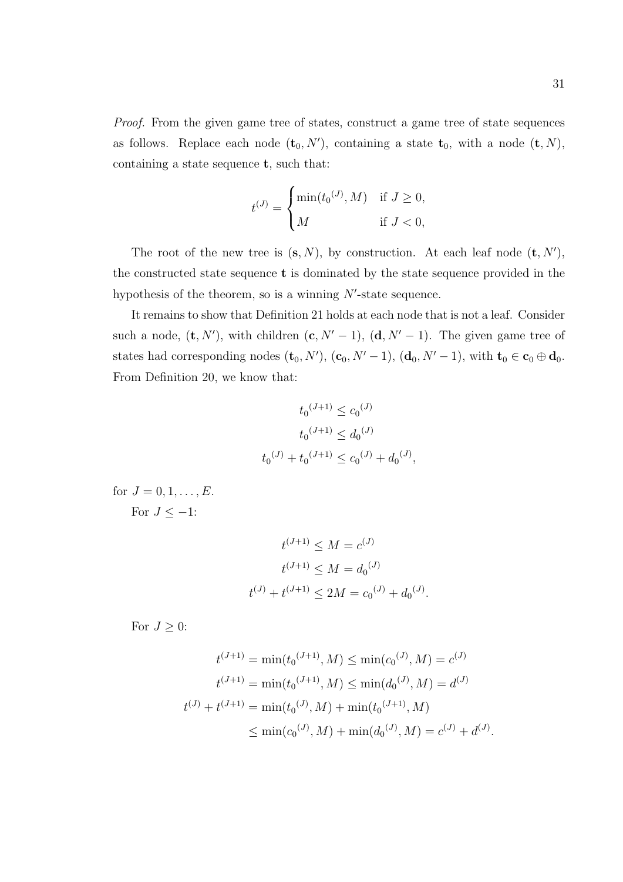*Proof.* From the given game tree of states, construct a game tree of state sequences as follows. Replace each node $(\mathbf{t}_0, N')$, containing a state $\mathbf{t}_0$, with a node $(\mathbf{t}, N)$, containing a state sequence $\mathbf{t}$, such that:

$$t^{(J)} = \begin{cases} \min({t_0}^{(J)}, M) & \text{if } J \geq 0, \\ M & \text{if } J < 0, \end{cases}$$

The root of the new tree is $(\mathbf{s}, N)$, by construction. At each leaf node $(\mathbf{t}, N')$, the constructed state sequence $\mathbf{t}$ is dominated by the state sequence provided in the hypothesis of the theorem, so is a winning $N'$-state sequence.

It remains to show that Definition 21 holds at each node that is not a leaf. Consider such a node, $(\mathbf{t}, N')$, with children $(\mathbf{c}, N' - 1)$, $(\mathbf{d}, N' - 1)$. The given game tree of states had corresponding nodes $(\mathbf{t}_0, N')$, $(\mathbf{c}_0, N' - 1)$, $(\mathbf{d}_0, N' - 1)$, with $\mathbf{t}_0 \in \mathbf{c}_0 \oplus \mathbf{d}_0$. From Definition 20, we know that:

$$\begin{aligned} {t_0}^{(J+1)} &\leq {c_0}^{(J)} \\ {t_0}^{(J+1)} &\leq {d_0}^{(J)} \\ {t_0}^{(J)} + {t_0}^{(J+1)} &\leq {c_0}^{(J)} + {d_0}^{(J)}, \end{aligned}$$

for $J = 0, 1, \ldots, E$.

For $J \leq -1$:

$$\begin{aligned} t^{(J+1)} &\leq M = c^{(J)} \\ t^{(J+1)} &\leq M = {d_0}^{(J)} \\ t^{(J)} + t^{(J+1)} &\leq 2M = {c_0}^{(J)} + {d_0}^{(J)}. \end{aligned}$$

For $J \geq 0$:

$$\begin{aligned} t^{(J+1)} &= \min({t_0}^{(J+1)}, M) \leq \min({c_0}^{(J)}, M) = c^{(J)} \\ t^{(J+1)} &= \min({t_0}^{(J+1)}, M) \leq \min({d_0}^{(J)}, M) = d^{(J)} \\ t^{(J)} + t^{(J+1)} &= \min({t_0}^{(J)}, M) + \min({t_0}^{(J+1)}, M) \\ &\leq \min({c_0}^{(J)}, M) + \min({d_0}^{(J)}, M) = c^{(J)} + d^{(J)}. \end{aligned}$$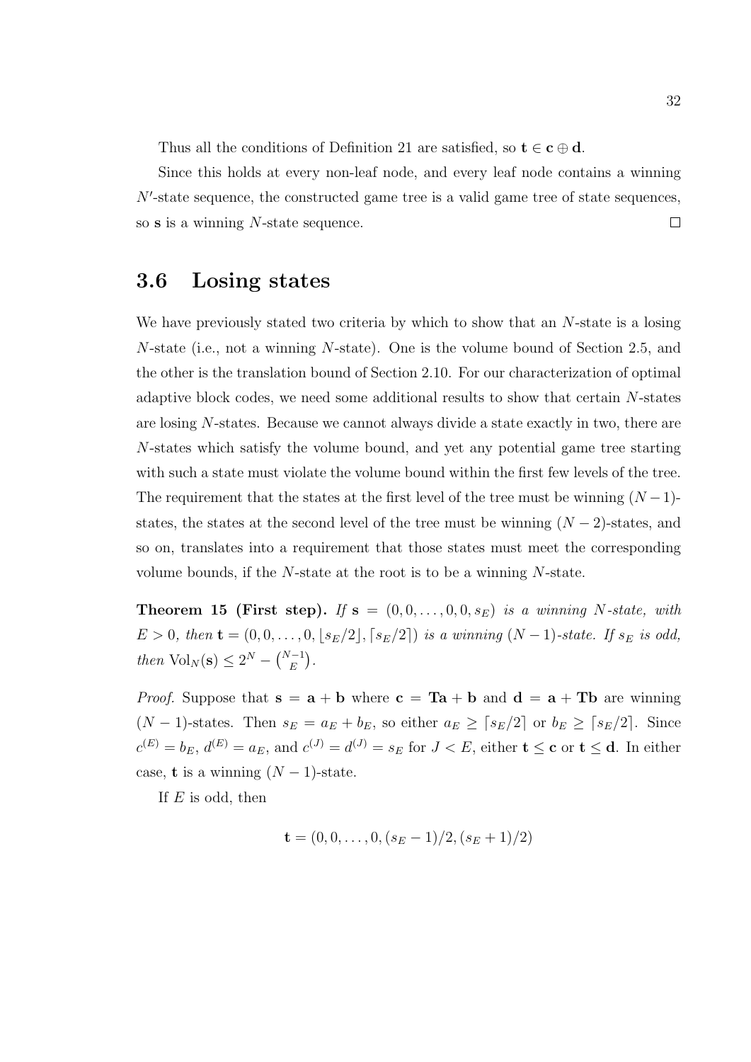Thus all the conditions of Definition 21 are satisfied, so $\mathbf{t} \in \mathbf{c} \oplus \mathbf{d}$.

Since this holds at every non-leaf node, and every leaf node contains a winning $N'$-state sequence, the constructed game tree is a valid game tree of state sequences, so $\mathbf{s}$ is a winning $N$-state sequence. $\square$

## 3.6 Losing states

We have previously stated two criteria by which to show that an $N$-state is a losing $N$-state (i.e., not a winning $N$-state). One is the volume bound of Section 2.5, and the other is the translation bound of Section 2.10. For our characterization of optimal adaptive block codes, we need some additional results to show that certain $N$-states are losing $N$-states. Because we cannot always divide a state exactly in two, there are $N$-states which satisfy the volume bound, and yet any potential game tree starting with such a state must violate the volume bound within the first few levels of the tree. The requirement that the states at the first level of the tree must be winning $(N-1)$-states, the states at the second level of the tree must be winning $(N-2)$-states, and so on, translates into a requirement that those states must meet the corresponding volume bounds, if the $N$-state at the root is to be a winning $N$-state.

**Theorem 15 (First step).** *If $\mathbf{s} = (0, 0, \ldots, 0, 0, s_E)$ is a winning $N$-state, with $E > 0$, then $\mathbf{t} = (0, 0, \ldots, 0, \lfloor s_E/2 \rfloor, \lceil s_E/2 \rceil)$ is a winning $(N-1)$-state. If $s_E$ is odd, then $\mathrm{Vol}_N(\mathbf{s}) \leq 2^N - \binom{N-1}{E}$.*

*Proof.* Suppose that $\mathbf{s} = \mathbf{a} + \mathbf{b}$ where $\mathbf{c} = \mathbf{T}\mathbf{a} + \mathbf{b}$ and $\mathbf{d} = \mathbf{a} + \mathbf{T}\mathbf{b}$ are winning $(N-1)$-states. Then $s_E = a_E + b_E$, so either $a_E \geq \lceil s_E/2 \rceil$ or $b_E \geq \lceil s_E/2 \rceil$. Since $c^{(E)} = b_E$, $d^{(E)} = a_E$, and $c^{(J)} = d^{(J)} = s_E$ for $J < E$, either $\mathbf{t} \leq \mathbf{c}$ or $\mathbf{t} \leq \mathbf{d}$. In either case, $\mathbf{t}$ is a winning $(N-1)$-state.

If $E$ is odd, then

$$\mathbf{t} = (0, 0, \ldots, 0, (s_E - 1)/2, (s_E + 1)/2)$$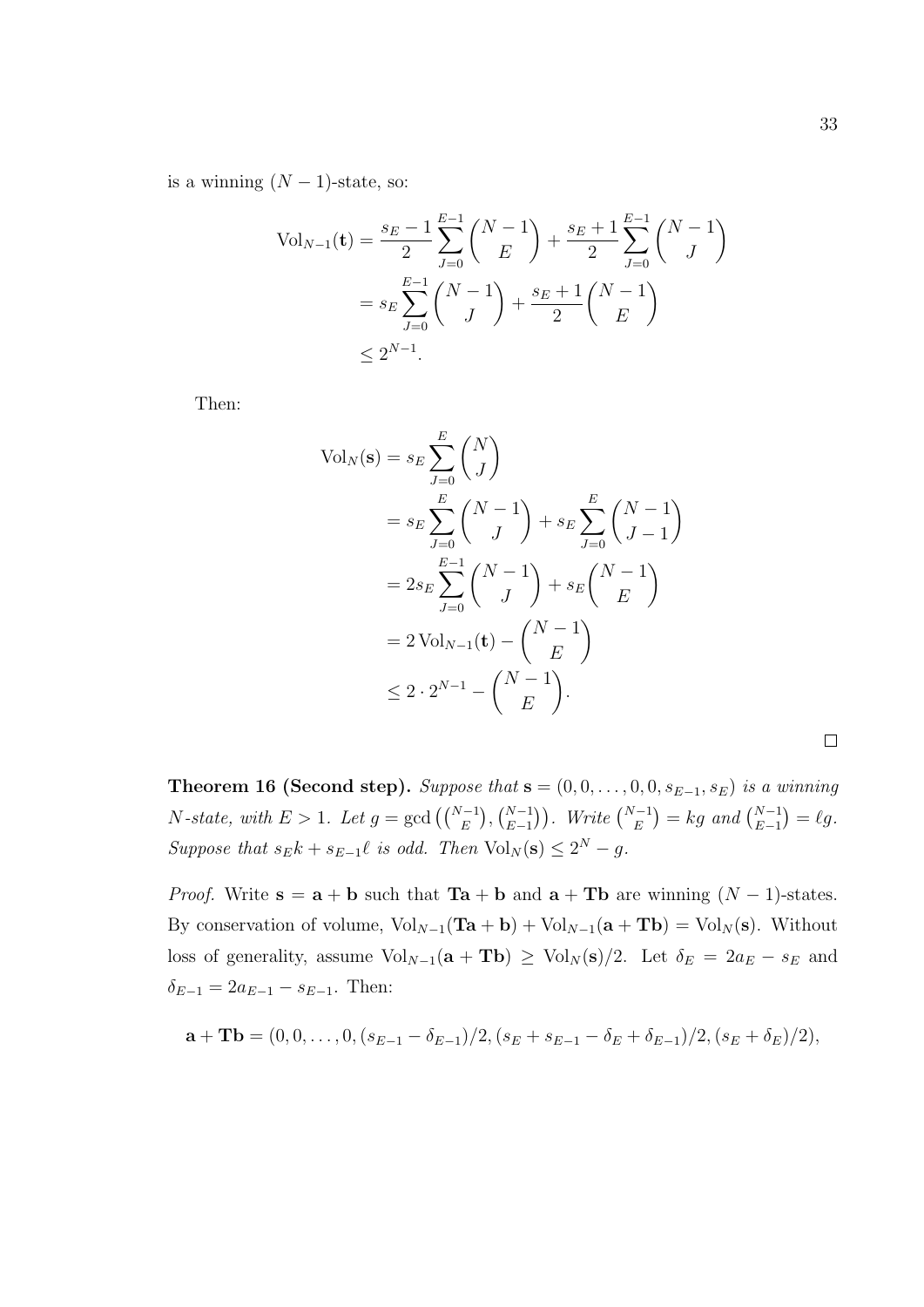is a winning $(N-1)$-state, so:

$$\begin{aligned}
\mathrm{Vol}_{N-1}(\mathbf{t}) &= \frac{s_E - 1}{2}\sum_{J=0}^{E-1}\binom{N-1}{E} + \frac{s_E+1}{2}\sum_{J=0}^{E-1}\binom{N-1}{J} \\
&= s_E \sum_{J=0}^{E-1}\binom{N-1}{J} + \frac{s_E+1}{2}\binom{N-1}{E} \\
&\le 2^{N-1}.
\end{aligned}$$

Then:

$$\begin{aligned}
\mathrm{Vol}_N(\mathbf{s}) &= s_E \sum_{J=0}^{E}\binom{N}{J} \\
&= s_E \sum_{J=0}^{E}\binom{N-1}{J} + s_E \sum_{J=0}^{E}\binom{N-1}{J-1} \\
&= 2s_E \sum_{J=0}^{E-1}\binom{N-1}{J} + s_E\binom{N-1}{E} \\
&= 2\,\mathrm{Vol}_{N-1}(\mathbf{t}) - \binom{N-1}{E} \\
&\le 2 \cdot 2^{N-1} - \binom{N-1}{E}.
\end{aligned}$$

□

**Theorem 16 (Second step).** *Suppose that $\mathbf{s} = (0,0,\ldots,0,0,s_{E-1},s_E)$ is a winning $N$-state, with $E > 1$. Let $g = \gcd\left(\binom{N-1}{E}, \binom{N-1}{E-1}\right)$. Write $\binom{N-1}{E} = kg$ and $\binom{N-1}{E-1} = \ell g$. Suppose that $s_E k + s_{E-1}\ell$ is odd. Then $\mathrm{Vol}_N(\mathbf{s}) \le 2^N - g$.*

*Proof.* Write $\mathbf{s} = \mathbf{a} + \mathbf{b}$ such that $\mathbf{Ta} + \mathbf{b}$ and $\mathbf{a} + \mathbf{Tb}$ are winning $(N-1)$-states. By conservation of volume, $\mathrm{Vol}_{N-1}(\mathbf{Ta}+\mathbf{b}) + \mathrm{Vol}_{N-1}(\mathbf{a}+\mathbf{Tb}) = \mathrm{Vol}_N(\mathbf{s})$. Without loss of generality, assume $\mathrm{Vol}_{N-1}(\mathbf{a}+\mathbf{Tb}) \ge \mathrm{Vol}_N(\mathbf{s})/2$. Let $\delta_E = 2a_E - s_E$ and $\delta_{E-1} = 2a_{E-1} - s_{E-1}$. Then:

$$\mathbf{a} + \mathbf{Tb} = (0,0,\ldots,0,(s_{E-1}-\delta_{E-1})/2,(s_E + s_{E-1} - \delta_E + \delta_{E-1})/2,(s_E+\delta_E)/2),$$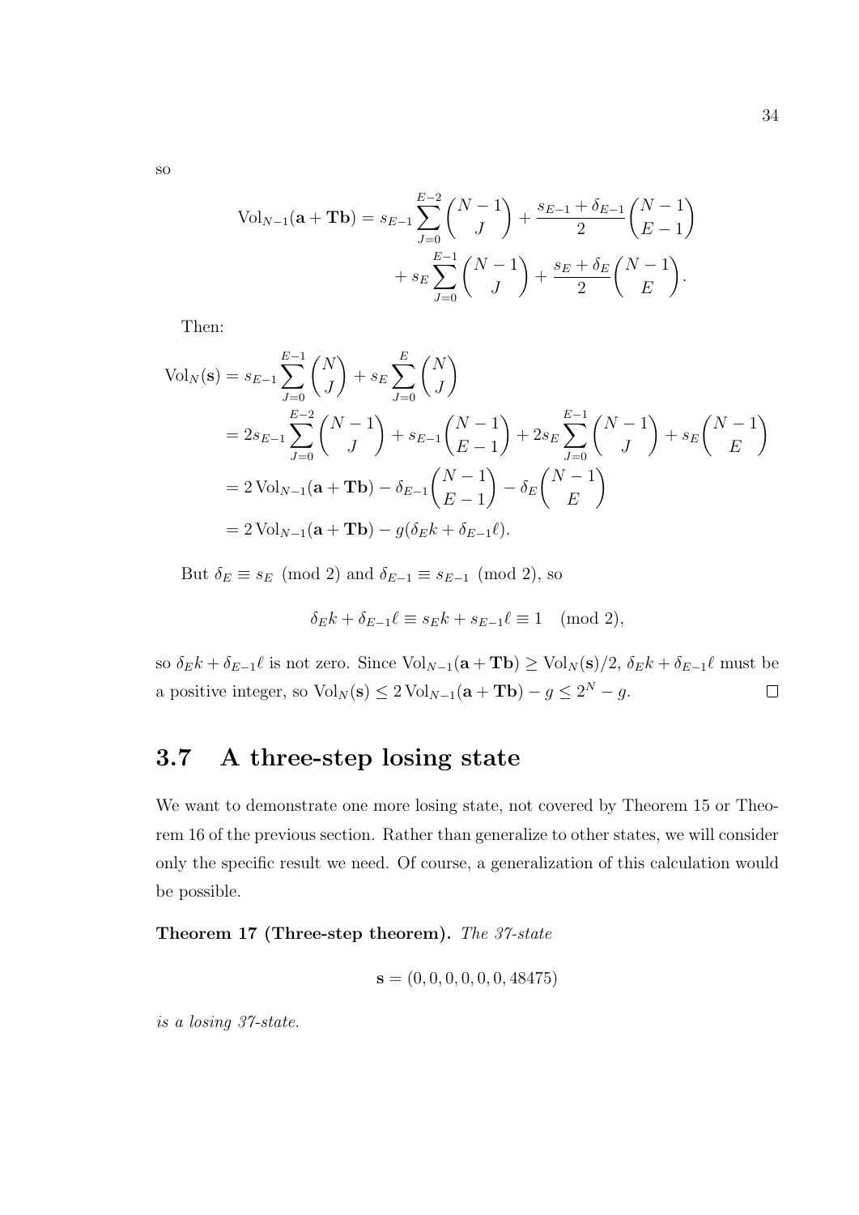so

$$
\begin{aligned}
\operatorname{Vol}_{N-1}(\mathbf{a}+\mathbf{Tb}) = s_{E-1}\sum_{J=0}^{E-2}\binom{N-1}{J} + \frac{s_{E-1}+\delta_{E-1}}{2}\binom{N-1}{E-1} \\
+ s_E\sum_{J=0}^{E-1}\binom{N-1}{J} + \frac{s_E+\delta_E}{2}\binom{N-1}{E}.
\end{aligned}
$$

Then:

$$
\begin{aligned}
\operatorname{Vol}_N(\mathbf{s}) &= s_{E-1}\sum_{J=0}^{E-1}\binom{N}{J} + s_E\sum_{J=0}^{E}\binom{N}{J} \\
&= 2s_{E-1}\sum_{J=0}^{E-2}\binom{N-1}{J} + s_{E-1}\binom{N-1}{E-1} + 2s_E\sum_{J=0}^{E-1}\binom{N-1}{J} + s_E\binom{N-1}{E} \\
&= 2\operatorname{Vol}_{N-1}(\mathbf{a}+\mathbf{Tb}) - \delta_{E-1}\binom{N-1}{E-1} - \delta_E\binom{N-1}{E} \\
&= 2\operatorname{Vol}_{N-1}(\mathbf{a}+\mathbf{Tb}) - g(\delta_E k + \delta_{E-1}\ell).
\end{aligned}
$$

But $\delta_E \equiv s_E \pmod 2$ and $\delta_{E-1} \equiv s_{E-1} \pmod 2$, so

$$
\delta_E k + \delta_{E-1}\ell \equiv s_E k + s_{E-1}\ell \equiv 1 \pmod 2,
$$

so $\delta_E k + \delta_{E-1}\ell$ is not zero. Since $\operatorname{Vol}_{N-1}(\mathbf{a}+\mathbf{Tb}) \geq \operatorname{Vol}_N(\mathbf{s})/2$, $\delta_E k + \delta_{E-1}\ell$ must be a positive integer, so $\operatorname{Vol}_N(\mathbf{s}) \leq 2\operatorname{Vol}_{N-1}(\mathbf{a}+\mathbf{Tb}) - g \leq 2^N - g$. □

## 3.7 A three-step losing state

We want to demonstrate one more losing state, not covered by Theorem 15 or Theorem 16 of the previous section. Rather than generalize to other states, we will consider only the specific result we need. Of course, a generalization of this calculation would be possible.

**Theorem 17 (Three-step theorem).** *The 37-state*

$$
\mathbf{s} = (0, 0, 0, 0, 0, 0, 48475)
$$

*is a losing 37-state.*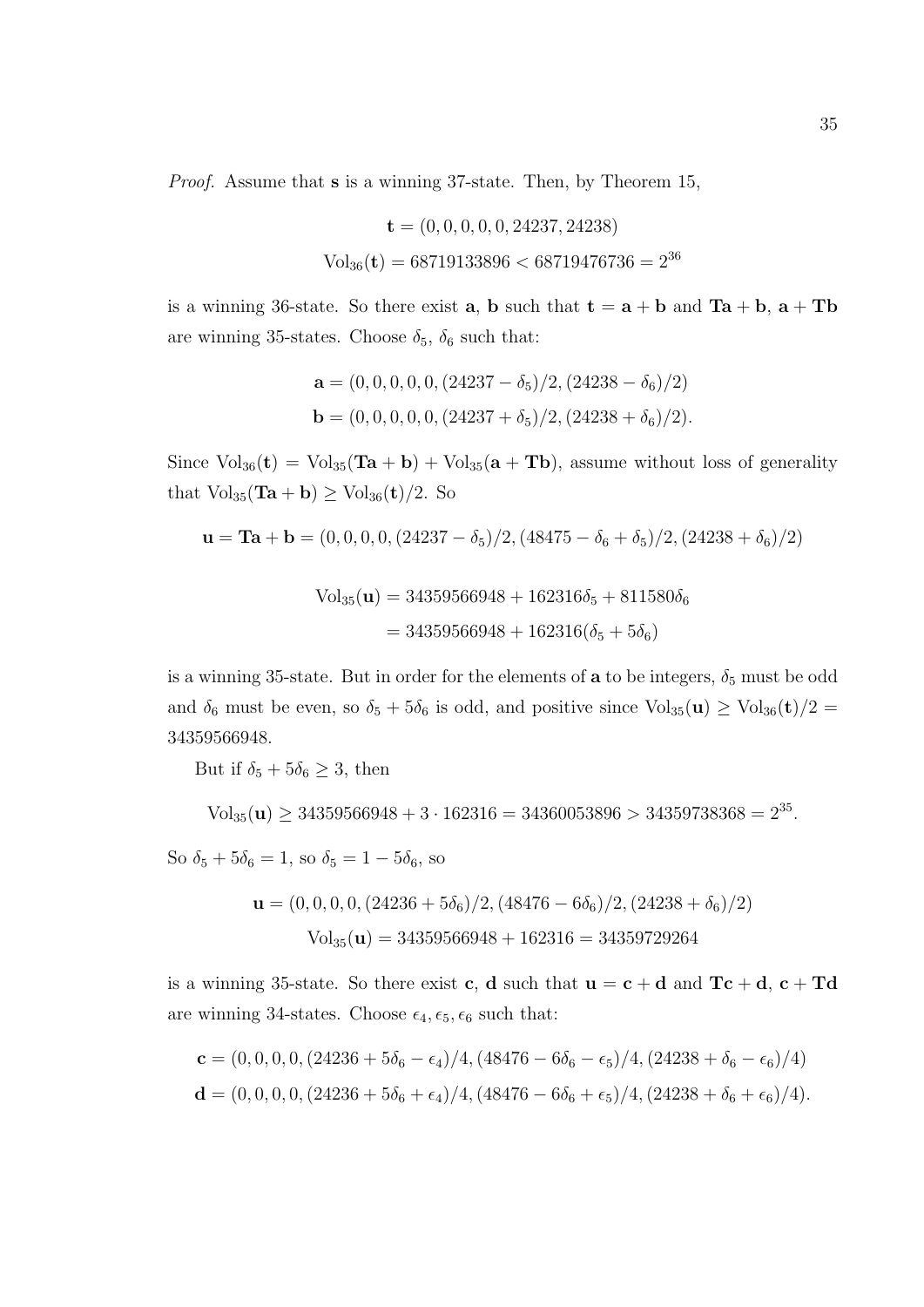*Proof.* Assume that $\mathbf{s}$ is a winning 37-state. Then, by Theorem 15,

$$\mathbf{t} = (0, 0, 0, 0, 0, 24237, 24238)$$
$$\text{Vol}_{36}(\mathbf{t}) = 68719133896 < 68719476736 = 2^{36}$$

is a winning 36-state. So there exist $\mathbf{a}$, $\mathbf{b}$ such that $\mathbf{t} = \mathbf{a} + \mathbf{b}$ and $\mathbf{Ta} + \mathbf{b}$, $\mathbf{a} + \mathbf{Tb}$ are winning 35-states. Choose $\delta_5$, $\delta_6$ such that:

$$\mathbf{a} = (0, 0, 0, 0, 0, (24237 - \delta_5)/2, (24238 - \delta_6)/2)$$
$$\mathbf{b} = (0, 0, 0, 0, 0, (24237 + \delta_5)/2, (24238 + \delta_6)/2).$$

Since $\text{Vol}_{36}(\mathbf{t}) = \text{Vol}_{35}(\mathbf{Ta} + \mathbf{b}) + \text{Vol}_{35}(\mathbf{a} + \mathbf{Tb})$, assume without loss of generality that $\text{Vol}_{35}(\mathbf{Ta} + \mathbf{b}) \geq \text{Vol}_{36}(\mathbf{t})/2$. So

$$\mathbf{u} = \mathbf{Ta} + \mathbf{b} = (0, 0, 0, 0, (24237 - \delta_5)/2, (48475 - \delta_6 + \delta_5)/2, (24238 + \delta_6)/2)$$

$$\begin{aligned}\text{Vol}_{35}(\mathbf{u}) &= 34359566948 + 162316\delta_5 + 811580\delta_6 \\ &= 34359566948 + 162316(\delta_5 + 5\delta_6)\end{aligned}$$

is a winning 35-state. But in order for the elements of $\mathbf{a}$ to be integers, $\delta_5$ must be odd and $\delta_6$ must be even, so $\delta_5 + 5\delta_6$ is odd, and positive since $\text{Vol}_{35}(\mathbf{u}) \geq \text{Vol}_{36}(\mathbf{t})/2 = 34359566948$.

But if $\delta_5 + 5\delta_6 \geq 3$, then

$$\text{Vol}_{35}(\mathbf{u}) \geq 34359566948 + 3 \cdot 162316 = 34360053896 > 34359738368 = 2^{35}.$$

So $\delta_5 + 5\delta_6 = 1$, so $\delta_5 = 1 - 5\delta_6$, so

$$\mathbf{u} = (0, 0, 0, 0, (24236 + 5\delta_6)/2, (48476 - 6\delta_6)/2, (24238 + \delta_6)/2)$$
$$\text{Vol}_{35}(\mathbf{u}) = 34359566948 + 162316 = 34359729264$$

is a winning 35-state. So there exist $\mathbf{c}$, $\mathbf{d}$ such that $\mathbf{u} = \mathbf{c} + \mathbf{d}$ and $\mathbf{Tc} + \mathbf{d}$, $\mathbf{c} + \mathbf{Td}$ are winning 34-states. Choose $\epsilon_4, \epsilon_5, \epsilon_6$ such that:

$$\mathbf{c} = (0, 0, 0, 0, (24236 + 5\delta_6 - \epsilon_4)/4, (48476 - 6\delta_6 - \epsilon_5)/4, (24238 + \delta_6 - \epsilon_6)/4)$$
$$\mathbf{d} = (0, 0, 0, 0, (24236 + 5\delta_6 + \epsilon_4)/4, (48476 - 6\delta_6 + \epsilon_5)/4, (24238 + \delta_6 + \epsilon_6)/4).$$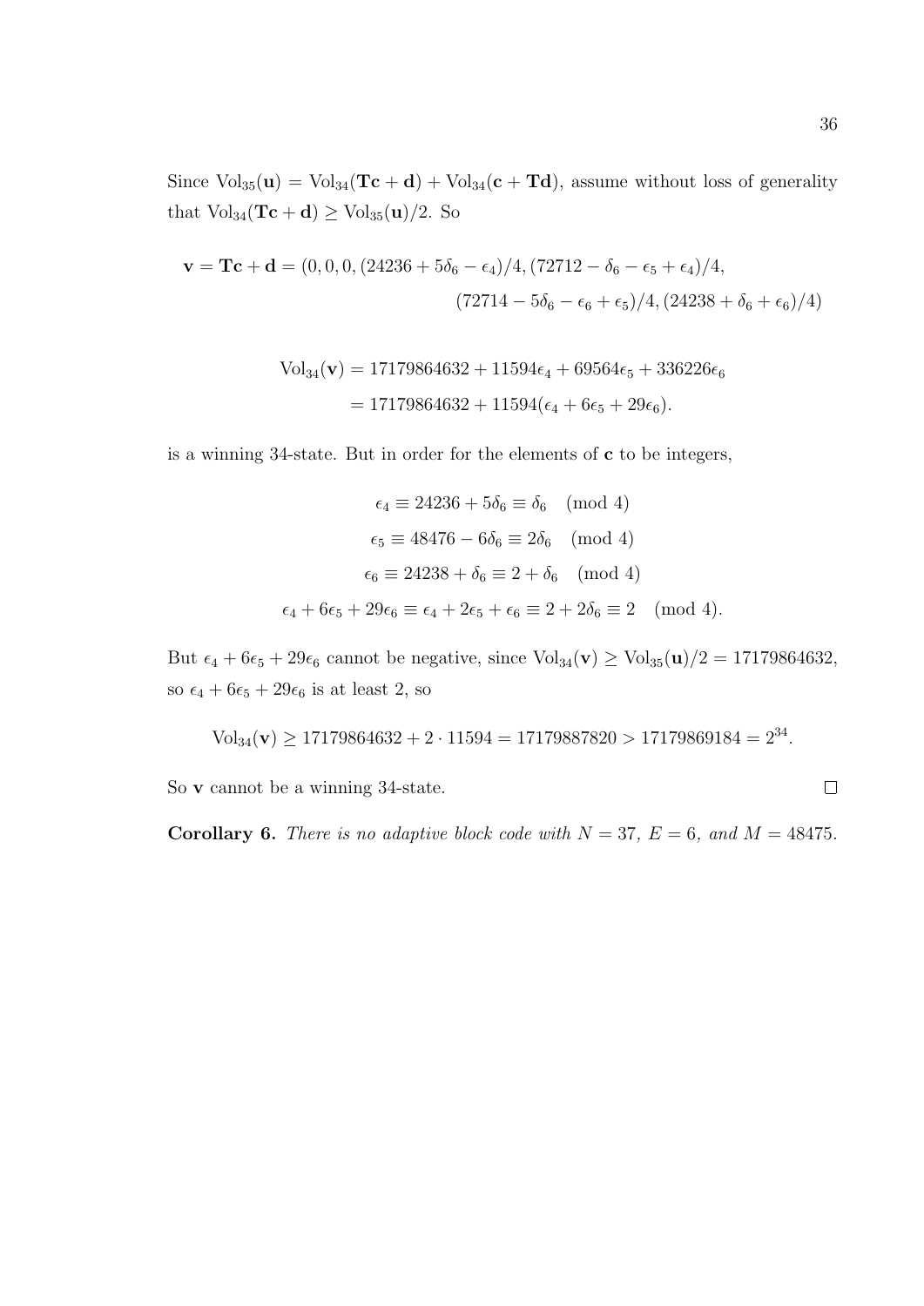Since $\text{Vol}_{35}(\mathbf{u}) = \text{Vol}_{34}(\mathbf{Tc} + \mathbf{d}) + \text{Vol}_{34}(\mathbf{c} + \mathbf{Td})$, assume without loss of generality that $\text{Vol}_{34}(\mathbf{Tc} + \mathbf{d}) \geq \text{Vol}_{35}(\mathbf{u})/2$. So

$$\mathbf{v} = \mathbf{Tc} + \mathbf{d} = (0, 0, 0, (24236 + 5\delta_6 - \epsilon_4)/4, (72712 - \delta_6 - \epsilon_5 + \epsilon_4)/4,$$
$$(72714 - 5\delta_6 - \epsilon_6 + \epsilon_5)/4, (24238 + \delta_6 + \epsilon_6)/4)$$

$$\begin{aligned}
\text{Vol}_{34}(\mathbf{v}) &= 17179864632 + 11594\epsilon_4 + 69564\epsilon_5 + 336226\epsilon_6 \\
&= 17179864632 + 11594(\epsilon_4 + 6\epsilon_5 + 29\epsilon_6).
\end{aligned}$$

is a winning 34-state. But in order for the elements of $\mathbf{c}$ to be integers,

$$\begin{aligned}
\epsilon_4 &\equiv 24236 + 5\delta_6 \equiv \delta_6 \pmod 4 \\
\epsilon_5 &\equiv 48476 - 6\delta_6 \equiv 2\delta_6 \pmod 4 \\
\epsilon_6 &\equiv 24238 + \delta_6 \equiv 2 + \delta_6 \pmod 4 \\
\epsilon_4 + 6\epsilon_5 + 29\epsilon_6 &\equiv \epsilon_4 + 2\epsilon_5 + \epsilon_6 \equiv 2 + 2\delta_6 \equiv 2 \pmod 4.
\end{aligned}$$

But $\epsilon_4 + 6\epsilon_5 + 29\epsilon_6$ cannot be negative, since $\text{Vol}_{34}(\mathbf{v}) \geq \text{Vol}_{35}(\mathbf{u})/2 = 17179864632$, so $\epsilon_4 + 6\epsilon_5 + 29\epsilon_6$ is at least 2, so

$$\text{Vol}_{34}(\mathbf{v}) \geq 17179864632 + 2 \cdot 11594 = 17179887820 > 17179869184 = 2^{34}.$$

So $\mathbf{v}$ cannot be a winning 34-state. $\square$

**Corollary 6.** *There is no adaptive block code with $N = 37$, $E = 6$, and $M = 48475$.*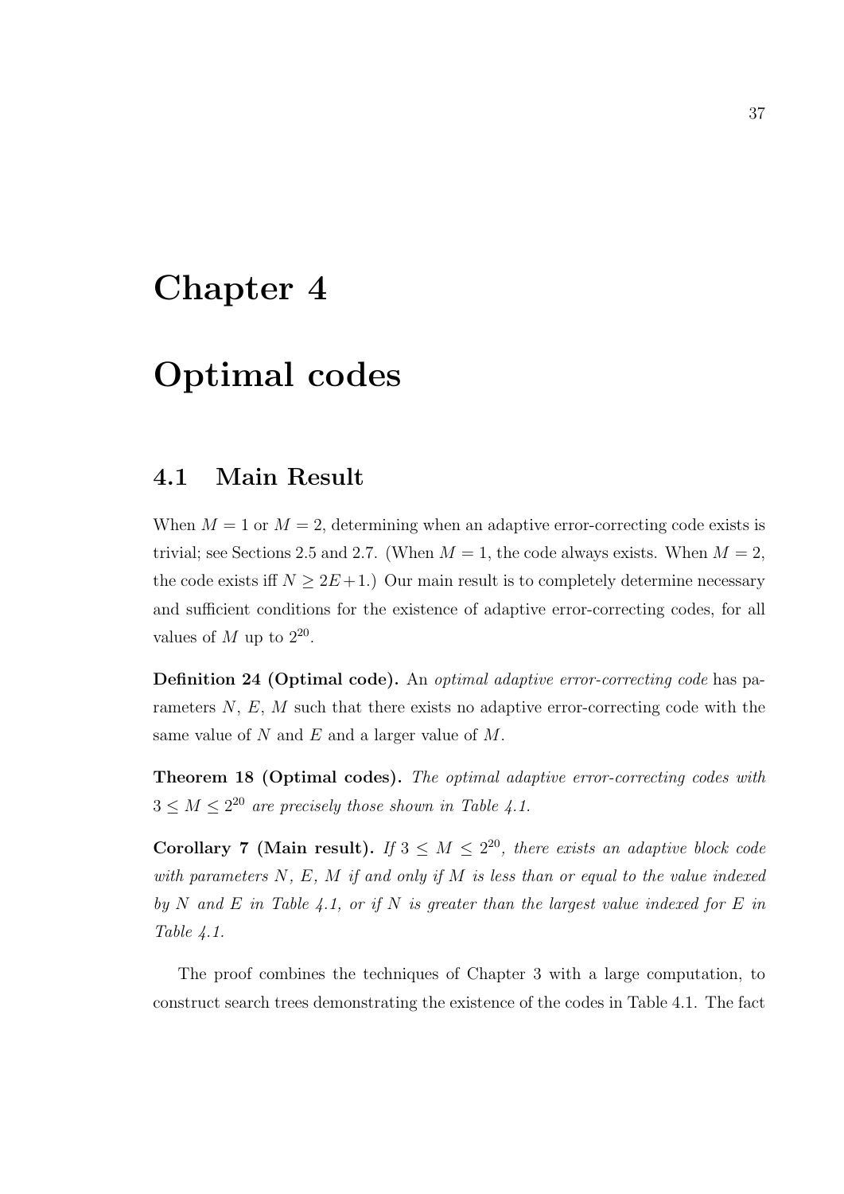# Chapter 4

# Optimal codes

## 4.1 Main Result

When $M = 1$ or $M = 2$, determining when an adaptive error-correcting code exists is trivial; see Sections 2.5 and 2.7. (When $M = 1$, the code always exists. When $M = 2$, the code exists iff $N \geq 2E+1$.) Our main result is to completely determine necessary and sufficient conditions for the existence of adaptive error-correcting codes, for all values of $M$ up to $2^{20}$.

**Definition 24 (Optimal code).** An *optimal adaptive error-correcting code* has parameters $N$, $E$, $M$ such that there exists no adaptive error-correcting code with the same value of $N$ and $E$ and a larger value of $M$.

**Theorem 18 (Optimal codes).** *The optimal adaptive error-correcting codes with $3 \leq M \leq 2^{20}$ are precisely those shown in Table 4.1.*

**Corollary 7 (Main result).** *If $3 \leq M \leq 2^{20}$, there exists an adaptive block code with parameters $N$, $E$, $M$ if and only if $M$ is less than or equal to the value indexed by $N$ and $E$ in Table 4.1, or if $N$ is greater than the largest value indexed for $E$ in Table 4.1.*

The proof combines the techniques of Chapter 3 with a large computation, to construct search trees demonstrating the existence of the codes in Table 4.1. The fact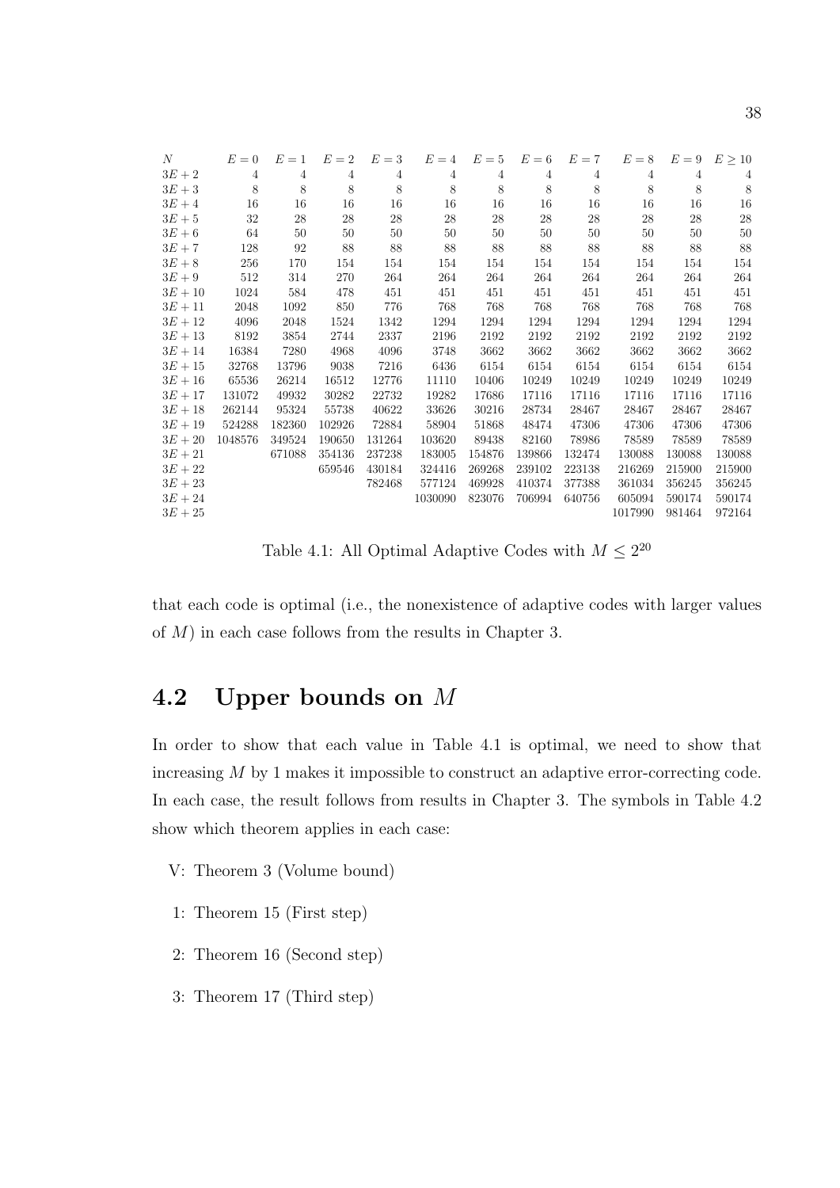| $N$ | $E=0$ | $E=1$ | $E=2$ | $E=3$ | $E=4$ | $E=5$ | $E=6$ | $E=7$ | $E=8$ | $E=9$ | $E\geq 10$ |
|---|---|---|---|---|---|---|---|---|---|---|---|
| $3E+2$ | 4 | 4 | 4 | 4 | 4 | 4 | 4 | 4 | 4 | 4 | 4 |
| $3E+3$ | 8 | 8 | 8 | 8 | 8 | 8 | 8 | 8 | 8 | 8 | 8 |
| $3E+4$ | 16 | 16 | 16 | 16 | 16 | 16 | 16 | 16 | 16 | 16 | 16 |
| $3E+5$ | 32 | 28 | 28 | 28 | 28 | 28 | 28 | 28 | 28 | 28 | 28 |
| $3E+6$ | 64 | 50 | 50 | 50 | 50 | 50 | 50 | 50 | 50 | 50 | 50 |
| $3E+7$ | 128 | 92 | 88 | 88 | 88 | 88 | 88 | 88 | 88 | 88 | 88 |
| $3E+8$ | 256 | 170 | 154 | 154 | 154 | 154 | 154 | 154 | 154 | 154 | 154 |
| $3E+9$ | 512 | 314 | 270 | 264 | 264 | 264 | 264 | 264 | 264 | 264 | 264 |
| $3E+10$ | 1024 | 584 | 478 | 451 | 451 | 451 | 451 | 451 | 451 | 451 | 451 |
| $3E+11$ | 2048 | 1092 | 850 | 776 | 768 | 768 | 768 | 768 | 768 | 768 | 768 |
| $3E+12$ | 4096 | 2048 | 1524 | 1342 | 1294 | 1294 | 1294 | 1294 | 1294 | 1294 | 1294 |
| $3E+13$ | 8192 | 3854 | 2744 | 2337 | 2196 | 2192 | 2192 | 2192 | 2192 | 2192 | 2192 |
| $3E+14$ | 16384 | 7280 | 4968 | 4096 | 3748 | 3662 | 3662 | 3662 | 3662 | 3662 | 3662 |
| $3E+15$ | 32768 | 13796 | 9038 | 7216 | 6436 | 6154 | 6154 | 6154 | 6154 | 6154 | 6154 |
| $3E+16$ | 65536 | 26214 | 16512 | 12776 | 11110 | 10406 | 10249 | 10249 | 10249 | 10249 | 10249 |
| $3E+17$ | 131072 | 49932 | 30282 | 22732 | 19282 | 17686 | 17116 | 17116 | 17116 | 17116 | 17116 |
| $3E+18$ | 262144 | 95324 | 55738 | 40622 | 33626 | 30216 | 28734 | 28467 | 28467 | 28467 | 28467 |
| $3E+19$ | 524288 | 182360 | 102926 | 72884 | 58904 | 51868 | 48474 | 47306 | 47306 | 47306 | 47306 |
| $3E+20$ | 1048576 | 349524 | 190650 | 131264 | 103620 | 89438 | 82160 | 78986 | 78589 | 78589 | 78589 |
| $3E+21$ | | 671088 | 354136 | 237238 | 183005 | 154876 | 139866 | 132474 | 130088 | 130088 | 130088 |
| $3E+22$ | | | 659546 | 430184 | 324416 | 269268 | 239102 | 223138 | 216269 | 215900 | 215900 |
| $3E+23$ | | | | 782468 | 577124 | 469928 | 410374 | 377388 | 361034 | 356245 | 356245 |
| $3E+24$ | | | | | 1030090 | 823076 | 706994 | 640756 | 605094 | 590174 | 590174 |
| $3E+25$ | | | | | | | | | 1017990 | 981464 | 972164 |

Table 4.1: All Optimal Adaptive Codes with $M \leq 2^{20}$

that each code is optimal (i.e., the nonexistence of adaptive codes with larger values of $M$) in each case follows from the results in Chapter 3.

## 4.2 Upper bounds on $M$

In order to show that each value in Table 4.1 is optimal, we need to show that increasing $M$ by 1 makes it impossible to construct an adaptive error-correcting code. In each case, the result follows from results in Chapter 3. The symbols in Table 4.2 show which theorem applies in each case:

- V: Theorem 3 (Volume bound)
- 1: Theorem 15 (First step)
- 2: Theorem 16 (Second step)
- 3: Theorem 17 (Third step)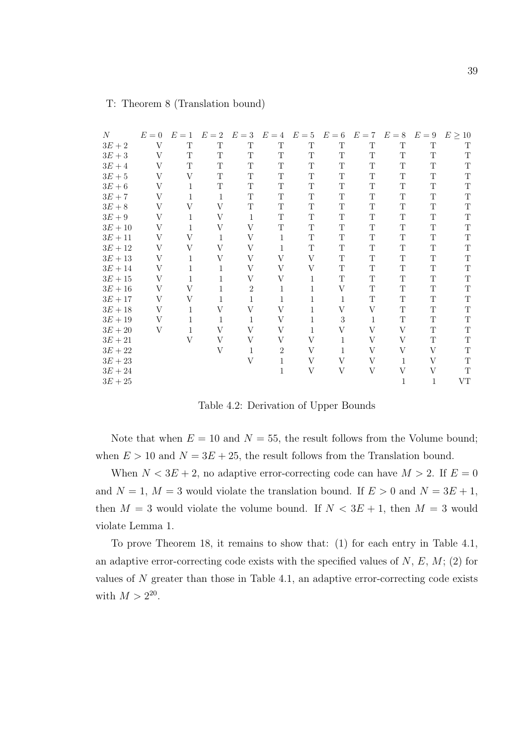T: Theorem 8 (Translation bound)

| $N$ | $E=0$ | $E=1$ | $E=2$ | $E=3$ | $E=4$ | $E=5$ | $E=6$ | $E=7$ | $E=8$ | $E=9$ | $E\geq 10$ |
|---|---|---|---|---|---|---|---|---|---|---|---|
| $3E+2$ | V | T | T | T | T | T | T | T | T | T | T |
| $3E+3$ | V | T | T | T | T | T | T | T | T | T | T |
| $3E+4$ | V | T | T | T | T | T | T | T | T | T | T |
| $3E+5$ | V | V | T | T | T | T | T | T | T | T | T |
| $3E+6$ | V | 1 | T | T | T | T | T | T | T | T | T |
| $3E+7$ | V | 1 | 1 | T | T | T | T | T | T | T | T |
| $3E+8$ | V | V | V | T | T | T | T | T | T | T | T |
| $3E+9$ | V | 1 | V | 1 | T | T | T | T | T | T | T |
| $3E+10$ | V | 1 | V | V | T | T | T | T | T | T | T |
| $3E+11$ | V | V | 1 | V | 1 | T | T | T | T | T | T |
| $3E+12$ | V | V | V | V | 1 | T | T | T | T | T | T |
| $3E+13$ | V | 1 | V | V | V | V | T | T | T | T | T |
| $3E+14$ | V | 1 | 1 | V | V | V | T | T | T | T | T |
| $3E+15$ | V | 1 | 1 | V | V | 1 | T | T | T | T | T |
| $3E+16$ | V | V | 1 | 2 | 1 | 1 | V | T | T | T | T |
| $3E+17$ | V | V | 1 | 1 | 1 | 1 | 1 | T | T | T | T |
| $3E+18$ | V | 1 | V | V | V | 1 | V | V | T | T | T |
| $3E+19$ | V | 1 | 1 | 1 | V | 1 | 3 | 1 | T | T | T |
| $3E+20$ | V | 1 | V | V | V | 1 | V | V | V | T | T |
| $3E+21$ | | V | V | V | V | V | 1 | V | V | T | T |
| $3E+22$ | | | V | 1 | 2 | V | 1 | V | V | V | T |
| $3E+23$ | | | | V | 1 | V | V | V | 1 | V | T |
| $3E+24$ | | | | | 1 | V | V | V | V | V | T |
| $3E+25$ | | | | | | | | | 1 | 1 | VT |

Table 4.2: Derivation of Upper Bounds

Note that when $E = 10$ and $N = 55$, the result follows from the Volume bound; when $E > 10$ and $N = 3E + 25$, the result follows from the Translation bound.

When $N < 3E + 2$, no adaptive error-correcting code can have $M > 2$. If $E = 0$ and $N = 1$, $M = 3$ would violate the translation bound. If $E > 0$ and $N = 3E + 1$, then $M = 3$ would violate the volume bound. If $N < 3E + 1$, then $M = 3$ would violate Lemma 1.

To prove Theorem 18, it remains to show that: (1) for each entry in Table 4.1, an adaptive error-correcting code exists with the specified values of $N$, $E$, $M$; (2) for values of $N$ greater than those in Table 4.1, an adaptive error-correcting code exists with $M > 2^{20}$.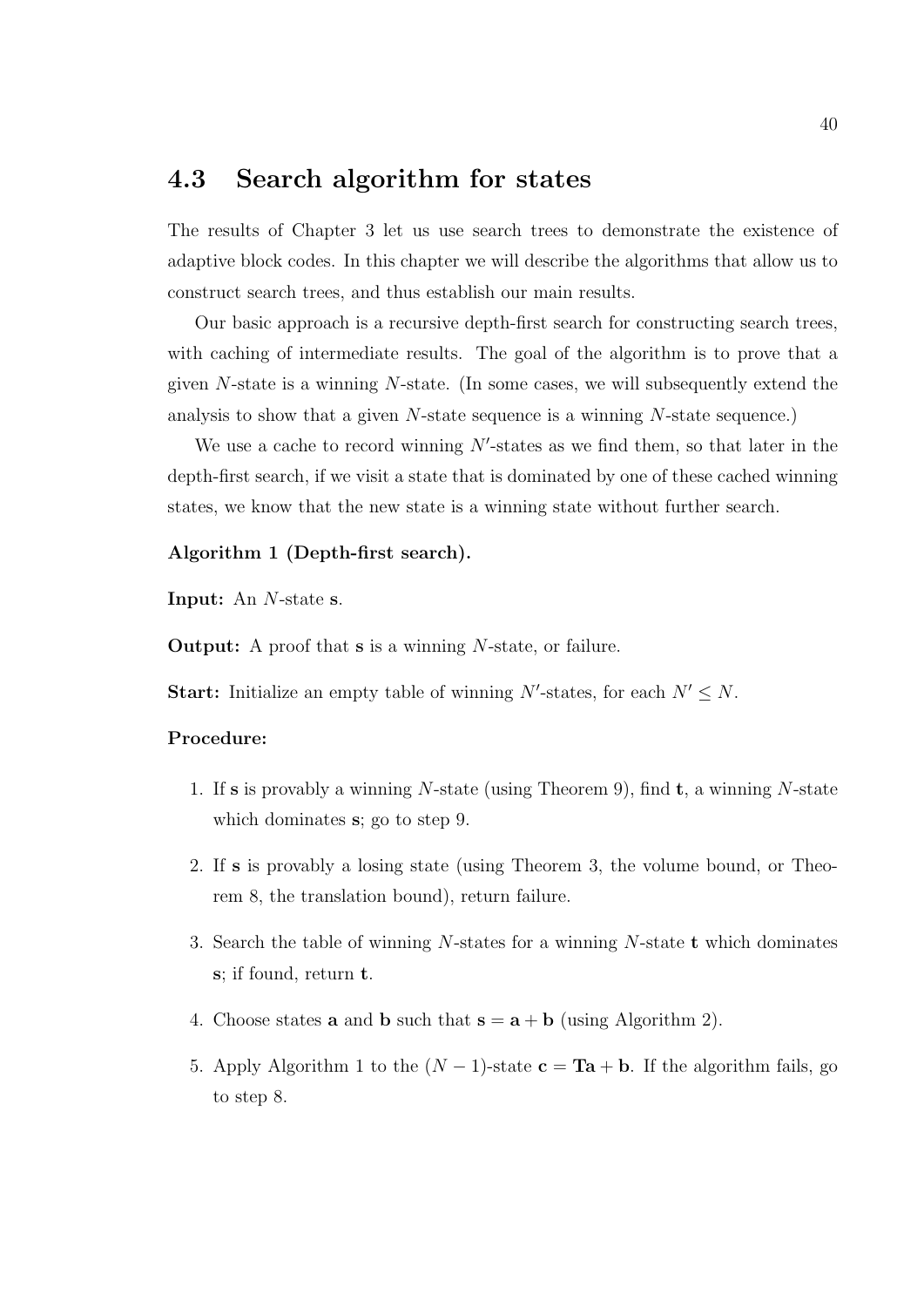## 4.3 Search algorithm for states

The results of Chapter 3 let us use search trees to demonstrate the existence of adaptive block codes. In this chapter we will describe the algorithms that allow us to construct search trees, and thus establish our main results.

Our basic approach is a recursive depth-first search for constructing search trees, with caching of intermediate results. The goal of the algorithm is to prove that a given $N$-state is a winning $N$-state. (In some cases, we will subsequently extend the analysis to show that a given $N$-state sequence is a winning $N$-state sequence.)

We use a cache to record winning $N'$-states as we find them, so that later in the depth-first search, if we visit a state that is dominated by one of these cached winning states, we know that the new state is a winning state without further search.

**Algorithm 1 (Depth-first search).**

**Input:** An $N$-state $\mathbf{s}$.

**Output:** A proof that $\mathbf{s}$ is a winning $N$-state, or failure.

**Start:** Initialize an empty table of winning $N'$-states, for each $N' \leq N$.

**Procedure:**

1. If $\mathbf{s}$ is provably a winning $N$-state (using Theorem 9), find $\mathbf{t}$, a winning $N$-state which dominates $\mathbf{s}$; go to step 9.
2. If $\mathbf{s}$ is provably a losing state (using Theorem 3, the volume bound, or Theorem 8, the translation bound), return failure.
3. Search the table of winning $N$-states for a winning $N$-state $\mathbf{t}$ which dominates $\mathbf{s}$; if found, return $\mathbf{t}$.
4. Choose states $\mathbf{a}$ and $\mathbf{b}$ such that $\mathbf{s} = \mathbf{a} + \mathbf{b}$ (using Algorithm 2).
5. Apply Algorithm 1 to the $(N-1)$-state $\mathbf{c} = \mathbf{T}\mathbf{a} + \mathbf{b}$. If the algorithm fails, go to step 8.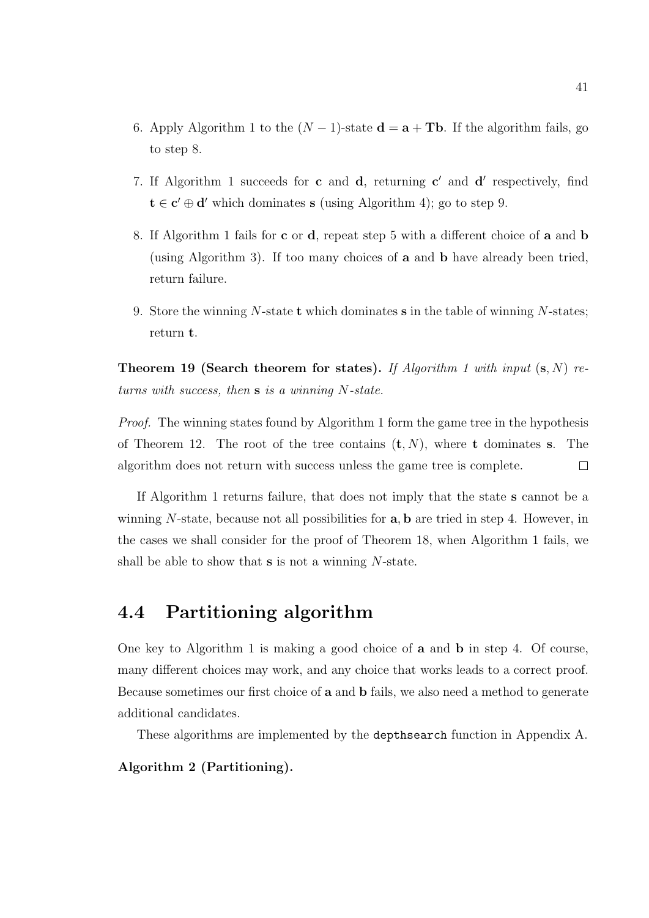6. Apply Algorithm 1 to the $(N-1)$-state $\mathbf{d} = \mathbf{a} + \mathbf{T}\mathbf{b}$. If the algorithm fails, go to step 8.

7. If Algorithm 1 succeeds for $\mathbf{c}$ and $\mathbf{d}$, returning $\mathbf{c}'$ and $\mathbf{d}'$ respectively, find $\mathbf{t} \in \mathbf{c}' \oplus \mathbf{d}'$ which dominates $\mathbf{s}$ (using Algorithm 4); go to step 9.

8. If Algorithm 1 fails for $\mathbf{c}$ or $\mathbf{d}$, repeat step 5 with a different choice of $\mathbf{a}$ and $\mathbf{b}$ (using Algorithm 3). If too many choices of $\mathbf{a}$ and $\mathbf{b}$ have already been tried, return failure.

9. Store the winning $N$-state $\mathbf{t}$ which dominates $\mathbf{s}$ in the table of winning $N$-states; return $\mathbf{t}$.

**Theorem 19 (Search theorem for states).** *If Algorithm 1 with input $(\mathbf{s}, N)$ returns with success, then $\mathbf{s}$ is a winning $N$-state.*

*Proof.* The winning states found by Algorithm 1 form the game tree in the hypothesis of Theorem 12. The root of the tree contains $(\mathbf{t}, N)$, where $\mathbf{t}$ dominates $\mathbf{s}$. The algorithm does not return with success unless the game tree is complete. $\square$

If Algorithm 1 returns failure, that does not imply that the state $\mathbf{s}$ cannot be a winning $N$-state, because not all possibilities for $\mathbf{a}, \mathbf{b}$ are tried in step 4. However, in the cases we shall consider for the proof of Theorem 18, when Algorithm 1 fails, we shall be able to show that $\mathbf{s}$ is not a winning $N$-state.

## 4.4 Partitioning algorithm

One key to Algorithm 1 is making a good choice of $\mathbf{a}$ and $\mathbf{b}$ in step 4. Of course, many different choices may work, and any choice that works leads to a correct proof. Because sometimes our first choice of $\mathbf{a}$ and $\mathbf{b}$ fails, we also need a method to generate additional candidates.

These algorithms are implemented by the `depthsearch` function in Appendix A.

**Algorithm 2 (Partitioning).**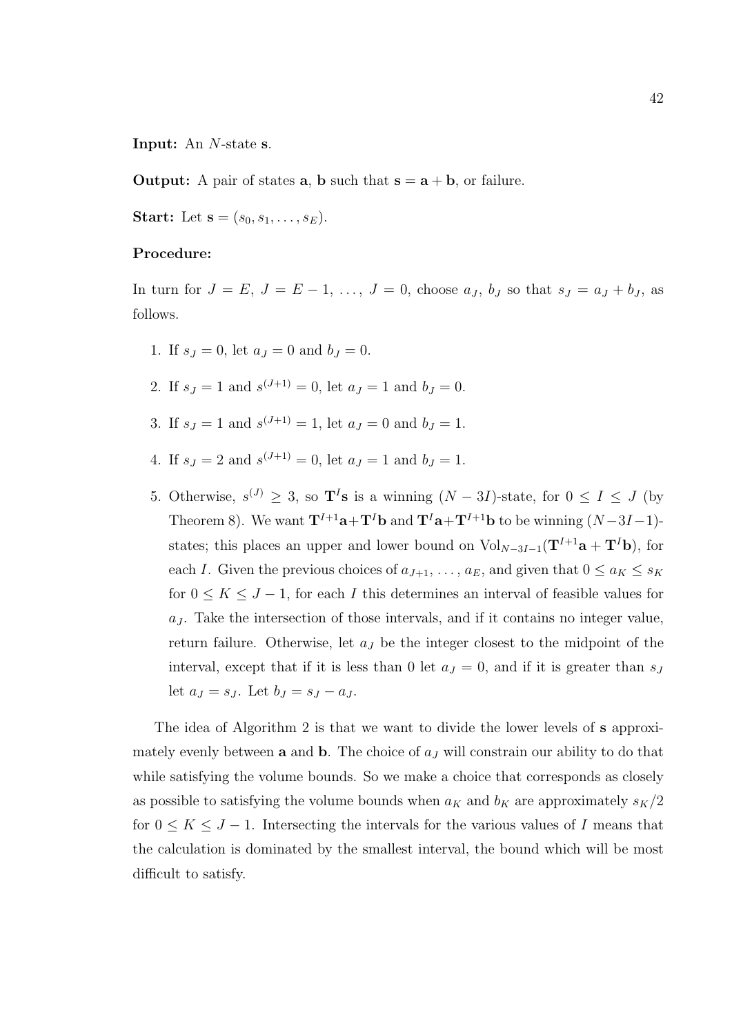**Input:** An $N$-state $\mathbf{s}$.

**Output:** A pair of states $\mathbf{a}$, $\mathbf{b}$ such that $\mathbf{s} = \mathbf{a} + \mathbf{b}$, or failure.

**Start:** Let $\mathbf{s} = (s_0, s_1, \ldots, s_E)$.

**Procedure:**

In turn for $J = E$, $J = E - 1$, $\ldots$, $J = 0$, choose $a_J$, $b_J$ so that $s_J = a_J + b_J$, as follows.

1. If $s_J = 0$, let $a_J = 0$ and $b_J = 0$.
2. If $s_J = 1$ and $s^{(J+1)} = 0$, let $a_J = 1$ and $b_J = 0$.
3. If $s_J = 1$ and $s^{(J+1)} = 1$, let $a_J = 0$ and $b_J = 1$.
4. If $s_J = 2$ and $s^{(J+1)} = 0$, let $a_J = 1$ and $b_J = 1$.
5. Otherwise, $s^{(J)} \geq 3$, so $\mathbf{T}^I\mathbf{s}$ is a winning $(N - 3I)$-state, for $0 \leq I \leq J$ (by Theorem 8). We want $\mathbf{T}^{I+1}\mathbf{a} + \mathbf{T}^I\mathbf{b}$ and $\mathbf{T}^I\mathbf{a} + \mathbf{T}^{I+1}\mathbf{b}$ to be winning $(N-3I-1)$-states; this places an upper and lower bound on $\mathrm{Vol}_{N-3I-1}(\mathbf{T}^{I+1}\mathbf{a} + \mathbf{T}^I\mathbf{b})$, for each $I$. Given the previous choices of $a_{J+1}, \ldots, a_E$, and given that $0 \leq a_K \leq s_K$ for $0 \leq K \leq J - 1$, for each $I$ this determines an interval of feasible values for $a_J$. Take the intersection of those intervals, and if it contains no integer value, return failure. Otherwise, let $a_J$ be the integer closest to the midpoint of the interval, except that if it is less than 0 let $a_J = 0$, and if it is greater than $s_J$ let $a_J = s_J$. Let $b_J = s_J - a_J$.

The idea of Algorithm 2 is that we want to divide the lower levels of $\mathbf{s}$ approximately evenly between $\mathbf{a}$ and $\mathbf{b}$. The choice of $a_J$ will constrain our ability to do that while satisfying the volume bounds. So we make a choice that corresponds as closely as possible to satisfying the volume bounds when $a_K$ and $b_K$ are approximately $s_K/2$ for $0 \leq K \leq J - 1$. Intersecting the intervals for the various values of $I$ means that the calculation is dominated by the smallest interval, the bound which will be most difficult to satisfy.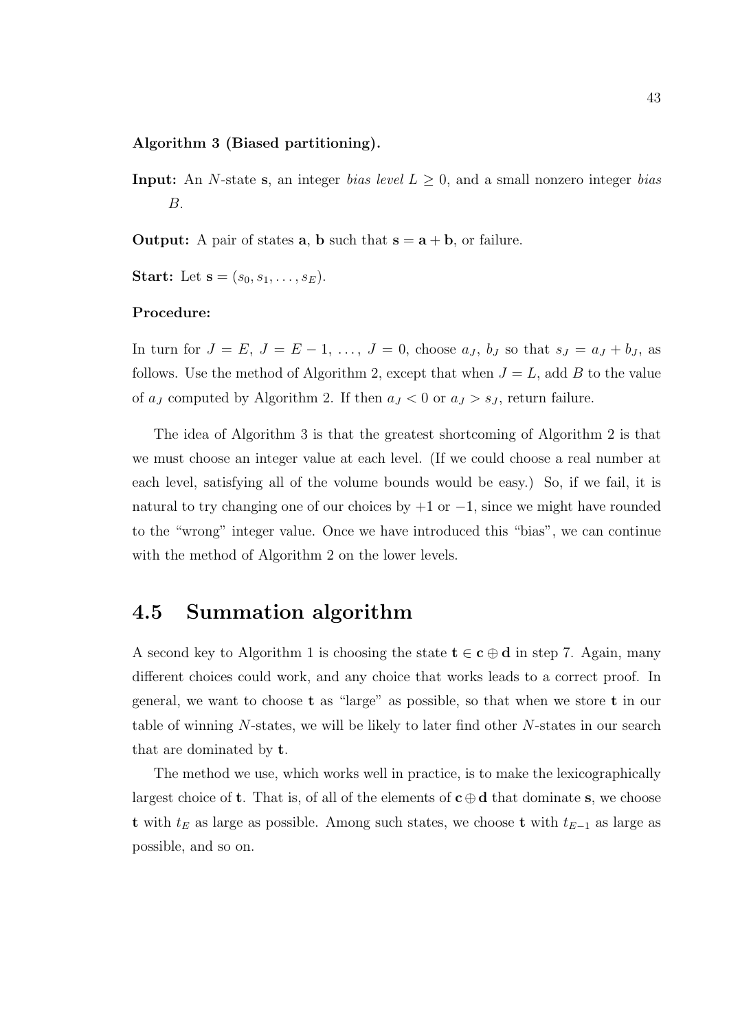**Algorithm 3 (Biased partitioning).**

**Input:** An $N$-state $\mathbf{s}$, an integer *bias level* $L \geq 0$, and a small nonzero integer *bias* $B$.

**Output:** A pair of states $\mathbf{a}$, $\mathbf{b}$ such that $\mathbf{s} = \mathbf{a} + \mathbf{b}$, or failure.

**Start:** Let $\mathbf{s} = (s_0, s_1, \ldots, s_E)$.

**Procedure:**

In turn for $J = E$, $J = E - 1$, $\ldots$, $J = 0$, choose $a_J$, $b_J$ so that $s_J = a_J + b_J$, as follows. Use the method of Algorithm 2, except that when $J = L$, add $B$ to the value of $a_J$ computed by Algorithm 2. If then $a_J < 0$ or $a_J > s_J$, return failure.

The idea of Algorithm 3 is that the greatest shortcoming of Algorithm 2 is that we must choose an integer value at each level. (If we could choose a real number at each level, satisfying all of the volume bounds would be easy.) So, if we fail, it is natural to try changing one of our choices by $+1$ or $-1$, since we might have rounded to the "wrong" integer value. Once we have introduced this "bias", we can continue with the method of Algorithm 2 on the lower levels.

## 4.5 Summation algorithm

A second key to Algorithm 1 is choosing the state $\mathbf{t} \in \mathbf{c} \oplus \mathbf{d}$ in step 7. Again, many different choices could work, and any choice that works leads to a correct proof. In general, we want to choose $\mathbf{t}$ as "large" as possible, so that when we store $\mathbf{t}$ in our table of winning $N$-states, we will be likely to later find other $N$-states in our search that are dominated by $\mathbf{t}$.

The method we use, which works well in practice, is to make the lexicographically largest choice of $\mathbf{t}$. That is, of all of the elements of $\mathbf{c} \oplus \mathbf{d}$ that dominate $\mathbf{s}$, we choose $\mathbf{t}$ with $t_E$ as large as possible. Among such states, we choose $\mathbf{t}$ with $t_{E-1}$ as large as possible, and so on.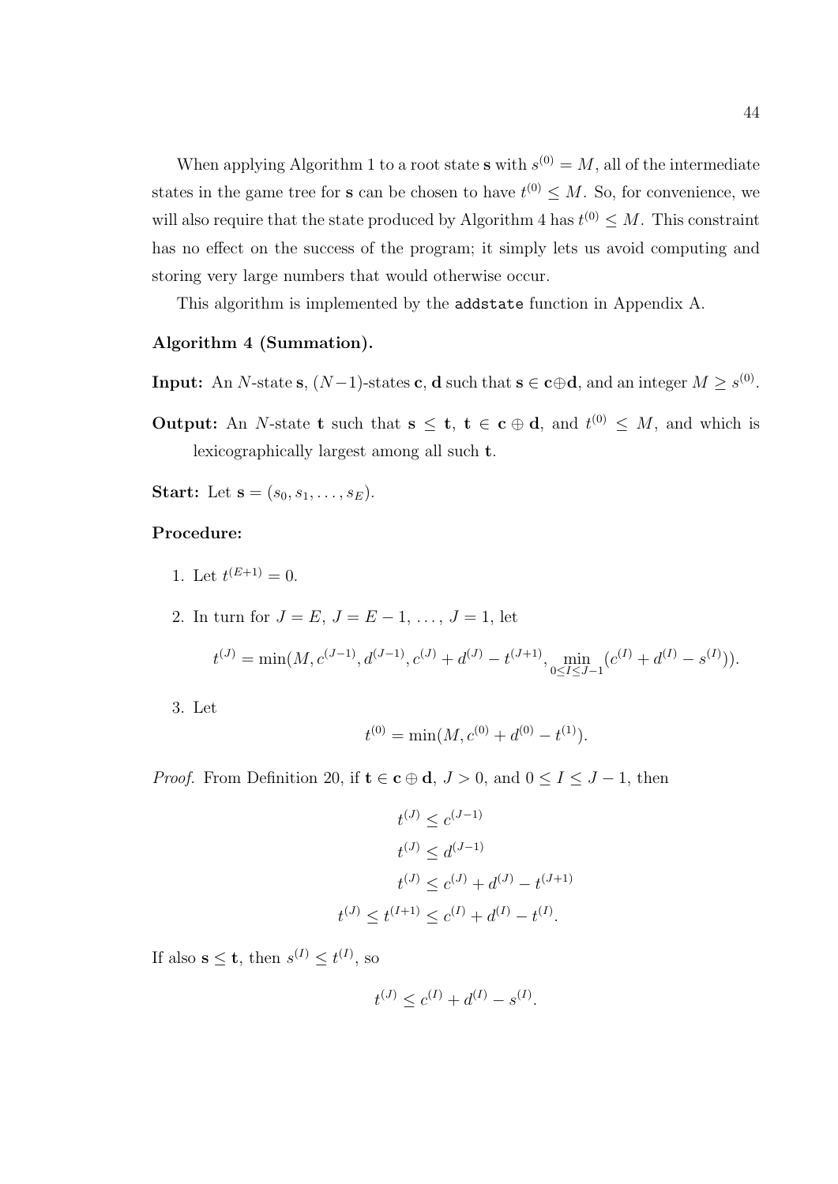When applying Algorithm 1 to a root state $\mathbf{s}$ with $s^{(0)} = M$, all of the intermediate states in the game tree for $\mathbf{s}$ can be chosen to have $t^{(0)} \leq M$. So, for convenience, we will also require that the state produced by Algorithm 4 has $t^{(0)} \leq M$. This constraint has no effect on the success of the program; it simply lets us avoid computing and storing very large numbers that would otherwise occur.

This algorithm is implemented by the `addstate` function in Appendix A.

**Algorithm 4 (Summation).**

**Input:** An $N$-state $\mathbf{s}$, $(N-1)$-states $\mathbf{c}$, $\mathbf{d}$ such that $\mathbf{s} \in \mathbf{c} \oplus \mathbf{d}$, and an integer $M \geq s^{(0)}$.

**Output:** An $N$-state $\mathbf{t}$ such that $\mathbf{s} \leq \mathbf{t}$, $\mathbf{t} \in \mathbf{c} \oplus \mathbf{d}$, and $t^{(0)} \leq M$, and which is lexicographically largest among all such $\mathbf{t}$.

**Start:** Let $\mathbf{s} = (s_0, s_1, \ldots, s_E)$.

**Procedure:**

1. Let $t^{(E+1)} = 0$.
2. In turn for $J = E$, $J = E - 1$, $\ldots$, $J = 1$, let

$$t^{(J)} = \min(M, c^{(J-1)}, d^{(J-1)}, c^{(J)} + d^{(J)} - t^{(J+1)}, \min_{0 \leq I \leq J-1}(c^{(I)} + d^{(I)} - s^{(I)})).$$

3. Let

$$t^{(0)} = \min(M, c^{(0)} + d^{(0)} - t^{(1)}).$$

*Proof.* From Definition 20, if $\mathbf{t} \in \mathbf{c} \oplus \mathbf{d}$, $J > 0$, and $0 \leq I \leq J - 1$, then

$$t^{(J)} \leq c^{(J-1)}$$

$$t^{(J)} \leq d^{(J-1)}$$

$$t^{(J)} \leq c^{(J)} + d^{(J)} - t^{(J+1)}$$

$$t^{(J)} \leq t^{(I+1)} \leq c^{(I)} + d^{(I)} - t^{(I)}.$$

If also $\mathbf{s} \leq \mathbf{t}$, then $s^{(I)} \leq t^{(I)}$, so

$$t^{(J)} \leq c^{(I)} + d^{(I)} - s^{(I)}.$$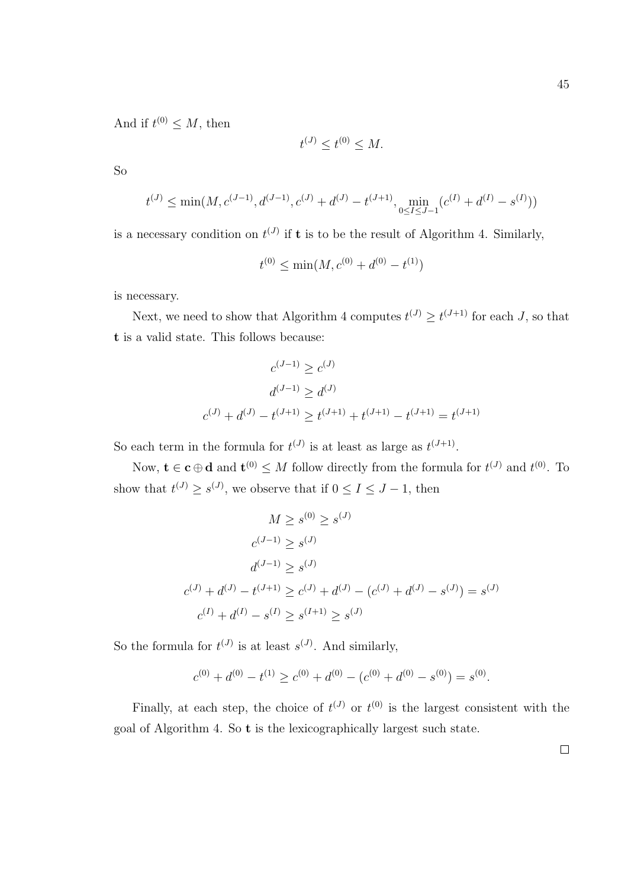And if $t^{(0)} \leq M$, then

$$t^{(J)} \leq t^{(0)} \leq M.$$

So

$$t^{(J)} \leq \min(M, c^{(J-1)}, d^{(J-1)}, c^{(J)} + d^{(J)} - t^{(J+1)}, \min_{0 \leq I \leq J-1}(c^{(I)} + d^{(I)} - s^{(I)}))$$

is a necessary condition on $t^{(J)}$ if $\mathbf{t}$ is to be the result of Algorithm 4. Similarly,

$$t^{(0)} \leq \min(M, c^{(0)} + d^{(0)} - t^{(1)})$$

is necessary.

Next, we need to show that Algorithm 4 computes $t^{(J)} \geq t^{(J+1)}$ for each $J$, so that $\mathbf{t}$ is a valid state. This follows because:

$$\begin{aligned}
c^{(J-1)} &\geq c^{(J)} \\
d^{(J-1)} &\geq d^{(J)} \\
c^{(J)} + d^{(J)} - t^{(J+1)} &\geq t^{(J+1)} + t^{(J+1)} - t^{(J+1)} = t^{(J+1)}
\end{aligned}$$

So each term in the formula for $t^{(J)}$ is at least as large as $t^{(J+1)}$.

Now, $\mathbf{t} \in \mathbf{c} \oplus \mathbf{d}$ and $\mathbf{t}^{(0)} \leq M$ follow directly from the formula for $t^{(J)}$ and $t^{(0)}$. To show that $t^{(J)} \geq s^{(J)}$, we observe that if $0 \leq I \leq J-1$, then

$$\begin{aligned}
M &\geq s^{(0)} \geq s^{(J)} \\
c^{(J-1)} &\geq s^{(J)} \\
d^{(J-1)} &\geq s^{(J)} \\
c^{(J)} + d^{(J)} - t^{(J+1)} &\geq c^{(J)} + d^{(J)} - (c^{(J)} + d^{(J)} - s^{(J)}) = s^{(J)} \\
c^{(I)} + d^{(I)} - s^{(I)} &\geq s^{(I+1)} \geq s^{(J)}
\end{aligned}$$

So the formula for $t^{(J)}$ is at least $s^{(J)}$. And similarly,

$$c^{(0)} + d^{(0)} - t^{(1)} \geq c^{(0)} + d^{(0)} - (c^{(0)} + d^{(0)} - s^{(0)}) = s^{(0)}.$$

Finally, at each step, the choice of $t^{(J)}$ or $t^{(0)}$ is the largest consistent with the goal of Algorithm 4. So $\mathbf{t}$ is the lexicographically largest such state.

□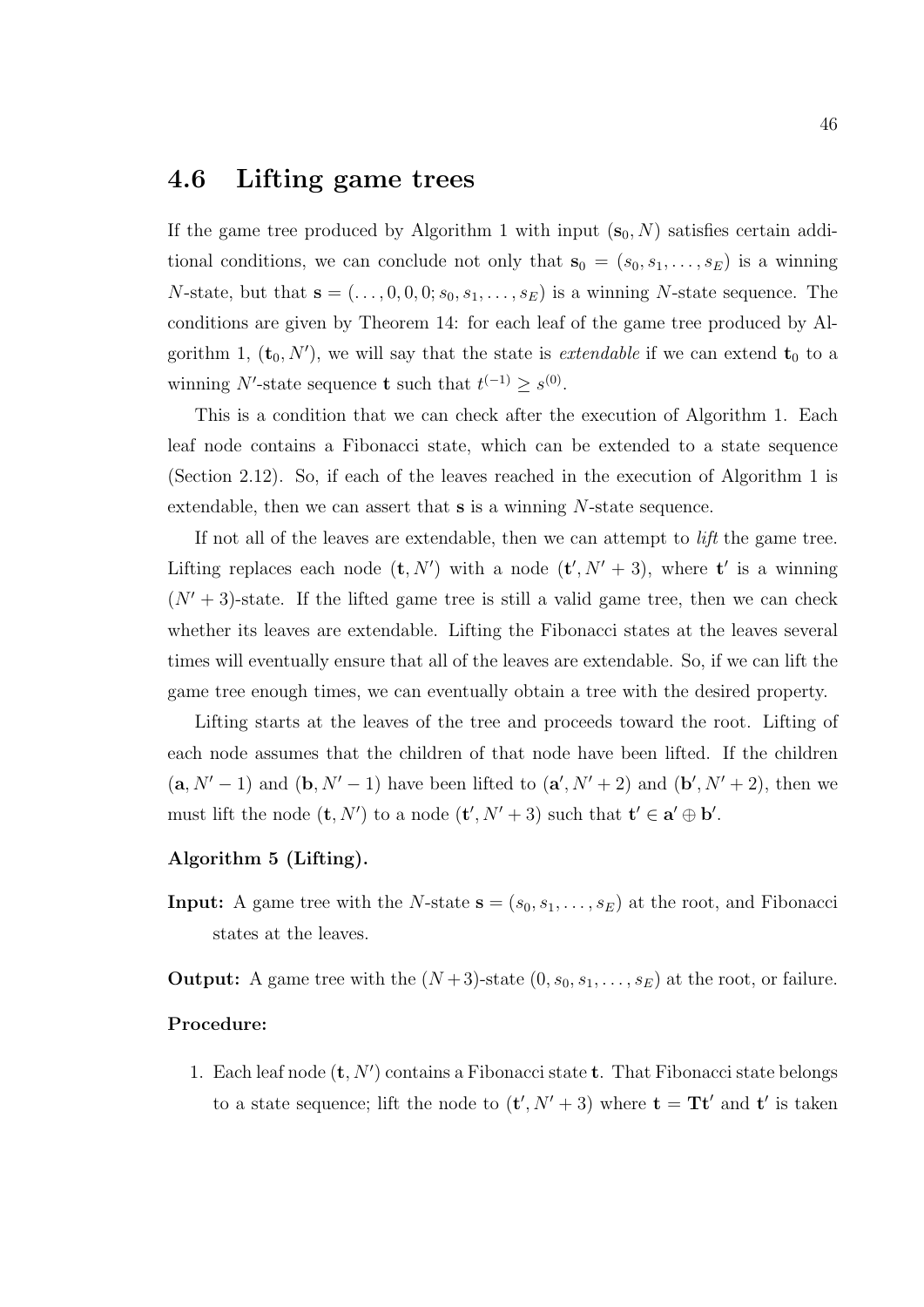## 4.6 Lifting game trees

If the game tree produced by Algorithm 1 with input $(\mathbf{s}_0, N)$ satisfies certain additional conditions, we can conclude not only that $\mathbf{s}_0 = (s_0, s_1, \ldots, s_E)$ is a winning $N$-state, but that $\mathbf{s} = (\ldots, 0, 0, 0; s_0, s_1, \ldots, s_E)$ is a winning $N$-state sequence. The conditions are given by Theorem 14: for each leaf of the game tree produced by Algorithm 1, $(\mathbf{t}_0, N')$, we will say that the state is *extendable* if we can extend $\mathbf{t}_0$ to a winning $N'$-state sequence $\mathbf{t}$ such that $t^{(-1)} \geq s^{(0)}$.

This is a condition that we can check after the execution of Algorithm 1. Each leaf node contains a Fibonacci state, which can be extended to a state sequence (Section 2.12). So, if each of the leaves reached in the execution of Algorithm 1 is extendable, then we can assert that $\mathbf{s}$ is a winning $N$-state sequence.

If not all of the leaves are extendable, then we can attempt to *lift* the game tree. Lifting replaces each node $(\mathbf{t}, N')$ with a node $(\mathbf{t}', N' + 3)$, where $\mathbf{t}'$ is a winning $(N' + 3)$-state. If the lifted game tree is still a valid game tree, then we can check whether its leaves are extendable. Lifting the Fibonacci states at the leaves several times will eventually ensure that all of the leaves are extendable. So, if we can lift the game tree enough times, we can eventually obtain a tree with the desired property.

Lifting starts at the leaves of the tree and proceeds toward the root. Lifting of each node assumes that the children of that node have been lifted. If the children $(\mathbf{a}, N' - 1)$ and $(\mathbf{b}, N' - 1)$ have been lifted to $(\mathbf{a}', N' + 2)$ and $(\mathbf{b}', N' + 2)$, then we must lift the node $(\mathbf{t}, N')$ to a node $(\mathbf{t}', N' + 3)$ such that $\mathbf{t}' \in \mathbf{a}' \oplus \mathbf{b}'$.

**Algorithm 5 (Lifting).**

**Input:** A game tree with the $N$-state $\mathbf{s} = (s_0, s_1, \ldots, s_E)$ at the root, and Fibonacci states at the leaves.

**Output:** A game tree with the $(N+3)$-state $(0, s_0, s_1, \ldots, s_E)$ at the root, or failure.

**Procedure:**

1. Each leaf node $(\mathbf{t}, N')$ contains a Fibonacci state $\mathbf{t}$. That Fibonacci state belongs to a state sequence; lift the node to $(\mathbf{t}', N' + 3)$ where $\mathbf{t} = \mathbf{T}\mathbf{t}'$ and $\mathbf{t}'$ is taken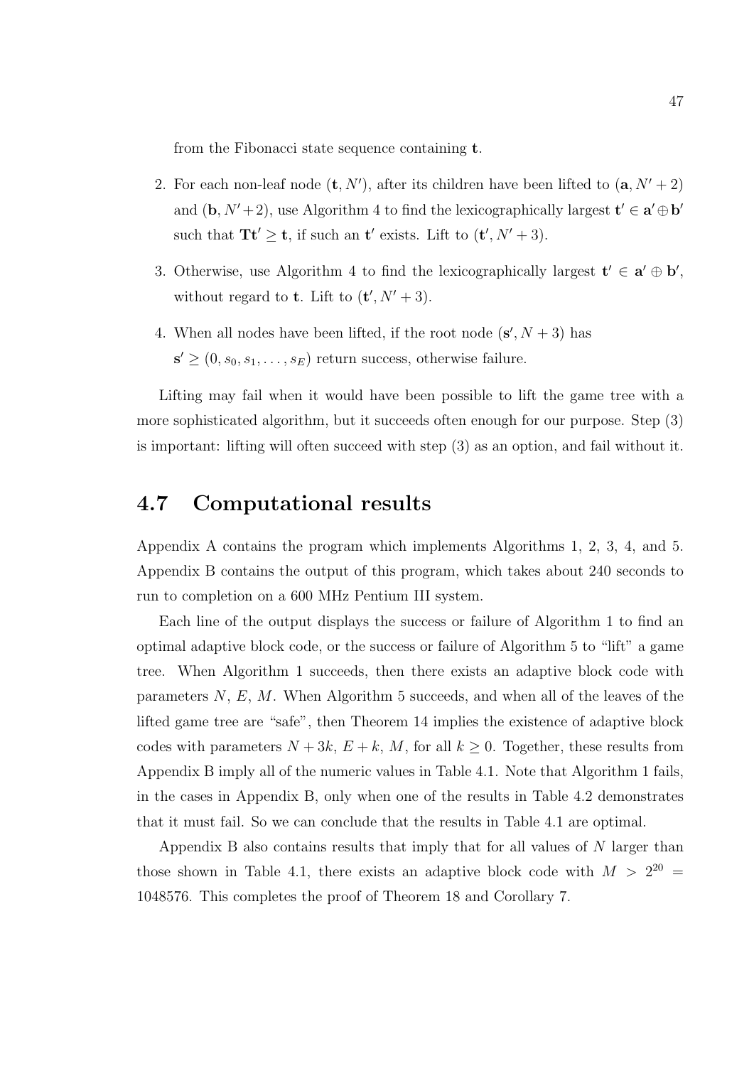from the Fibonacci state sequence containing $\mathbf{t}$.

2. For each non-leaf node $(\mathbf{t}, N')$, after its children have been lifted to $(\mathbf{a}, N'+2)$ and $(\mathbf{b}, N'+2)$, use Algorithm 4 to find the lexicographically largest $\mathbf{t}' \in \mathbf{a}' \oplus \mathbf{b}'$ such that $\mathbf{T}\mathbf{t}' \geq \mathbf{t}$, if such an $\mathbf{t}'$ exists. Lift to $(\mathbf{t}', N'+3)$.

3. Otherwise, use Algorithm 4 to find the lexicographically largest $\mathbf{t}' \in \mathbf{a}' \oplus \mathbf{b}'$, without regard to $\mathbf{t}$. Lift to $(\mathbf{t}', N'+3)$.

4. When all nodes have been lifted, if the root node $(\mathbf{s}', N+3)$ has $\mathbf{s}' \geq (0, s_0, s_1, \ldots, s_E)$ return success, otherwise failure.

Lifting may fail when it would have been possible to lift the game tree with a more sophisticated algorithm, but it succeeds often enough for our purpose. Step (3) is important: lifting will often succeed with step (3) as an option, and fail without it.

## 4.7 Computational results

Appendix A contains the program which implements Algorithms 1, 2, 3, 4, and 5. Appendix B contains the output of this program, which takes about 240 seconds to run to completion on a 600 MHz Pentium III system.

Each line of the output displays the success or failure of Algorithm 1 to find an optimal adaptive block code, or the success or failure of Algorithm 5 to "lift" a game tree. When Algorithm 1 succeeds, then there exists an adaptive block code with parameters $N$, $E$, $M$. When Algorithm 5 succeeds, and when all of the leaves of the lifted game tree are "safe", then Theorem 14 implies the existence of adaptive block codes with parameters $N+3k$, $E+k$, $M$, for all $k \geq 0$. Together, these results from Appendix B imply all of the numeric values in Table 4.1. Note that Algorithm 1 fails, in the cases in Appendix B, only when one of the results in Table 4.2 demonstrates that it must fail. So we can conclude that the results in Table 4.1 are optimal.

Appendix B also contains results that imply that for all values of $N$ larger than those shown in Table 4.1, there exists an adaptive block code with $M > 2^{20} = 1048576$. This completes the proof of Theorem 18 and Corollary 7.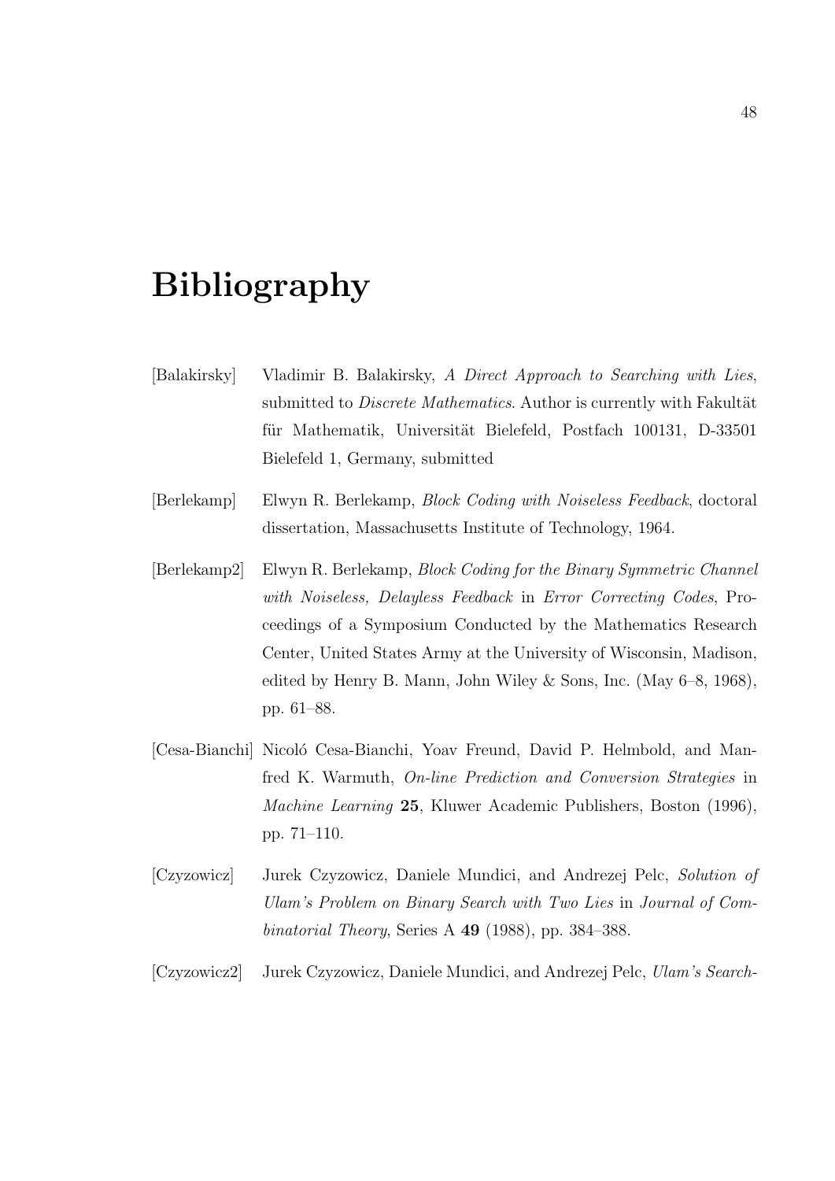# Bibliography

[Balakirsky] Vladimir B. Balakirsky, *A Direct Approach to Searching with Lies*, submitted to *Discrete Mathematics*. Author is currently with Fakultät für Mathematik, Universität Bielefeld, Postfach 100131, D-33501 Bielefeld 1, Germany, submitted

[Berlekamp] Elwyn R. Berlekamp, *Block Coding with Noiseless Feedback*, doctoral dissertation, Massachusetts Institute of Technology, 1964.

[Berlekamp2] Elwyn R. Berlekamp, *Block Coding for the Binary Symmetric Channel with Noiseless, Delayless Feedback* in *Error Correcting Codes*, Proceedings of a Symposium Conducted by the Mathematics Research Center, United States Army at the University of Wisconsin, Madison, edited by Henry B. Mann, John Wiley & Sons, Inc. (May 6–8, 1968), pp. 61–88.

[Cesa-Bianchi] Nicoló Cesa-Bianchi, Yoav Freund, David P. Helmbold, and Manfred K. Warmuth, *On-line Prediction and Conversion Strategies* in *Machine Learning* **25**, Kluwer Academic Publishers, Boston (1996), pp. 71–110.

[Czyzowicz] Jurek Czyzowicz, Daniele Mundici, and Andrezej Pelc, *Solution of Ulam's Problem on Binary Search with Two Lies* in *Journal of Combinatorial Theory*, Series A **49** (1988), pp. 384–388.

[Czyzowicz2] Jurek Czyzowicz, Daniele Mundici, and Andrezej Pelc, *Ulam's Search-*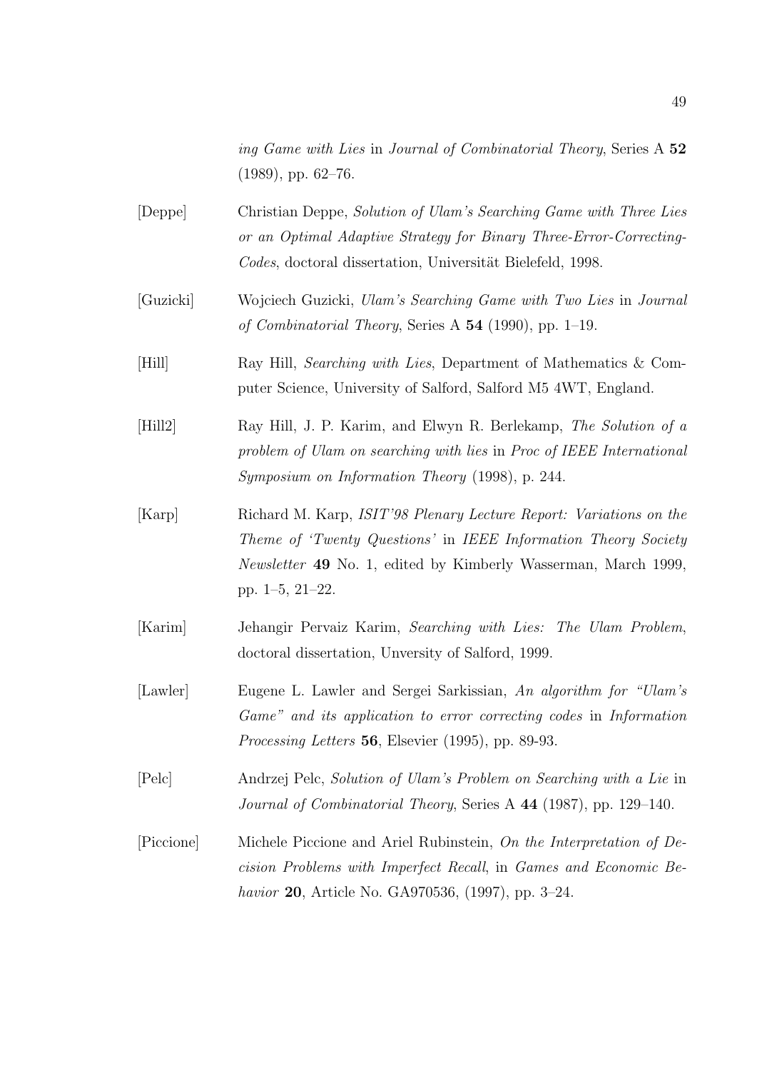*ing Game with Lies* in *Journal of Combinatorial Theory*, Series A **52** (1989), pp. 62–76.

[Deppe] Christian Deppe, *Solution of Ulam's Searching Game with Three Lies or an Optimal Adaptive Strategy for Binary Three-Error-Correcting-Codes*, doctoral dissertation, Universität Bielefeld, 1998.

[Guzicki] Wojciech Guzicki, *Ulam's Searching Game with Two Lies* in *Journal of Combinatorial Theory*, Series A **54** (1990), pp. 1–19.

[Hill] Ray Hill, *Searching with Lies*, Department of Mathematics & Computer Science, University of Salford, Salford M5 4WT, England.

[Hill2] Ray Hill, J. P. Karim, and Elwyn R. Berlekamp, *The Solution of a problem of Ulam on searching with lies* in *Proc of IEEE International Symposium on Information Theory* (1998), p. 244.

[Karp] Richard M. Karp, *ISIT'98 Plenary Lecture Report: Variations on the Theme of 'Twenty Questions'* in *IEEE Information Theory Society Newsletter* **49** No. 1, edited by Kimberly Wasserman, March 1999, pp. 1–5, 21–22.

[Karim] Jehangir Pervaiz Karim, *Searching with Lies: The Ulam Problem*, doctoral dissertation, Unversity of Salford, 1999.

[Lawler] Eugene L. Lawler and Sergei Sarkissian, *An algorithm for "Ulam's Game" and its application to error correcting codes* in *Information Processing Letters* **56**, Elsevier (1995), pp. 89-93.

[Pelc] Andrzej Pelc, *Solution of Ulam's Problem on Searching with a Lie* in *Journal of Combinatorial Theory*, Series A **44** (1987), pp. 129–140.

[Piccione] Michele Piccione and Ariel Rubinstein, *On the Interpretation of Decision Problems with Imperfect Recall*, in *Games and Economic Behavior* **20**, Article No. GA970536, (1997), pp. 3–24.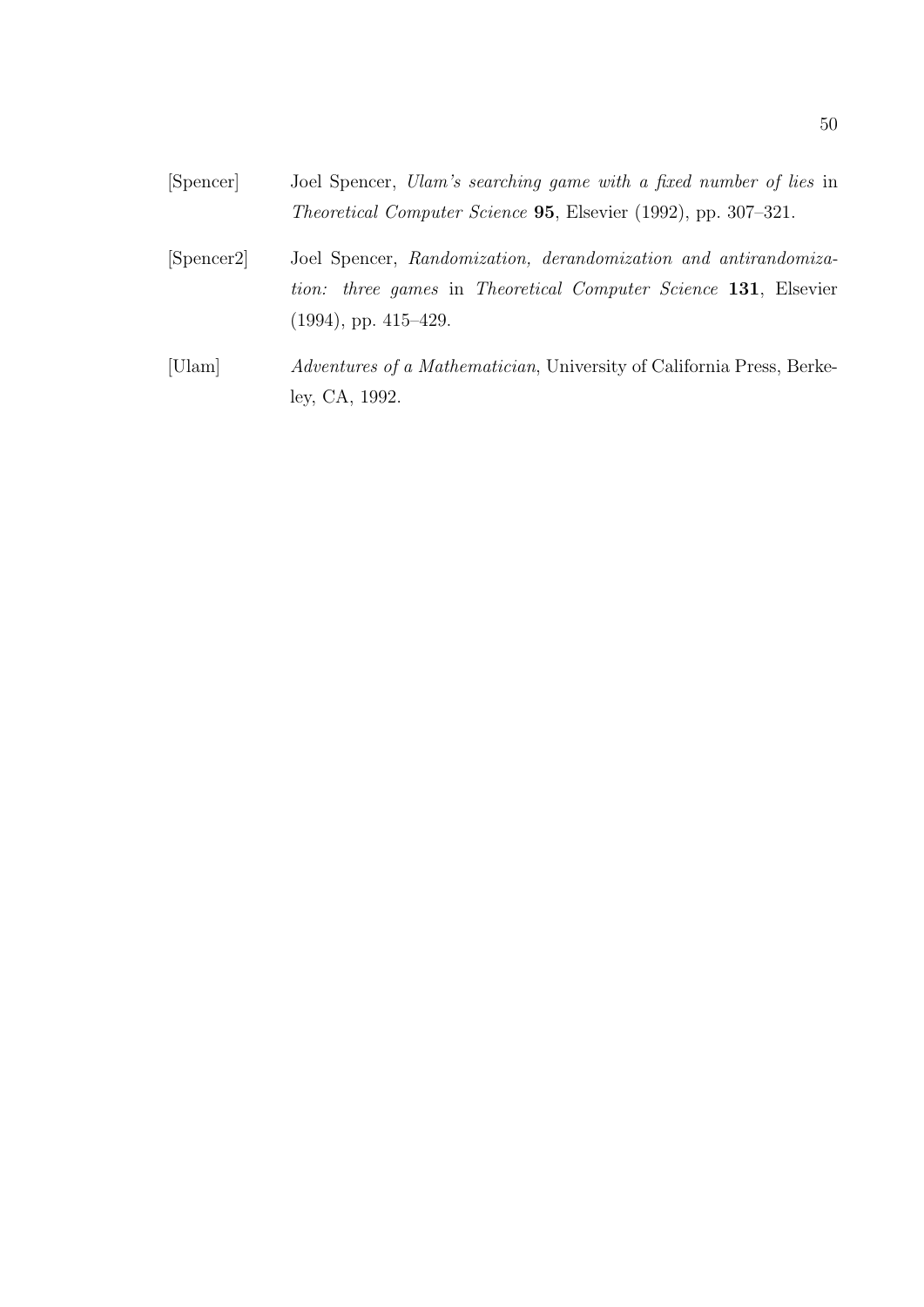[Spencer] Joel Spencer, *Ulam's searching game with a fixed number of lies* in *Theoretical Computer Science* **95**, Elsevier (1992), pp. 307–321.

[Spencer2] Joel Spencer, *Randomization, derandomization and antirandomization: three games* in *Theoretical Computer Science* **131**, Elsevier (1994), pp. 415–429.

[Ulam] *Adventures of a Mathematician*, University of California Press, Berkeley, CA, 1992.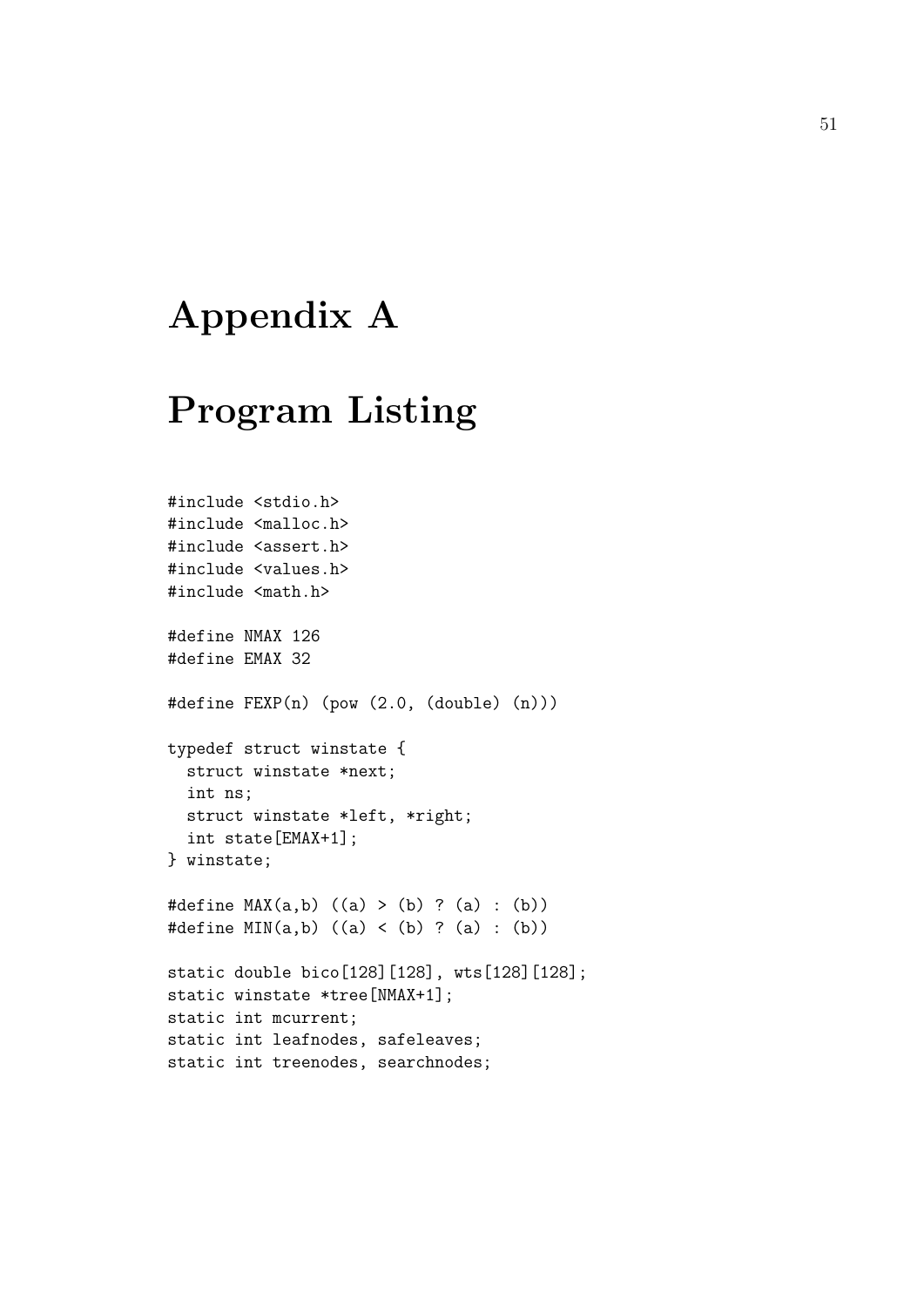# Appendix A

# Program Listing

```
#include <stdio.h>
#include <malloc.h>
#include <assert.h>
#include <values.h>
#include <math.h>

#define NMAX 126
#define EMAX 32

#define FEXP(n) (pow (2.0, (double) (n)))

typedef struct winstate {
  struct winstate *next;
  int ns;
  struct winstate *left, *right;
  int state[EMAX+1];
} winstate;

#define MAX(a,b) ((a) > (b) ? (a) : (b))
#define MIN(a,b) ((a) < (b) ? (a) : (b))

static double bico[128][128], wts[128][128];
static winstate *tree[NMAX+1];
static int mcurrent;
static int leafnodes, safeleaves;
static int treenodes, searchnodes;
```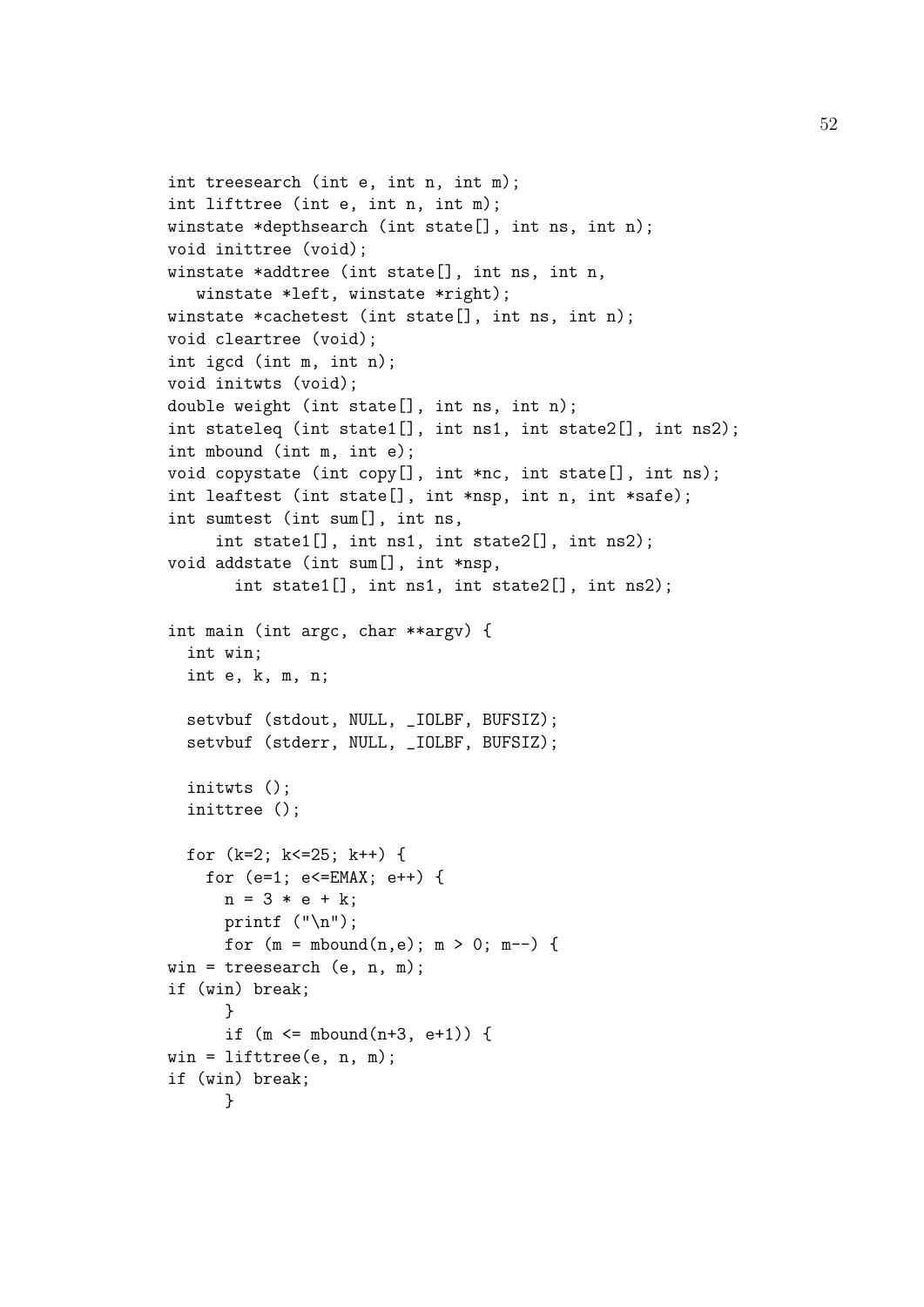```
int treesearch (int e, int n, int m);
int lifttree (int e, int n, int m);
winstate *depthsearch (int state[], int ns, int n);
void inittree (void);
winstate *addtree (int state[], int ns, int n,
   winstate *left, winstate *right);
winstate *cachetest (int state[], int ns, int n);
void cleartree (void);
int igcd (int m, int n);
void initwts (void);
double weight (int state[], int ns, int n);
int stateleq (int state1[], int ns1, int state2[], int ns2);
int mbound (int m, int e);
void copystate (int copy[], int *nc, int state[], int ns);
int leaftest (int state[], int *nsp, int n, int *safe);
int sumtest (int sum[], int ns,
     int state1[], int ns1, int state2[], int ns2);
void addstate (int sum[], int *nsp,
       int state1[], int ns1, int state2[], int ns2);

int main (int argc, char **argv) {
  int win;
  int e, k, m, n;

  setvbuf (stdout, NULL, _IOLBF, BUFSIZ);
  setvbuf (stderr, NULL, _IOLBF, BUFSIZ);

  initwts ();
  inittree ();

  for (k=2; k<=25; k++) {
    for (e=1; e<=EMAX; e++) {
      n = 3 * e + k;
      printf ("\n");
      for (m = mbound(n,e); m > 0; m--) {
win = treesearch (e, n, m);
if (win) break;
      }
      if (m <= mbound(n+3, e+1)) {
win = lifttree(e, n, m);
if (win) break;
      }
```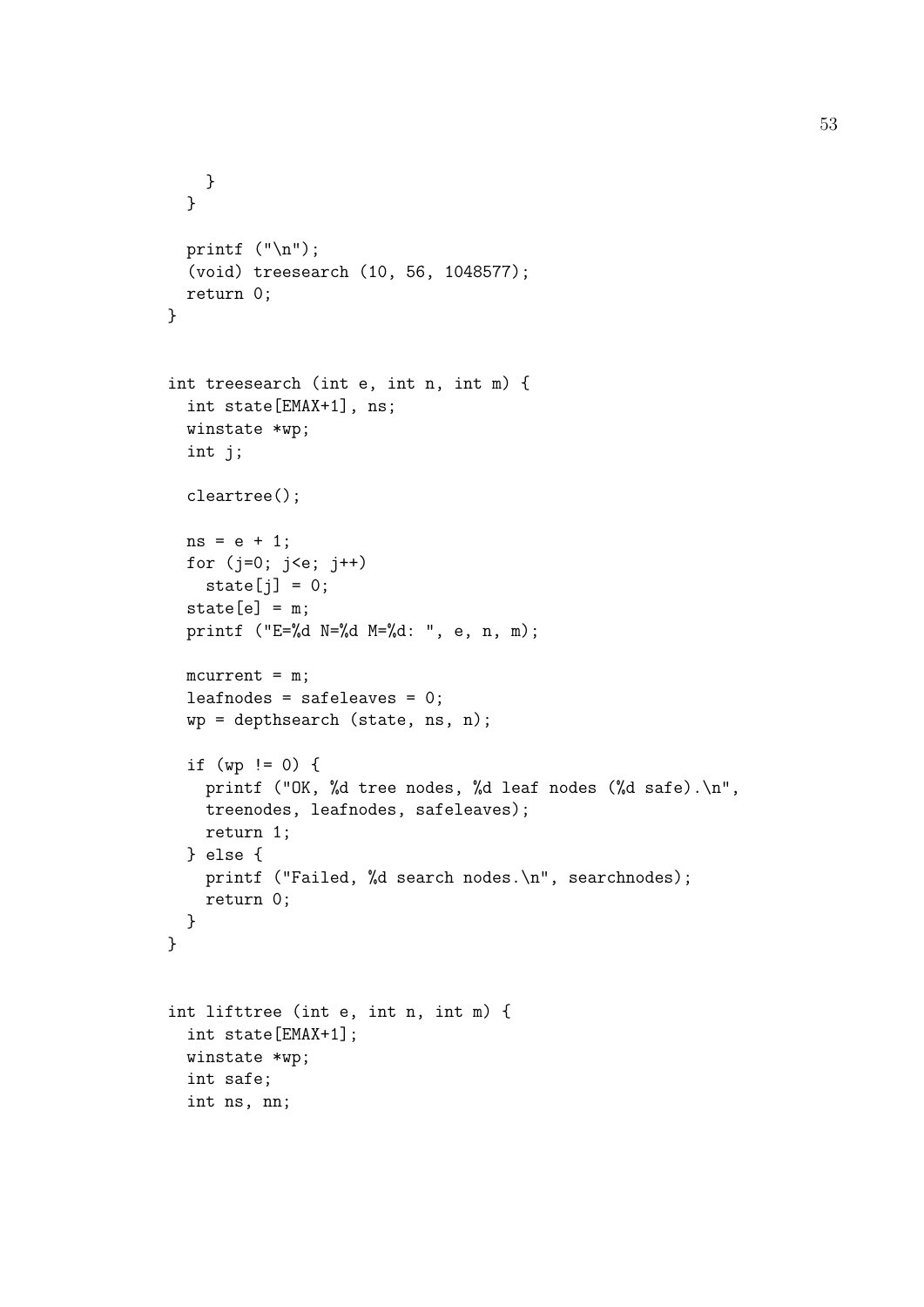```
    }
  }

  printf ("\n");
  (void) treesearch (10, 56, 1048577);
  return 0;
}


int treesearch (int e, int n, int m) {
  int state[EMAX+1], ns;
  winstate *wp;
  int j;

  cleartree();

  ns = e + 1;
  for (j=0; j<e; j++)
    state[j] = 0;
  state[e] = m;
  printf ("E=%d N=%d M=%d: ", e, n, m);

  mcurrent = m;
  leafnodes = safeleaves = 0;
  wp = depthsearch (state, ns, n);

  if (wp != 0) {
    printf ("OK, %d tree nodes, %d leaf nodes (%d safe).\n",
    treenodes, leafnodes, safeleaves);
    return 1;
  } else {
    printf ("Failed, %d search nodes.\n", searchnodes);
    return 0;
  }
}


int lifttree (int e, int n, int m) {
  int state[EMAX+1];
  winstate *wp;
  int safe;
  int ns, nn;
```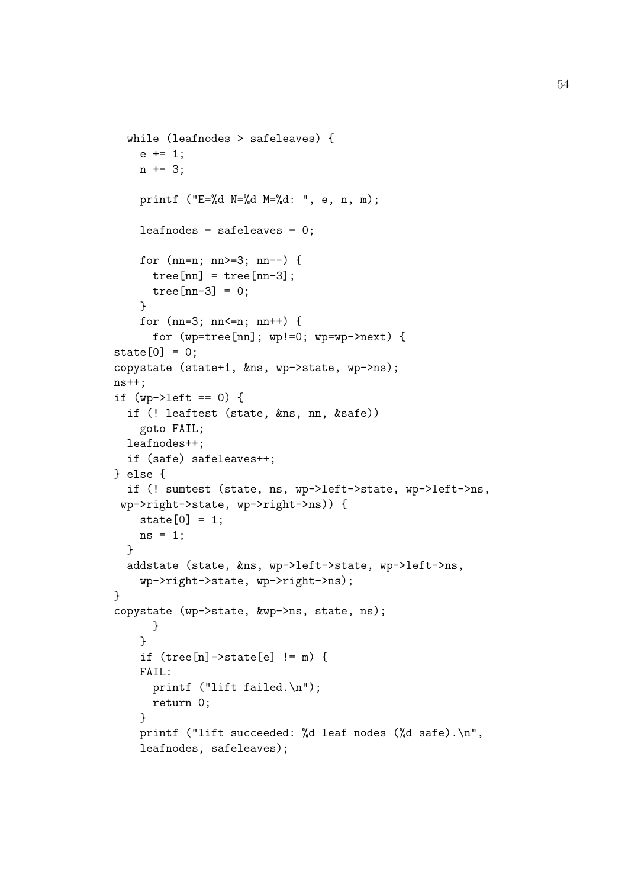```
  while (leafnodes > safeleaves) {
    e += 1;
    n += 3;

    printf ("E=%d N=%d M=%d: ", e, n, m);

    leafnodes = safeleaves = 0;

    for (nn=n; nn>=3; nn--) {
      tree[nn] = tree[nn-3];
      tree[nn-3] = 0;
    }
    for (nn=3; nn<=n; nn++) {
      for (wp=tree[nn]; wp!=0; wp=wp->next) {
state[0] = 0;
copystate (state+1, &ns, wp->state, wp->ns);
ns++;
if (wp->left == 0) {
  if (! leaftest (state, &ns, nn, &safe))
    goto FAIL;
  leafnodes++;
  if (safe) safeleaves++;
} else {
  if (! sumtest (state, ns, wp->left->state, wp->left->ns,
 wp->right->state, wp->right->ns)) {
    state[0] = 1;
    ns = 1;
  }
  addstate (state, &ns, wp->left->state, wp->left->ns,
    wp->right->state, wp->right->ns);
}
copystate (wp->state, &wp->ns, state, ns);
      }
    }
    if (tree[n]->state[e] != m) {
    FAIL:
      printf ("lift failed.\n");
      return 0;
    }
    printf ("lift succeeded: %d leaf nodes (%d safe).\n",
    leafnodes, safeleaves);
```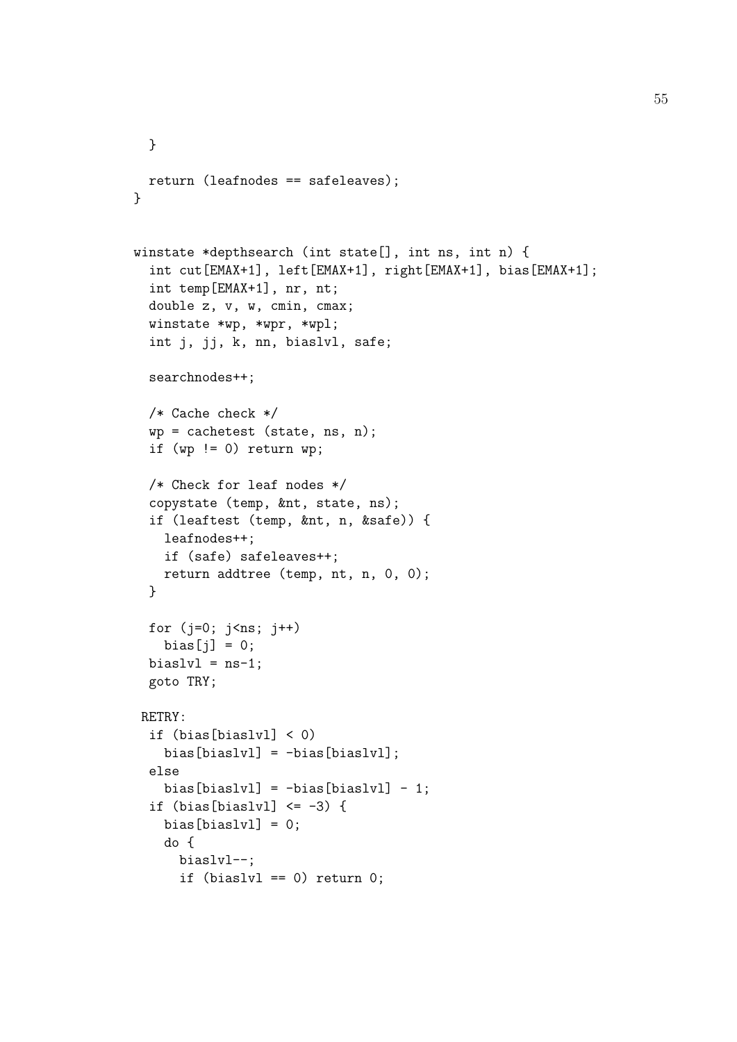```
  }

  return (leafnodes == safeleaves);
}


winstate *depthsearch (int state[], int ns, int n) {
  int cut[EMAX+1], left[EMAX+1], right[EMAX+1], bias[EMAX+1];
  int temp[EMAX+1], nr, nt;
  double z, v, w, cmin, cmax;
  winstate *wp, *wpr, *wpl;
  int j, jj, k, nn, biaslvl, safe;

  searchnodes++;

  /* Cache check */
  wp = cachetest (state, ns, n);
  if (wp != 0) return wp;

  /* Check for leaf nodes */
  copystate (temp, &nt, state, ns);
  if (leaftest (temp, &nt, n, &safe)) {
    leafnodes++;
    if (safe) safeleaves++;
    return addtree (temp, nt, n, 0, 0);
  }

  for (j=0; j<ns; j++)
    bias[j] = 0;
  biaslvl = ns-1;
  goto TRY;

 RETRY:
  if (bias[biaslvl] < 0)
    bias[biaslvl] = -bias[biaslvl];
  else
    bias[biaslvl] = -bias[biaslvl] - 1;
  if (bias[biaslvl] <= -3) {
    bias[biaslvl] = 0;
    do {
      biaslvl--;
      if (biaslvl == 0) return 0;
```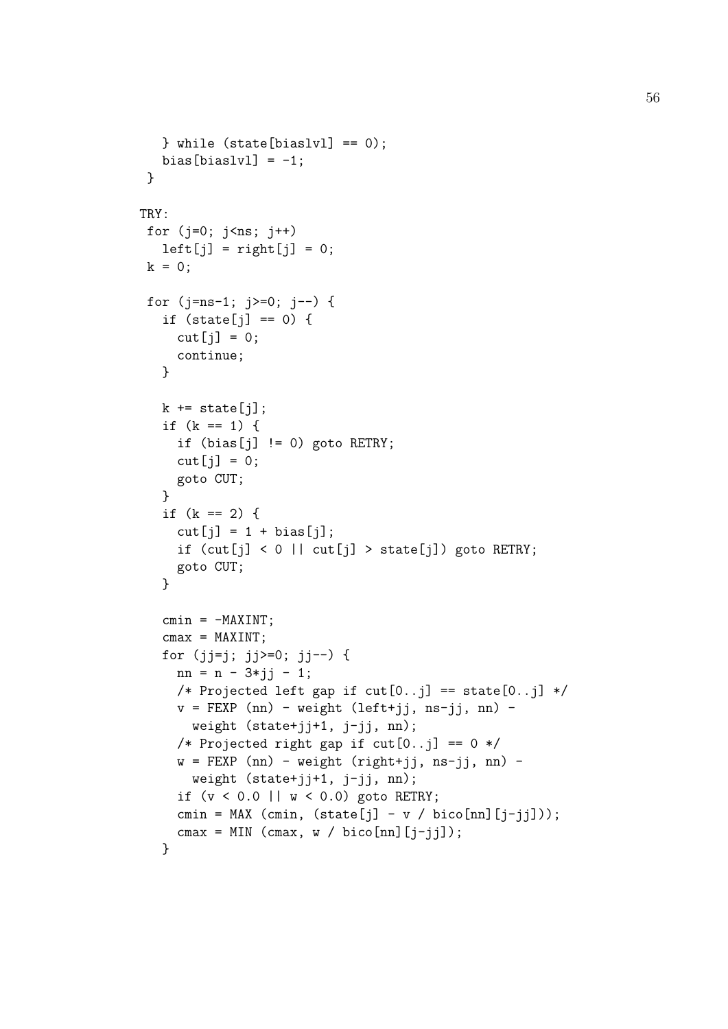```
    } while (state[biaslvl] == 0);
    bias[biaslvl] = -1;
  }

TRY:
  for (j=0; j<ns; j++)
    left[j] = right[j] = 0;
  k = 0;

  for (j=ns-1; j>=0; j--) {
    if (state[j] == 0) {
      cut[j] = 0;
      continue;
    }

    k += state[j];
    if (k == 1) {
      if (bias[j] != 0) goto RETRY;
      cut[j] = 0;
      goto CUT;
    }
    if (k == 2) {
      cut[j] = 1 + bias[j];
      if (cut[j] < 0 || cut[j] > state[j]) goto RETRY;
      goto CUT;
    }

    cmin = -MAXINT;
    cmax = MAXINT;
    for (jj=j; jj>=0; jj--) {
      nn = n - 3*jj - 1;
      /* Projected left gap if cut[0..j] == state[0..j] */
      v = FEXP (nn) - weight (left+jj, ns-jj, nn) -
        weight (state+jj+1, j-jj, nn);
      /* Projected right gap if cut[0..j] == 0 */
      w = FEXP (nn) - weight (right+jj, ns-jj, nn) -
        weight (state+jj+1, j-jj, nn);
      if (v < 0.0 || w < 0.0) goto RETRY;
      cmin = MAX (cmin, (state[j] - v / bico[nn][j-jj]));
      cmax = MIN (cmax, w / bico[nn][j-jj]);
    }
```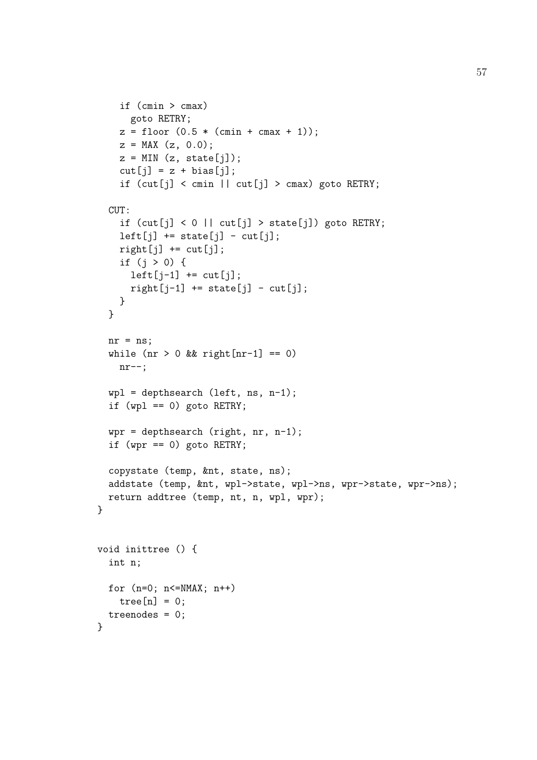```
    if (cmin > cmax)
      goto RETRY;
    z = floor (0.5 * (cmin + cmax + 1));
    z = MAX (z, 0.0);
    z = MIN (z, state[j]);
    cut[j] = z + bias[j];
    if (cut[j] < cmin || cut[j] > cmax) goto RETRY;

  CUT:
    if (cut[j] < 0 || cut[j] > state[j]) goto RETRY;
    left[j] += state[j] - cut[j];
    right[j] += cut[j];
    if (j > 0) {
      left[j-1] += cut[j];
      right[j-1] += state[j] - cut[j];
    }
  }

  nr = ns;
  while (nr > 0 && right[nr-1] == 0)
    nr--;

  wpl = depthsearch (left, ns, n-1);
  if (wpl == 0) goto RETRY;

  wpr = depthsearch (right, nr, n-1);
  if (wpr == 0) goto RETRY;

  copystate (temp, &nt, state, ns);
  addstate (temp, &nt, wpl->state, wpl->ns, wpr->state, wpr->ns);
  return addtree (temp, nt, n, wpl, wpr);
}


void inittree () {
  int n;

  for (n=0; n<=NMAX; n++)
    tree[n] = 0;
  treenodes = 0;
}
```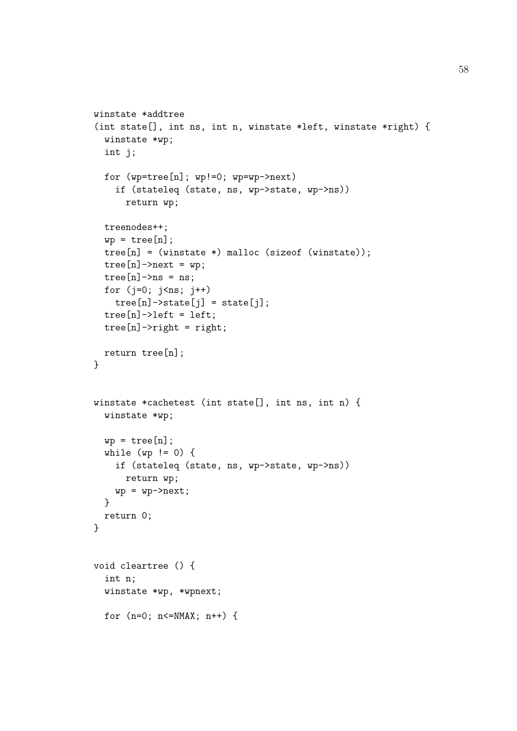```
winstate *addtree
(int state[], int ns, int n, winstate *left, winstate *right) {
  winstate *wp;
  int j;

  for (wp=tree[n]; wp!=0; wp=wp->next)
    if (stateleq (state, ns, wp->state, wp->ns))
      return wp;

  treenodes++;
  wp = tree[n];
  tree[n] = (winstate *) malloc (sizeof (winstate));
  tree[n]->next = wp;
  tree[n]->ns = ns;
  for (j=0; j<ns; j++)
    tree[n]->state[j] = state[j];
  tree[n]->left = left;
  tree[n]->right = right;

  return tree[n];
}


winstate *cachetest (int state[], int ns, int n) {
  winstate *wp;

  wp = tree[n];
  while (wp != 0) {
    if (stateleq (state, ns, wp->state, wp->ns))
      return wp;
    wp = wp->next;
  }
  return 0;
}


void cleartree () {
  int n;
  winstate *wp, *wpnext;

  for (n=0; n<=NMAX; n++) {
```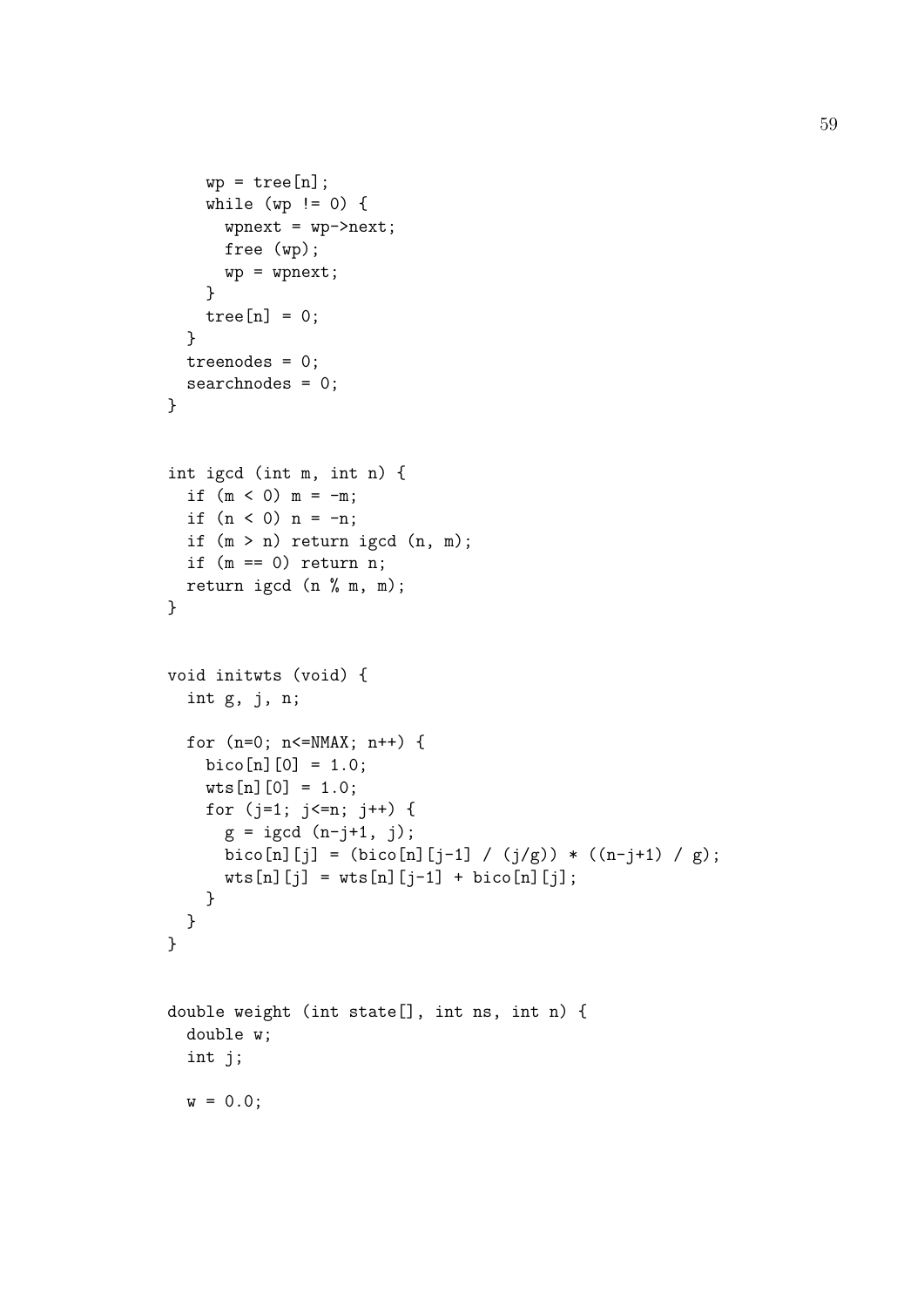```
    wp = tree[n];
    while (wp != 0) {
      wpnext = wp->next;
      free (wp);
      wp = wpnext;
    }
    tree[n] = 0;
  }
  treenodes = 0;
  searchnodes = 0;
}


int igcd (int m, int n) {
  if (m < 0) m = -m;
  if (n < 0) n = -n;
  if (m > n) return igcd (n, m);
  if (m == 0) return n;
  return igcd (n % m, m);
}


void initwts (void) {
  int g, j, n;

  for (n=0; n<=NMAX; n++) {
    bico[n][0] = 1.0;
    wts[n][0] = 1.0;
    for (j=1; j<=n; j++) {
      g = igcd (n-j+1, j);
      bico[n][j] = (bico[n][j-1] / (j/g)) * ((n-j+1) / g);
      wts[n][j] = wts[n][j-1] + bico[n][j];
    }
  }
}


double weight (int state[], int ns, int n) {
  double w;
  int j;

  w = 0.0;
```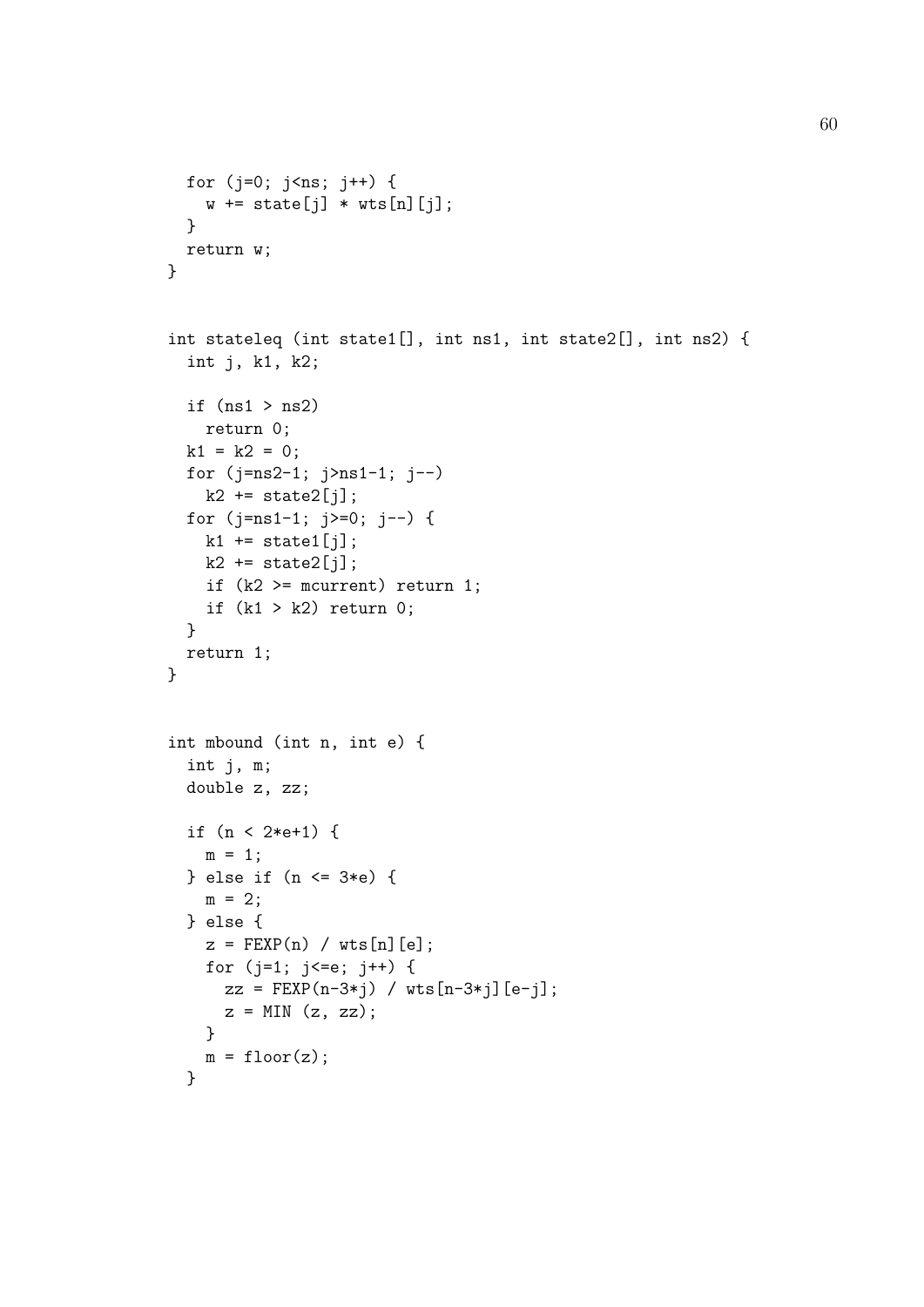```
  for (j=0; j<ns; j++) {
    w += state[j] * wts[n][j];
  }
  return w;
}


int stateleq (int state1[], int ns1, int state2[], int ns2) {
  int j, k1, k2;

  if (ns1 > ns2)
    return 0;
  k1 = k2 = 0;
  for (j=ns2-1; j>ns1-1; j--)
    k2 += state2[j];
  for (j=ns1-1; j>=0; j--) {
    k1 += state1[j];
    k2 += state2[j];
    if (k2 >= mcurrent) return 1;
    if (k1 > k2) return 0;
  }
  return 1;
}


int mbound (int n, int e) {
  int j, m;
  double z, zz;

  if (n < 2*e+1) {
    m = 1;
  } else if (n <= 3*e) {
    m = 2;
  } else {
    z = FEXP(n) / wts[n][e];
    for (j=1; j<=e; j++) {
      zz = FEXP(n-3*j) / wts[n-3*j][e-j];
      z = MIN (z, zz);
    }
    m = floor(z);
  }
```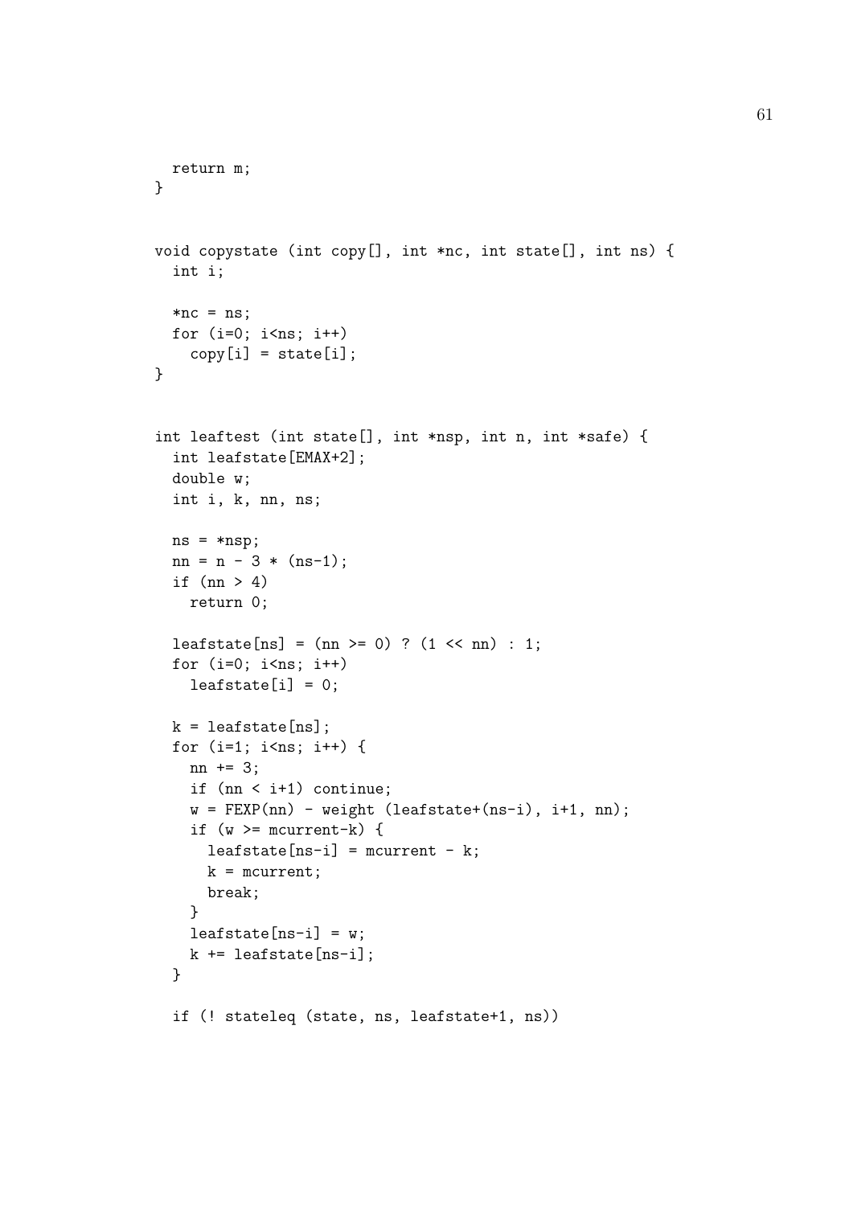```
  return m;
}


void copystate (int copy[], int *nc, int state[], int ns) {
  int i;

  *nc = ns;
  for (i=0; i<ns; i++)
    copy[i] = state[i];
}


int leaftest (int state[], int *nsp, int n, int *safe) {
  int leafstate[EMAX+2];
  double w;
  int i, k, nn, ns;

  ns = *nsp;
  nn = n - 3 * (ns-1);
  if (nn > 4)
    return 0;

  leafstate[ns] = (nn >= 0) ? (1 << nn) : 1;
  for (i=0; i<ns; i++)
    leafstate[i] = 0;

  k = leafstate[ns];
  for (i=1; i<ns; i++) {
    nn += 3;
    if (nn < i+1) continue;
    w = FEXP(nn) - weight (leafstate+(ns-i), i+1, nn);
    if (w >= mcurrent-k) {
      leafstate[ns-i] = mcurrent - k;
      k = mcurrent;
      break;
    }
    leafstate[ns-i] = w;
    k += leafstate[ns-i];
  }

  if (! stateleq (state, ns, leafstate+1, ns))
```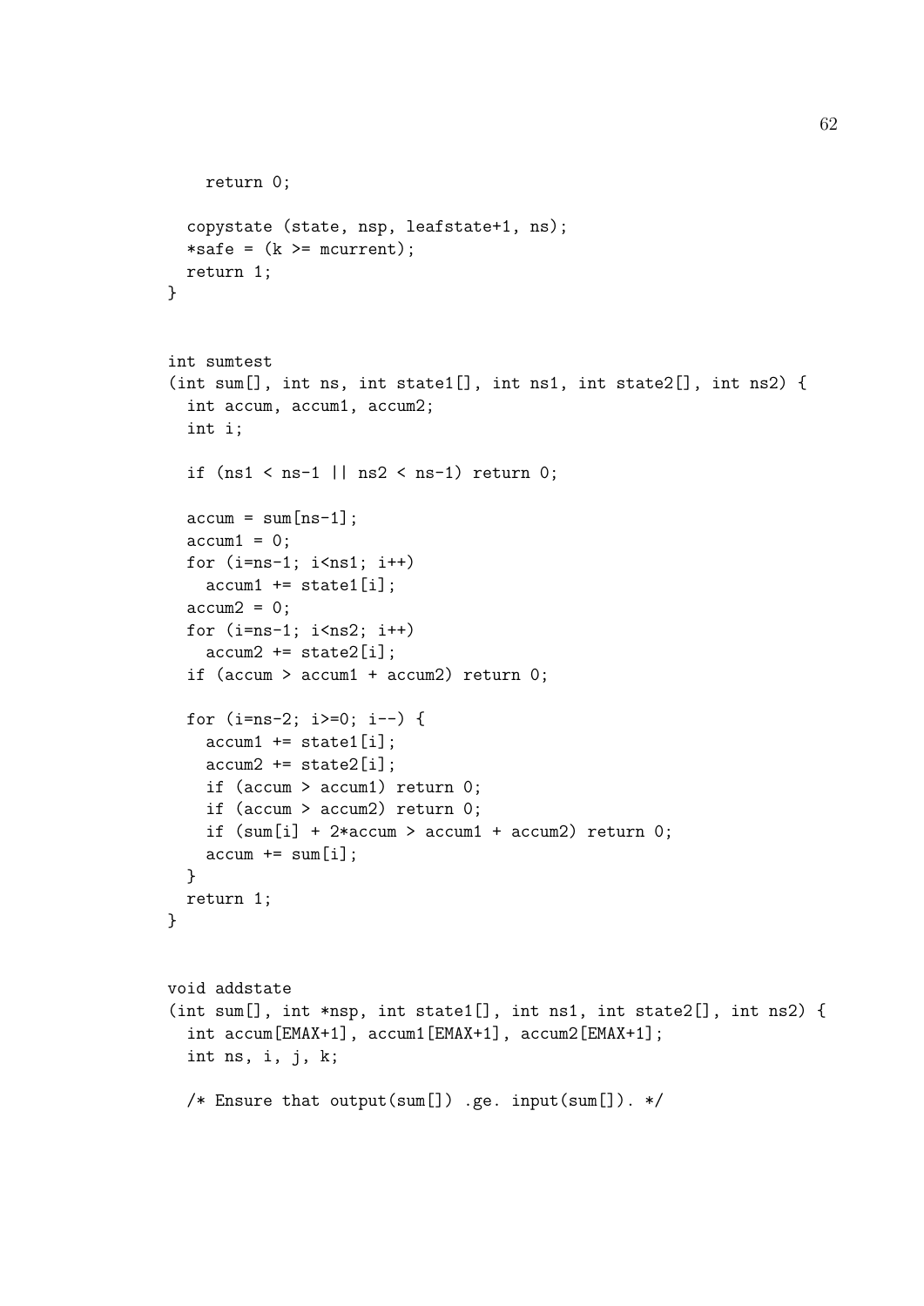```
    return 0;

  copystate (state, nsp, leafstate+1, ns);
  *safe = (k >= mcurrent);
  return 1;
}


int sumtest
(int sum[], int ns, int state1[], int ns1, int state2[], int ns2) {
  int accum, accum1, accum2;
  int i;

  if (ns1 < ns-1 || ns2 < ns-1) return 0;

  accum = sum[ns-1];
  accum1 = 0;
  for (i=ns-1; i<ns1; i++)
    accum1 += state1[i];
  accum2 = 0;
  for (i=ns-1; i<ns2; i++)
    accum2 += state2[i];
  if (accum > accum1 + accum2) return 0;

  for (i=ns-2; i>=0; i--) {
    accum1 += state1[i];
    accum2 += state2[i];
    if (accum > accum1) return 0;
    if (accum > accum2) return 0;
    if (sum[i] + 2*accum > accum1 + accum2) return 0;
    accum += sum[i];
  }
  return 1;
}


void addstate
(int sum[], int *nsp, int state1[], int ns1, int state2[], int ns2) {
  int accum[EMAX+1], accum1[EMAX+1], accum2[EMAX+1];
  int ns, i, j, k;

  /* Ensure that output(sum[]) .ge. input(sum[]). */
```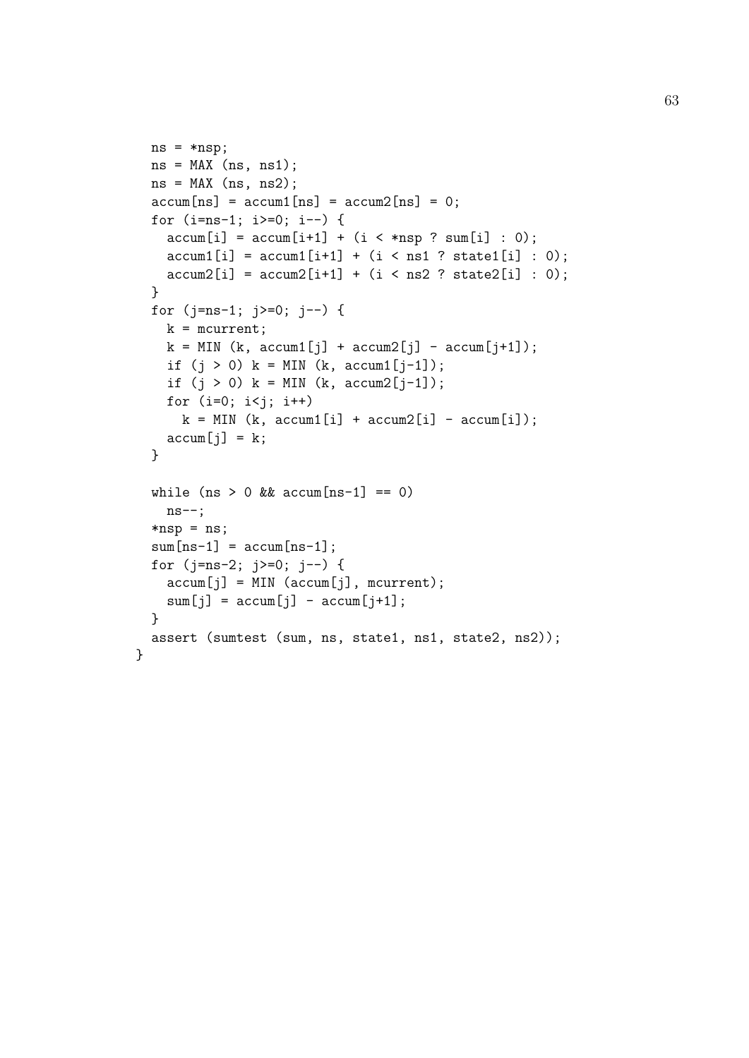```
  ns = *nsp;
  ns = MAX (ns, ns1);
  ns = MAX (ns, ns2);
  accum[ns] = accum1[ns] = accum2[ns] = 0;
  for (i=ns-1; i>=0; i--) {
    accum[i] = accum[i+1] + (i < *nsp ? sum[i] : 0);
    accum1[i] = accum1[i+1] + (i < ns1 ? state1[i] : 0);
    accum2[i] = accum2[i+1] + (i < ns2 ? state2[i] : 0);
  }
  for (j=ns-1; j>=0; j--) {
    k = mcurrent;
    k = MIN (k, accum1[j] + accum2[j] - accum[j+1]);
    if (j > 0) k = MIN (k, accum1[j-1]);
    if (j > 0) k = MIN (k, accum2[j-1]);
    for (i=0; i<j; i++)
      k = MIN (k, accum1[i] + accum2[i] - accum[i]);
    accum[j] = k;
  }

  while (ns > 0 && accum[ns-1] == 0)
    ns--;
  *nsp = ns;
  sum[ns-1] = accum[ns-1];
  for (j=ns-2; j>=0; j--) {
    accum[j] = MIN (accum[j], mcurrent);
    sum[j] = accum[j] - accum[j+1];
  }
  assert (sumtest (sum, ns, state1, ns1, state2, ns2));
}
```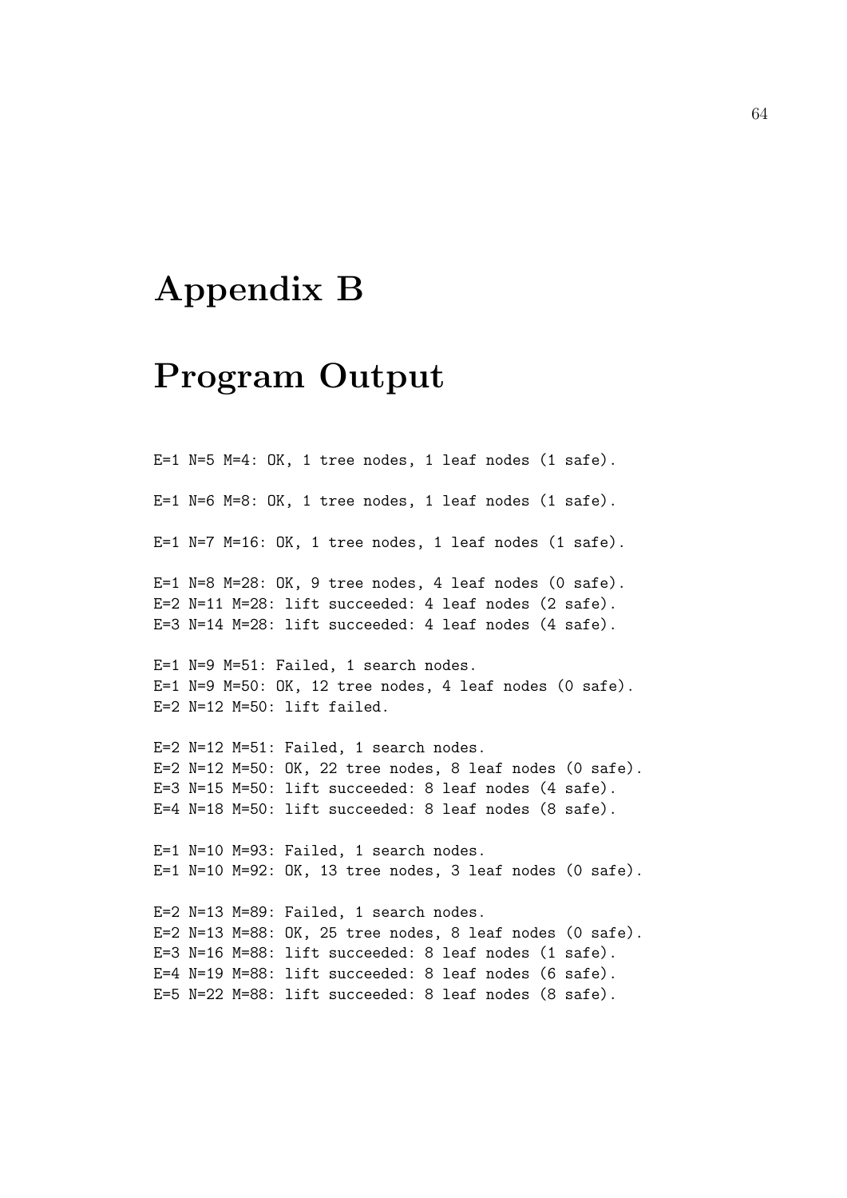# Appendix B

# Program Output

```
E=1 N=5 M=4: OK, 1 tree nodes, 1 leaf nodes (1 safe).

E=1 N=6 M=8: OK, 1 tree nodes, 1 leaf nodes (1 safe).

E=1 N=7 M=16: OK, 1 tree nodes, 1 leaf nodes (1 safe).

E=1 N=8 M=28: OK, 9 tree nodes, 4 leaf nodes (0 safe).
E=2 N=11 M=28: lift succeeded: 4 leaf nodes (2 safe).
E=3 N=14 M=28: lift succeeded: 4 leaf nodes (4 safe).

E=1 N=9 M=51: Failed, 1 search nodes.
E=1 N=9 M=50: OK, 12 tree nodes, 4 leaf nodes (0 safe).
E=2 N=12 M=50: lift failed.

E=2 N=12 M=51: Failed, 1 search nodes.
E=2 N=12 M=50: OK, 22 tree nodes, 8 leaf nodes (0 safe).
E=3 N=15 M=50: lift succeeded: 8 leaf nodes (4 safe).
E=4 N=18 M=50: lift succeeded: 8 leaf nodes (8 safe).

E=1 N=10 M=93: Failed, 1 search nodes.
E=1 N=10 M=92: OK, 13 tree nodes, 3 leaf nodes (0 safe).

E=2 N=13 M=89: Failed, 1 search nodes.
E=2 N=13 M=88: OK, 25 tree nodes, 8 leaf nodes (0 safe).
E=3 N=16 M=88: lift succeeded: 8 leaf nodes (1 safe).
E=4 N=19 M=88: lift succeeded: 8 leaf nodes (6 safe).
E=5 N=22 M=88: lift succeeded: 8 leaf nodes (8 safe).
```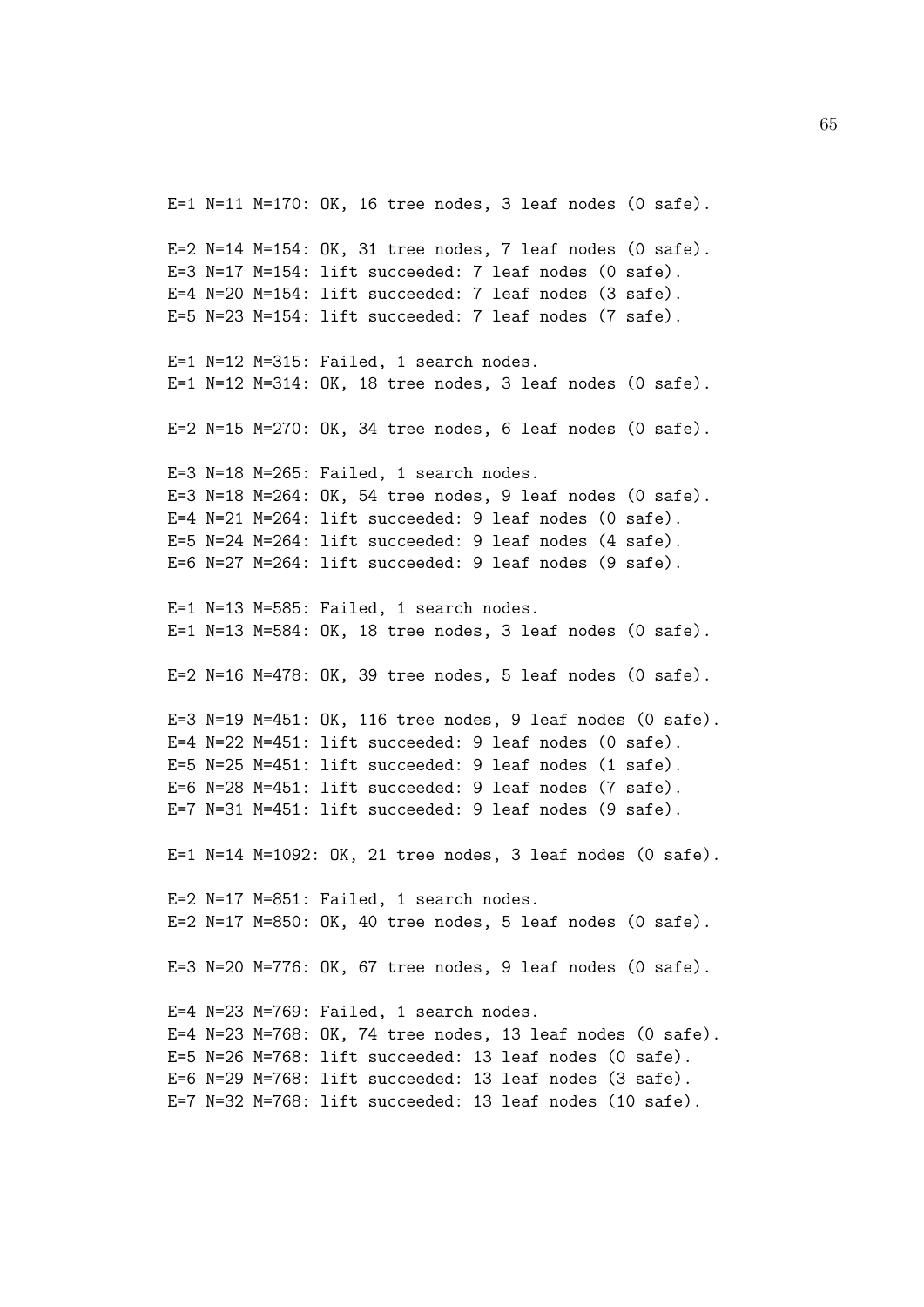```
E=1 N=11 M=170: OK, 16 tree nodes, 3 leaf nodes (0 safe).

E=2 N=14 M=154: OK, 31 tree nodes, 7 leaf nodes (0 safe).
E=3 N=17 M=154: lift succeeded: 7 leaf nodes (0 safe).
E=4 N=20 M=154: lift succeeded: 7 leaf nodes (3 safe).
E=5 N=23 M=154: lift succeeded: 7 leaf nodes (7 safe).

E=1 N=12 M=315: Failed, 1 search nodes.
E=1 N=12 M=314: OK, 18 tree nodes, 3 leaf nodes (0 safe).

E=2 N=15 M=270: OK, 34 tree nodes, 6 leaf nodes (0 safe).

E=3 N=18 M=265: Failed, 1 search nodes.
E=3 N=18 M=264: OK, 54 tree nodes, 9 leaf nodes (0 safe).
E=4 N=21 M=264: lift succeeded: 9 leaf nodes (0 safe).
E=5 N=24 M=264: lift succeeded: 9 leaf nodes (4 safe).
E=6 N=27 M=264: lift succeeded: 9 leaf nodes (9 safe).

E=1 N=13 M=585: Failed, 1 search nodes.
E=1 N=13 M=584: OK, 18 tree nodes, 3 leaf nodes (0 safe).

E=2 N=16 M=478: OK, 39 tree nodes, 5 leaf nodes (0 safe).

E=3 N=19 M=451: OK, 116 tree nodes, 9 leaf nodes (0 safe).
E=4 N=22 M=451: lift succeeded: 9 leaf nodes (0 safe).
E=5 N=25 M=451: lift succeeded: 9 leaf nodes (1 safe).
E=6 N=28 M=451: lift succeeded: 9 leaf nodes (7 safe).
E=7 N=31 M=451: lift succeeded: 9 leaf nodes (9 safe).

E=1 N=14 M=1092: OK, 21 tree nodes, 3 leaf nodes (0 safe).

E=2 N=17 M=851: Failed, 1 search nodes.
E=2 N=17 M=850: OK, 40 tree nodes, 5 leaf nodes (0 safe).

E=3 N=20 M=776: OK, 67 tree nodes, 9 leaf nodes (0 safe).

E=4 N=23 M=769: Failed, 1 search nodes.
E=4 N=23 M=768: OK, 74 tree nodes, 13 leaf nodes (0 safe).
E=5 N=26 M=768: lift succeeded: 13 leaf nodes (0 safe).
E=6 N=29 M=768: lift succeeded: 13 leaf nodes (3 safe).
E=7 N=32 M=768: lift succeeded: 13 leaf nodes (10 safe).
```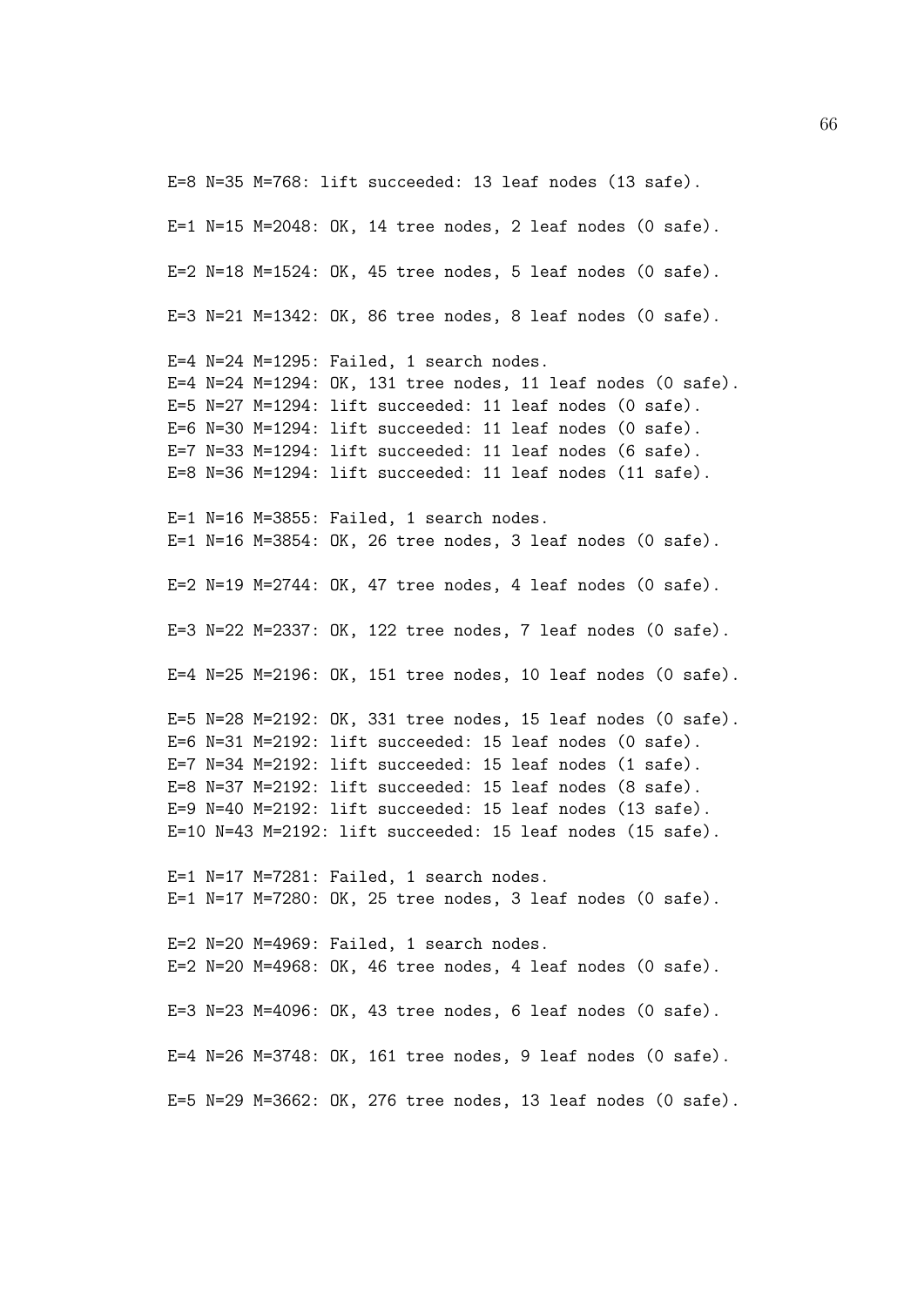```
E=8 N=35 M=768: lift succeeded: 13 leaf nodes (13 safe).

E=1 N=15 M=2048: OK, 14 tree nodes, 2 leaf nodes (0 safe).

E=2 N=18 M=1524: OK, 45 tree nodes, 5 leaf nodes (0 safe).

E=3 N=21 M=1342: OK, 86 tree nodes, 8 leaf nodes (0 safe).

E=4 N=24 M=1295: Failed, 1 search nodes.
E=4 N=24 M=1294: OK, 131 tree nodes, 11 leaf nodes (0 safe).
E=5 N=27 M=1294: lift succeeded: 11 leaf nodes (0 safe).
E=6 N=30 M=1294: lift succeeded: 11 leaf nodes (0 safe).
E=7 N=33 M=1294: lift succeeded: 11 leaf nodes (6 safe).
E=8 N=36 M=1294: lift succeeded: 11 leaf nodes (11 safe).

E=1 N=16 M=3855: Failed, 1 search nodes.
E=1 N=16 M=3854: OK, 26 tree nodes, 3 leaf nodes (0 safe).

E=2 N=19 M=2744: OK, 47 tree nodes, 4 leaf nodes (0 safe).

E=3 N=22 M=2337: OK, 122 tree nodes, 7 leaf nodes (0 safe).

E=4 N=25 M=2196: OK, 151 tree nodes, 10 leaf nodes (0 safe).

E=5 N=28 M=2192: OK, 331 tree nodes, 15 leaf nodes (0 safe).
E=6 N=31 M=2192: lift succeeded: 15 leaf nodes (0 safe).
E=7 N=34 M=2192: lift succeeded: 15 leaf nodes (1 safe).
E=8 N=37 M=2192: lift succeeded: 15 leaf nodes (8 safe).
E=9 N=40 M=2192: lift succeeded: 15 leaf nodes (13 safe).
E=10 N=43 M=2192: lift succeeded: 15 leaf nodes (15 safe).

E=1 N=17 M=7281: Failed, 1 search nodes.
E=1 N=17 M=7280: OK, 25 tree nodes, 3 leaf nodes (0 safe).

E=2 N=20 M=4969: Failed, 1 search nodes.
E=2 N=20 M=4968: OK, 46 tree nodes, 4 leaf nodes (0 safe).

E=3 N=23 M=4096: OK, 43 tree nodes, 6 leaf nodes (0 safe).

E=4 N=26 M=3748: OK, 161 tree nodes, 9 leaf nodes (0 safe).

E=5 N=29 M=3662: OK, 276 tree nodes, 13 leaf nodes (0 safe).
```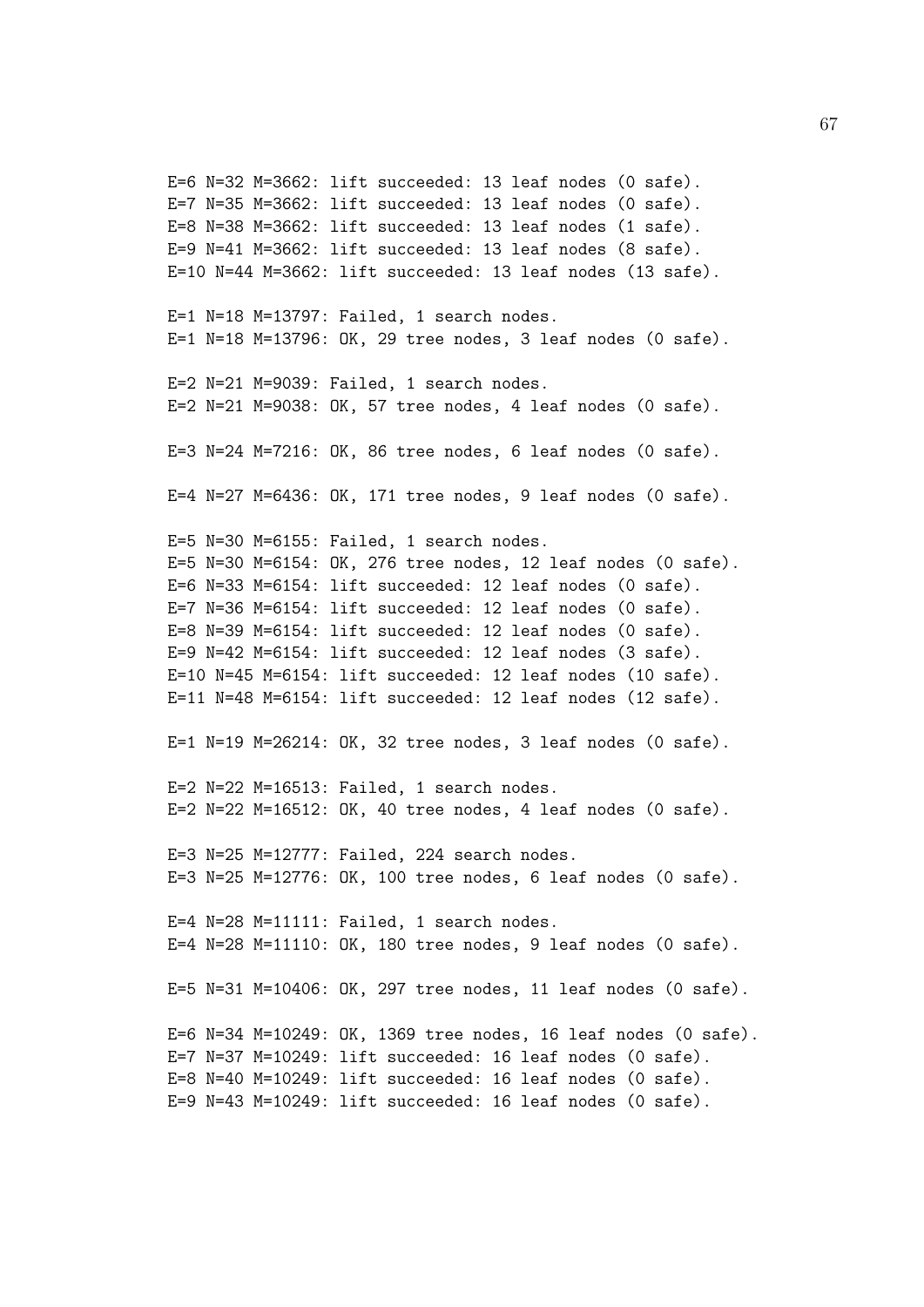```
E=6 N=32 M=3662: lift succeeded: 13 leaf nodes (0 safe).
E=7 N=35 M=3662: lift succeeded: 13 leaf nodes (0 safe).
E=8 N=38 M=3662: lift succeeded: 13 leaf nodes (1 safe).
E=9 N=41 M=3662: lift succeeded: 13 leaf nodes (8 safe).
E=10 N=44 M=3662: lift succeeded: 13 leaf nodes (13 safe).

E=1 N=18 M=13797: Failed, 1 search nodes.
E=1 N=18 M=13796: OK, 29 tree nodes, 3 leaf nodes (0 safe).

E=2 N=21 M=9039: Failed, 1 search nodes.
E=2 N=21 M=9038: OK, 57 tree nodes, 4 leaf nodes (0 safe).

E=3 N=24 M=7216: OK, 86 tree nodes, 6 leaf nodes (0 safe).

E=4 N=27 M=6436: OK, 171 tree nodes, 9 leaf nodes (0 safe).

E=5 N=30 M=6155: Failed, 1 search nodes.
E=5 N=30 M=6154: OK, 276 tree nodes, 12 leaf nodes (0 safe).
E=6 N=33 M=6154: lift succeeded: 12 leaf nodes (0 safe).
E=7 N=36 M=6154: lift succeeded: 12 leaf nodes (0 safe).
E=8 N=39 M=6154: lift succeeded: 12 leaf nodes (0 safe).
E=9 N=42 M=6154: lift succeeded: 12 leaf nodes (3 safe).
E=10 N=45 M=6154: lift succeeded: 12 leaf nodes (10 safe).
E=11 N=48 M=6154: lift succeeded: 12 leaf nodes (12 safe).

E=1 N=19 M=26214: OK, 32 tree nodes, 3 leaf nodes (0 safe).

E=2 N=22 M=16513: Failed, 1 search nodes.
E=2 N=22 M=16512: OK, 40 tree nodes, 4 leaf nodes (0 safe).

E=3 N=25 M=12777: Failed, 224 search nodes.
E=3 N=25 M=12776: OK, 100 tree nodes, 6 leaf nodes (0 safe).

E=4 N=28 M=11111: Failed, 1 search nodes.
E=4 N=28 M=11110: OK, 180 tree nodes, 9 leaf nodes (0 safe).

E=5 N=31 M=10406: OK, 297 tree nodes, 11 leaf nodes (0 safe).

E=6 N=34 M=10249: OK, 1369 tree nodes, 16 leaf nodes (0 safe).
E=7 N=37 M=10249: lift succeeded: 16 leaf nodes (0 safe).
E=8 N=40 M=10249: lift succeeded: 16 leaf nodes (0 safe).
E=9 N=43 M=10249: lift succeeded: 16 leaf nodes (0 safe).
```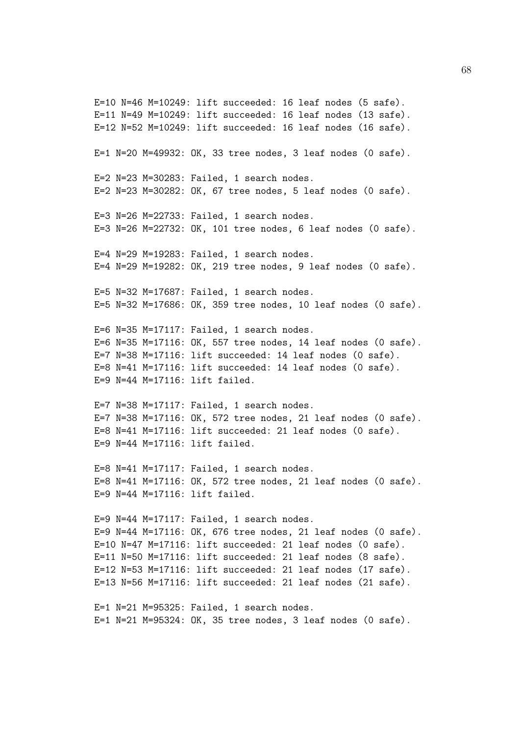```
E=10 N=46 M=10249: lift succeeded: 16 leaf nodes (5 safe).
E=11 N=49 M=10249: lift succeeded: 16 leaf nodes (13 safe).
E=12 N=52 M=10249: lift succeeded: 16 leaf nodes (16 safe).

E=1 N=20 M=49932: OK, 33 tree nodes, 3 leaf nodes (0 safe).

E=2 N=23 M=30283: Failed, 1 search nodes.
E=2 N=23 M=30282: OK, 67 tree nodes, 5 leaf nodes (0 safe).

E=3 N=26 M=22733: Failed, 1 search nodes.
E=3 N=26 M=22732: OK, 101 tree nodes, 6 leaf nodes (0 safe).

E=4 N=29 M=19283: Failed, 1 search nodes.
E=4 N=29 M=19282: OK, 219 tree nodes, 9 leaf nodes (0 safe).

E=5 N=32 M=17687: Failed, 1 search nodes.
E=5 N=32 M=17686: OK, 359 tree nodes, 10 leaf nodes (0 safe).

E=6 N=35 M=17117: Failed, 1 search nodes.
E=6 N=35 M=17116: OK, 557 tree nodes, 14 leaf nodes (0 safe).
E=7 N=38 M=17116: lift succeeded: 14 leaf nodes (0 safe).
E=8 N=41 M=17116: lift succeeded: 14 leaf nodes (0 safe).
E=9 N=44 M=17116: lift failed.

E=7 N=38 M=17117: Failed, 1 search nodes.
E=7 N=38 M=17116: OK, 572 tree nodes, 21 leaf nodes (0 safe).
E=8 N=41 M=17116: lift succeeded: 21 leaf nodes (0 safe).
E=9 N=44 M=17116: lift failed.

E=8 N=41 M=17117: Failed, 1 search nodes.
E=8 N=41 M=17116: OK, 572 tree nodes, 21 leaf nodes (0 safe).
E=9 N=44 M=17116: lift failed.

E=9 N=44 M=17117: Failed, 1 search nodes.
E=9 N=44 M=17116: OK, 676 tree nodes, 21 leaf nodes (0 safe).
E=10 N=47 M=17116: lift succeeded: 21 leaf nodes (0 safe).
E=11 N=50 M=17116: lift succeeded: 21 leaf nodes (8 safe).
E=12 N=53 M=17116: lift succeeded: 21 leaf nodes (17 safe).
E=13 N=56 M=17116: lift succeeded: 21 leaf nodes (21 safe).

E=1 N=21 M=95325: Failed, 1 search nodes.
E=1 N=21 M=95324: OK, 35 tree nodes, 3 leaf nodes (0 safe).
```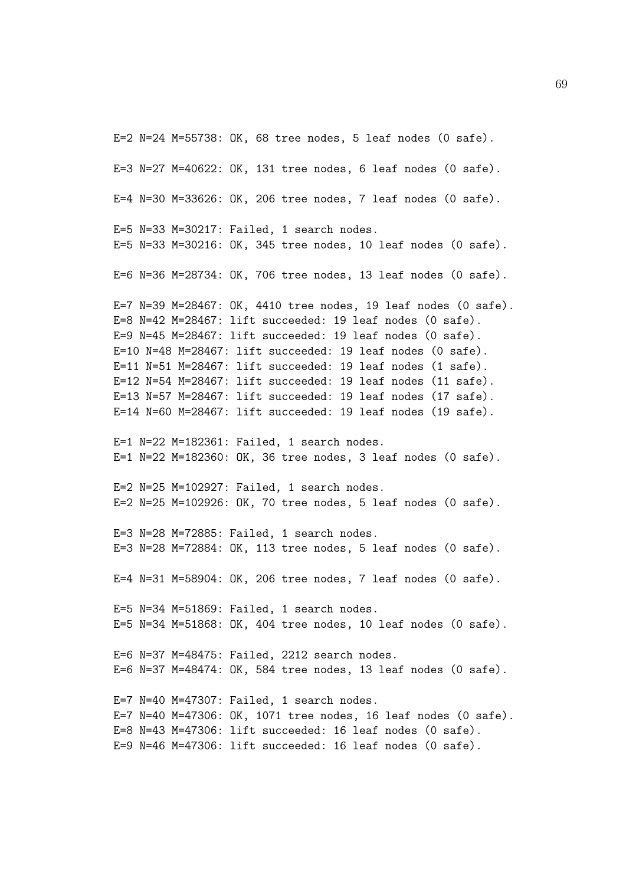```
E=2 N=24 M=55738: OK, 68 tree nodes, 5 leaf nodes (0 safe).

E=3 N=27 M=40622: OK, 131 tree nodes, 6 leaf nodes (0 safe).

E=4 N=30 M=33626: OK, 206 tree nodes, 7 leaf nodes (0 safe).

E=5 N=33 M=30217: Failed, 1 search nodes.
E=5 N=33 M=30216: OK, 345 tree nodes, 10 leaf nodes (0 safe).

E=6 N=36 M=28734: OK, 706 tree nodes, 13 leaf nodes (0 safe).

E=7 N=39 M=28467: OK, 4410 tree nodes, 19 leaf nodes (0 safe).
E=8 N=42 M=28467: lift succeeded: 19 leaf nodes (0 safe).
E=9 N=45 M=28467: lift succeeded: 19 leaf nodes (0 safe).
E=10 N=48 M=28467: lift succeeded: 19 leaf nodes (0 safe).
E=11 N=51 M=28467: lift succeeded: 19 leaf nodes (1 safe).
E=12 N=54 M=28467: lift succeeded: 19 leaf nodes (11 safe).
E=13 N=57 M=28467: lift succeeded: 19 leaf nodes (17 safe).
E=14 N=60 M=28467: lift succeeded: 19 leaf nodes (19 safe).

E=1 N=22 M=182361: Failed, 1 search nodes.
E=1 N=22 M=182360: OK, 36 tree nodes, 3 leaf nodes (0 safe).

E=2 N=25 M=102927: Failed, 1 search nodes.
E=2 N=25 M=102926: OK, 70 tree nodes, 5 leaf nodes (0 safe).

E=3 N=28 M=72885: Failed, 1 search nodes.
E=3 N=28 M=72884: OK, 113 tree nodes, 5 leaf nodes (0 safe).

E=4 N=31 M=58904: OK, 206 tree nodes, 7 leaf nodes (0 safe).

E=5 N=34 M=51869: Failed, 1 search nodes.
E=5 N=34 M=51868: OK, 404 tree nodes, 10 leaf nodes (0 safe).

E=6 N=37 M=48475: Failed, 2212 search nodes.
E=6 N=37 M=48474: OK, 584 tree nodes, 13 leaf nodes (0 safe).

E=7 N=40 M=47307: Failed, 1 search nodes.
E=7 N=40 M=47306: OK, 1071 tree nodes, 16 leaf nodes (0 safe).
E=8 N=43 M=47306: lift succeeded: 16 leaf nodes (0 safe).
E=9 N=46 M=47306: lift succeeded: 16 leaf nodes (0 safe).
```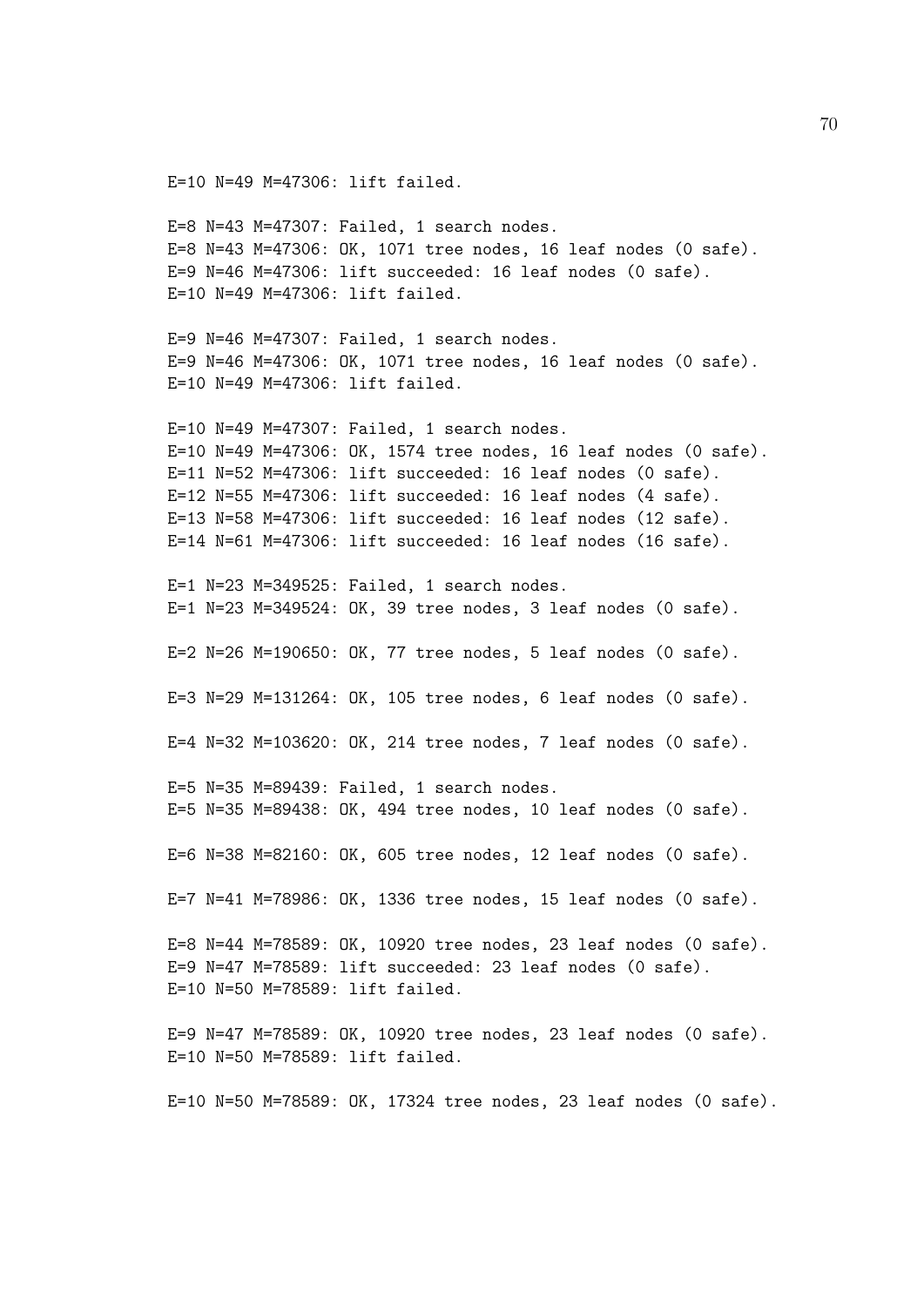```
E=10 N=49 M=47306: lift failed.

E=8 N=43 M=47307: Failed, 1 search nodes.
E=8 N=43 M=47306: OK, 1071 tree nodes, 16 leaf nodes (0 safe).
E=9 N=46 M=47306: lift succeeded: 16 leaf nodes (0 safe).
E=10 N=49 M=47306: lift failed.

E=9 N=46 M=47307: Failed, 1 search nodes.
E=9 N=46 M=47306: OK, 1071 tree nodes, 16 leaf nodes (0 safe).
E=10 N=49 M=47306: lift failed.

E=10 N=49 M=47307: Failed, 1 search nodes.
E=10 N=49 M=47306: OK, 1574 tree nodes, 16 leaf nodes (0 safe).
E=11 N=52 M=47306: lift succeeded: 16 leaf nodes (0 safe).
E=12 N=55 M=47306: lift succeeded: 16 leaf nodes (4 safe).
E=13 N=58 M=47306: lift succeeded: 16 leaf nodes (12 safe).
E=14 N=61 M=47306: lift succeeded: 16 leaf nodes (16 safe).

E=1 N=23 M=349525: Failed, 1 search nodes.
E=1 N=23 M=349524: OK, 39 tree nodes, 3 leaf nodes (0 safe).

E=2 N=26 M=190650: OK, 77 tree nodes, 5 leaf nodes (0 safe).

E=3 N=29 M=131264: OK, 105 tree nodes, 6 leaf nodes (0 safe).

E=4 N=32 M=103620: OK, 214 tree nodes, 7 leaf nodes (0 safe).

E=5 N=35 M=89439: Failed, 1 search nodes.
E=5 N=35 M=89438: OK, 494 tree nodes, 10 leaf nodes (0 safe).

E=6 N=38 M=82160: OK, 605 tree nodes, 12 leaf nodes (0 safe).

E=7 N=41 M=78986: OK, 1336 tree nodes, 15 leaf nodes (0 safe).

E=8 N=44 M=78589: OK, 10920 tree nodes, 23 leaf nodes (0 safe).
E=9 N=47 M=78589: lift succeeded: 23 leaf nodes (0 safe).
E=10 N=50 M=78589: lift failed.

E=9 N=47 M=78589: OK, 10920 tree nodes, 23 leaf nodes (0 safe).
E=10 N=50 M=78589: lift failed.

E=10 N=50 M=78589: OK, 17324 tree nodes, 23 leaf nodes (0 safe).
```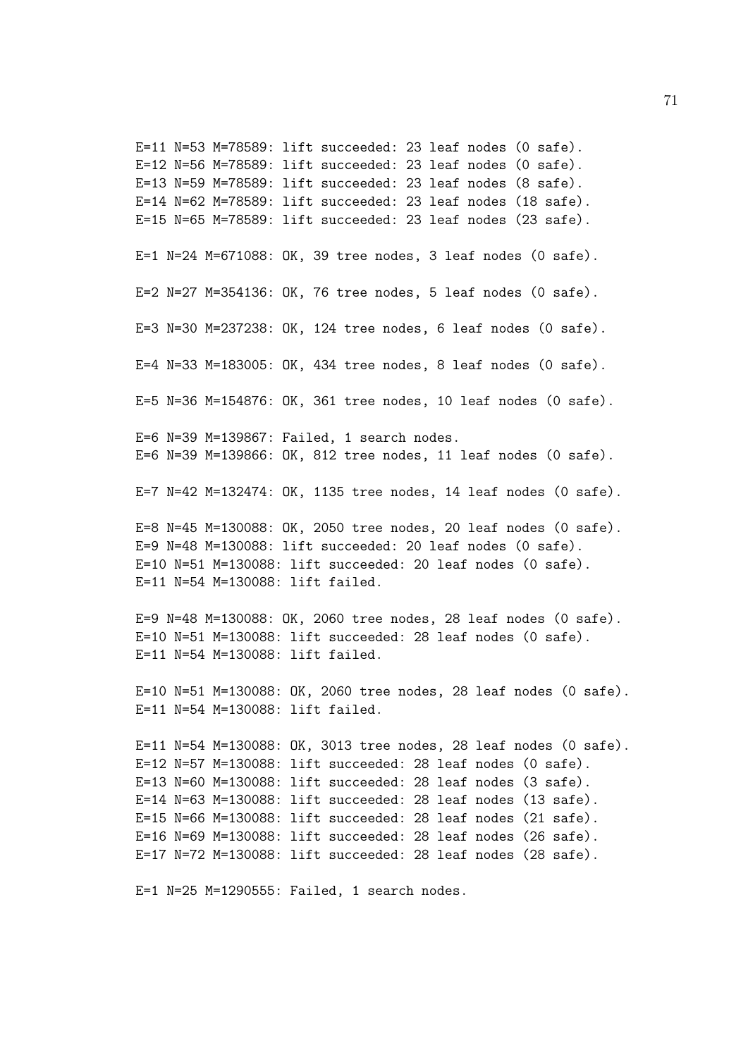```
E=11 N=53 M=78589: lift succeeded: 23 leaf nodes (0 safe).
E=12 N=56 M=78589: lift succeeded: 23 leaf nodes (0 safe).
E=13 N=59 M=78589: lift succeeded: 23 leaf nodes (8 safe).
E=14 N=62 M=78589: lift succeeded: 23 leaf nodes (18 safe).
E=15 N=65 M=78589: lift succeeded: 23 leaf nodes (23 safe).

E=1 N=24 M=671088: OK, 39 tree nodes, 3 leaf nodes (0 safe).

E=2 N=27 M=354136: OK, 76 tree nodes, 5 leaf nodes (0 safe).

E=3 N=30 M=237238: OK, 124 tree nodes, 6 leaf nodes (0 safe).

E=4 N=33 M=183005: OK, 434 tree nodes, 8 leaf nodes (0 safe).

E=5 N=36 M=154876: OK, 361 tree nodes, 10 leaf nodes (0 safe).

E=6 N=39 M=139867: Failed, 1 search nodes.
E=6 N=39 M=139866: OK, 812 tree nodes, 11 leaf nodes (0 safe).

E=7 N=42 M=132474: OK, 1135 tree nodes, 14 leaf nodes (0 safe).

E=8 N=45 M=130088: OK, 2050 tree nodes, 20 leaf nodes (0 safe).
E=9 N=48 M=130088: lift succeeded: 20 leaf nodes (0 safe).
E=10 N=51 M=130088: lift succeeded: 20 leaf nodes (0 safe).
E=11 N=54 M=130088: lift failed.

E=9 N=48 M=130088: OK, 2060 tree nodes, 28 leaf nodes (0 safe).
E=10 N=51 M=130088: lift succeeded: 28 leaf nodes (0 safe).
E=11 N=54 M=130088: lift failed.

E=10 N=51 M=130088: OK, 2060 tree nodes, 28 leaf nodes (0 safe).
E=11 N=54 M=130088: lift failed.

E=11 N=54 M=130088: OK, 3013 tree nodes, 28 leaf nodes (0 safe).
E=12 N=57 M=130088: lift succeeded: 28 leaf nodes (0 safe).
E=13 N=60 M=130088: lift succeeded: 28 leaf nodes (3 safe).
E=14 N=63 M=130088: lift succeeded: 28 leaf nodes (13 safe).
E=15 N=66 M=130088: lift succeeded: 28 leaf nodes (21 safe).
E=16 N=69 M=130088: lift succeeded: 28 leaf nodes (26 safe).
E=17 N=72 M=130088: lift succeeded: 28 leaf nodes (28 safe).

E=1 N=25 M=1290555: Failed, 1 search nodes.
```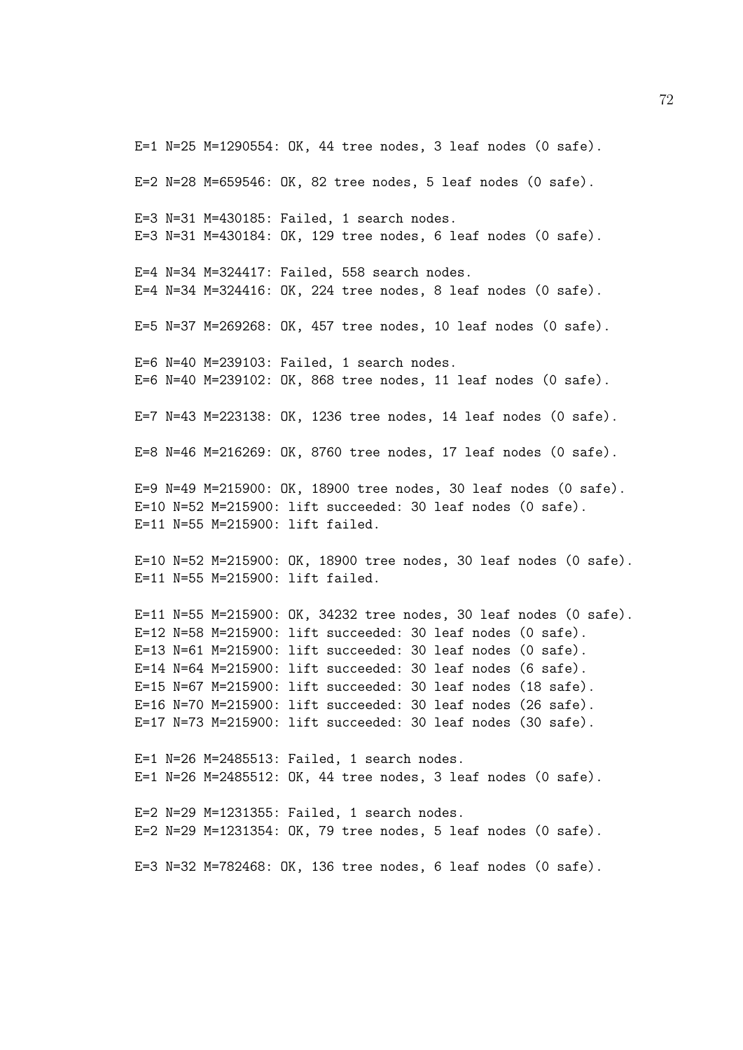```
E=1 N=25 M=1290554: OK, 44 tree nodes, 3 leaf nodes (0 safe).

E=2 N=28 M=659546: OK, 82 tree nodes, 5 leaf nodes (0 safe).

E=3 N=31 M=430185: Failed, 1 search nodes.
E=3 N=31 M=430184: OK, 129 tree nodes, 6 leaf nodes (0 safe).

E=4 N=34 M=324417: Failed, 558 search nodes.
E=4 N=34 M=324416: OK, 224 tree nodes, 8 leaf nodes (0 safe).

E=5 N=37 M=269268: OK, 457 tree nodes, 10 leaf nodes (0 safe).

E=6 N=40 M=239103: Failed, 1 search nodes.
E=6 N=40 M=239102: OK, 868 tree nodes, 11 leaf nodes (0 safe).

E=7 N=43 M=223138: OK, 1236 tree nodes, 14 leaf nodes (0 safe).

E=8 N=46 M=216269: OK, 8760 tree nodes, 17 leaf nodes (0 safe).

E=9 N=49 M=215900: OK, 18900 tree nodes, 30 leaf nodes (0 safe).
E=10 N=52 M=215900: lift succeeded: 30 leaf nodes (0 safe).
E=11 N=55 M=215900: lift failed.

E=10 N=52 M=215900: OK, 18900 tree nodes, 30 leaf nodes (0 safe).
E=11 N=55 M=215900: lift failed.

E=11 N=55 M=215900: OK, 34232 tree nodes, 30 leaf nodes (0 safe).
E=12 N=58 M=215900: lift succeeded: 30 leaf nodes (0 safe).
E=13 N=61 M=215900: lift succeeded: 30 leaf nodes (0 safe).
E=14 N=64 M=215900: lift succeeded: 30 leaf nodes (6 safe).
E=15 N=67 M=215900: lift succeeded: 30 leaf nodes (18 safe).
E=16 N=70 M=215900: lift succeeded: 30 leaf nodes (26 safe).
E=17 N=73 M=215900: lift succeeded: 30 leaf nodes (30 safe).

E=1 N=26 M=2485513: Failed, 1 search nodes.
E=1 N=26 M=2485512: OK, 44 tree nodes, 3 leaf nodes (0 safe).

E=2 N=29 M=1231355: Failed, 1 search nodes.
E=2 N=29 M=1231354: OK, 79 tree nodes, 5 leaf nodes (0 safe).

E=3 N=32 M=782468: OK, 136 tree nodes, 6 leaf nodes (0 safe).
```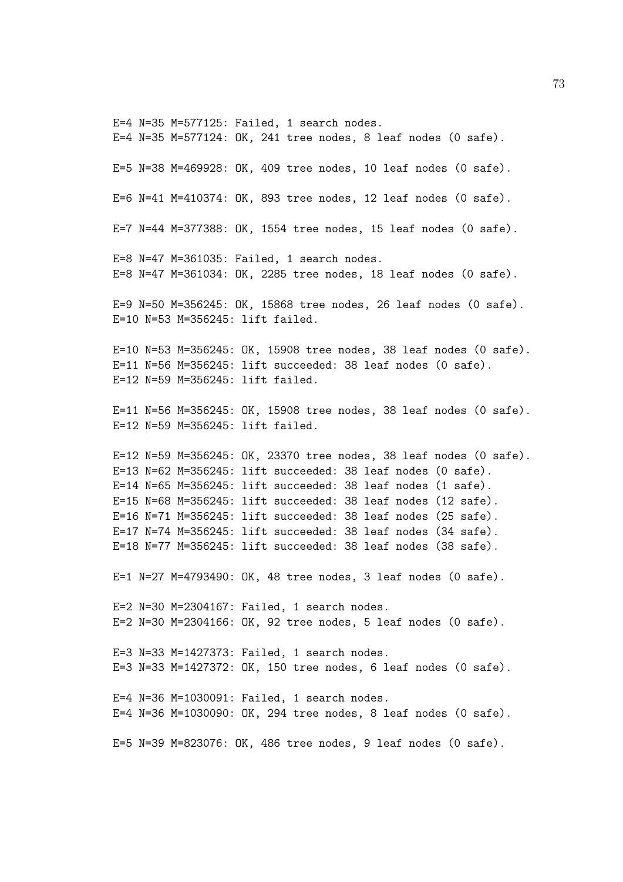```
E=4 N=35 M=577125: Failed, 1 search nodes.
E=4 N=35 M=577124: OK, 241 tree nodes, 8 leaf nodes (0 safe).

E=5 N=38 M=469928: OK, 409 tree nodes, 10 leaf nodes (0 safe).

E=6 N=41 M=410374: OK, 893 tree nodes, 12 leaf nodes (0 safe).

E=7 N=44 M=377388: OK, 1554 tree nodes, 15 leaf nodes (0 safe).

E=8 N=47 M=361035: Failed, 1 search nodes.
E=8 N=47 M=361034: OK, 2285 tree nodes, 18 leaf nodes (0 safe).

E=9 N=50 M=356245: OK, 15868 tree nodes, 26 leaf nodes (0 safe).
E=10 N=53 M=356245: lift failed.

E=10 N=53 M=356245: OK, 15908 tree nodes, 38 leaf nodes (0 safe).
E=11 N=56 M=356245: lift succeeded: 38 leaf nodes (0 safe).
E=12 N=59 M=356245: lift failed.

E=11 N=56 M=356245: OK, 15908 tree nodes, 38 leaf nodes (0 safe).
E=12 N=59 M=356245: lift failed.

E=12 N=59 M=356245: OK, 23370 tree nodes, 38 leaf nodes (0 safe).
E=13 N=62 M=356245: lift succeeded: 38 leaf nodes (0 safe).
E=14 N=65 M=356245: lift succeeded: 38 leaf nodes (1 safe).
E=15 N=68 M=356245: lift succeeded: 38 leaf nodes (12 safe).
E=16 N=71 M=356245: lift succeeded: 38 leaf nodes (25 safe).
E=17 N=74 M=356245: lift succeeded: 38 leaf nodes (34 safe).
E=18 N=77 M=356245: lift succeeded: 38 leaf nodes (38 safe).

E=1 N=27 M=4793490: OK, 48 tree nodes, 3 leaf nodes (0 safe).

E=2 N=30 M=2304167: Failed, 1 search nodes.
E=2 N=30 M=2304166: OK, 92 tree nodes, 5 leaf nodes (0 safe).

E=3 N=33 M=1427373: Failed, 1 search nodes.
E=3 N=33 M=1427372: OK, 150 tree nodes, 6 leaf nodes (0 safe).

E=4 N=36 M=1030091: Failed, 1 search nodes.
E=4 N=36 M=1030090: OK, 294 tree nodes, 8 leaf nodes (0 safe).

E=5 N=39 M=823076: OK, 486 tree nodes, 9 leaf nodes (0 safe).
```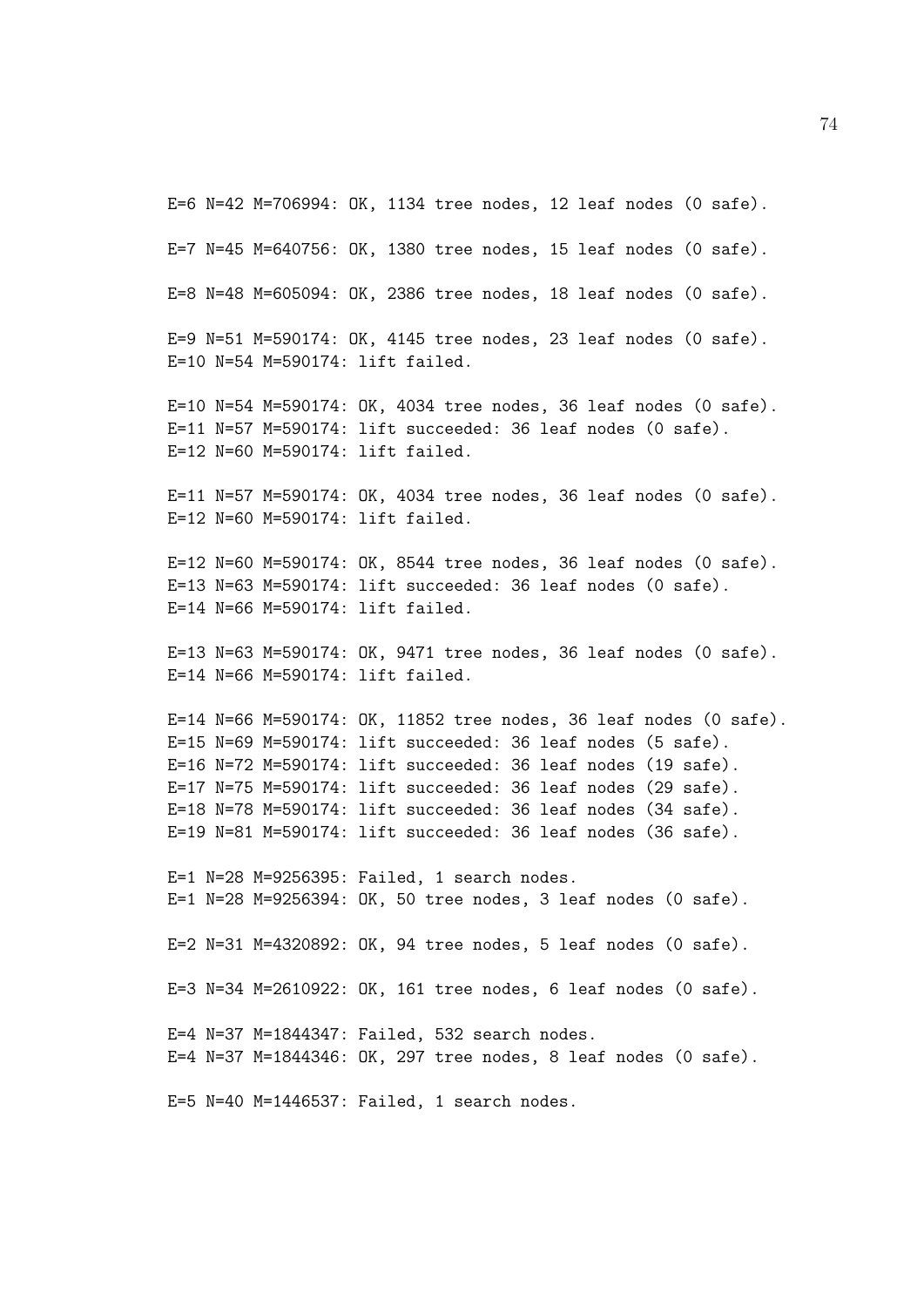```
E=6 N=42 M=706994: OK, 1134 tree nodes, 12 leaf nodes (0 safe).

E=7 N=45 M=640756: OK, 1380 tree nodes, 15 leaf nodes (0 safe).

E=8 N=48 M=605094: OK, 2386 tree nodes, 18 leaf nodes (0 safe).

E=9 N=51 M=590174: OK, 4145 tree nodes, 23 leaf nodes (0 safe).
E=10 N=54 M=590174: lift failed.

E=10 N=54 M=590174: OK, 4034 tree nodes, 36 leaf nodes (0 safe).
E=11 N=57 M=590174: lift succeeded: 36 leaf nodes (0 safe).
E=12 N=60 M=590174: lift failed.

E=11 N=57 M=590174: OK, 4034 tree nodes, 36 leaf nodes (0 safe).
E=12 N=60 M=590174: lift failed.

E=12 N=60 M=590174: OK, 8544 tree nodes, 36 leaf nodes (0 safe).
E=13 N=63 M=590174: lift succeeded: 36 leaf nodes (0 safe).
E=14 N=66 M=590174: lift failed.

E=13 N=63 M=590174: OK, 9471 tree nodes, 36 leaf nodes (0 safe).
E=14 N=66 M=590174: lift failed.

E=14 N=66 M=590174: OK, 11852 tree nodes, 36 leaf nodes (0 safe).
E=15 N=69 M=590174: lift succeeded: 36 leaf nodes (5 safe).
E=16 N=72 M=590174: lift succeeded: 36 leaf nodes (19 safe).
E=17 N=75 M=590174: lift succeeded: 36 leaf nodes (29 safe).
E=18 N=78 M=590174: lift succeeded: 36 leaf nodes (34 safe).
E=19 N=81 M=590174: lift succeeded: 36 leaf nodes (36 safe).

E=1 N=28 M=9256395: Failed, 1 search nodes.
E=1 N=28 M=9256394: OK, 50 tree nodes, 3 leaf nodes (0 safe).

E=2 N=31 M=4320892: OK, 94 tree nodes, 5 leaf nodes (0 safe).

E=3 N=34 M=2610922: OK, 161 tree nodes, 6 leaf nodes (0 safe).

E=4 N=37 M=1844347: Failed, 532 search nodes.
E=4 N=37 M=1844346: OK, 297 tree nodes, 8 leaf nodes (0 safe).

E=5 N=40 M=1446537: Failed, 1 search nodes.
```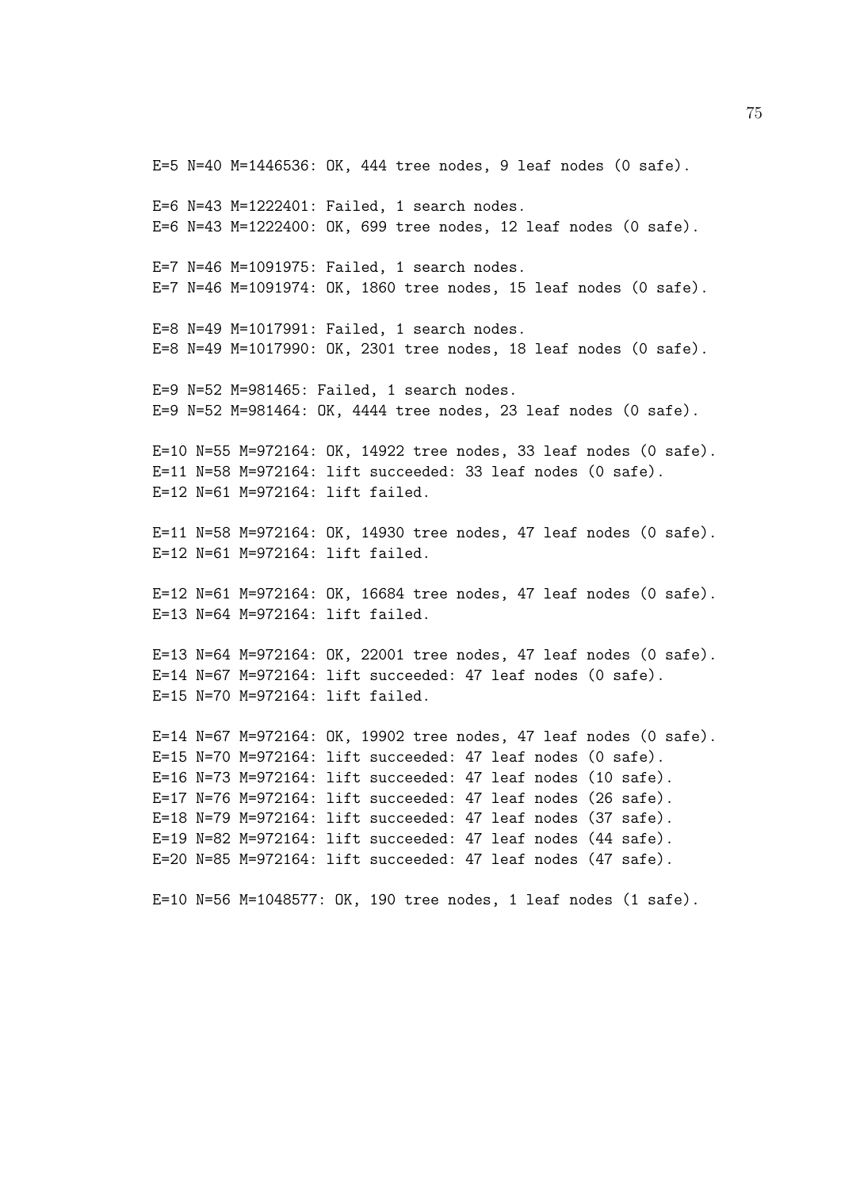```
E=5 N=40 M=1446536: OK, 444 tree nodes, 9 leaf nodes (0 safe).

E=6 N=43 M=1222401: Failed, 1 search nodes.
E=6 N=43 M=1222400: OK, 699 tree nodes, 12 leaf nodes (0 safe).

E=7 N=46 M=1091975: Failed, 1 search nodes.
E=7 N=46 M=1091974: OK, 1860 tree nodes, 15 leaf nodes (0 safe).

E=8 N=49 M=1017991: Failed, 1 search nodes.
E=8 N=49 M=1017990: OK, 2301 tree nodes, 18 leaf nodes (0 safe).

E=9 N=52 M=981465: Failed, 1 search nodes.
E=9 N=52 M=981464: OK, 4444 tree nodes, 23 leaf nodes (0 safe).

E=10 N=55 M=972164: OK, 14922 tree nodes, 33 leaf nodes (0 safe).
E=11 N=58 M=972164: lift succeeded: 33 leaf nodes (0 safe).
E=12 N=61 M=972164: lift failed.

E=11 N=58 M=972164: OK, 14930 tree nodes, 47 leaf nodes (0 safe).
E=12 N=61 M=972164: lift failed.

E=12 N=61 M=972164: OK, 16684 tree nodes, 47 leaf nodes (0 safe).
E=13 N=64 M=972164: lift failed.

E=13 N=64 M=972164: OK, 22001 tree nodes, 47 leaf nodes (0 safe).
E=14 N=67 M=972164: lift succeeded: 47 leaf nodes (0 safe).
E=15 N=70 M=972164: lift failed.

E=14 N=67 M=972164: OK, 19902 tree nodes, 47 leaf nodes (0 safe).
E=15 N=70 M=972164: lift succeeded: 47 leaf nodes (0 safe).
E=16 N=73 M=972164: lift succeeded: 47 leaf nodes (10 safe).
E=17 N=76 M=972164: lift succeeded: 47 leaf nodes (26 safe).
E=18 N=79 M=972164: lift succeeded: 47 leaf nodes (37 safe).
E=19 N=82 M=972164: lift succeeded: 47 leaf nodes (44 safe).
E=20 N=85 M=972164: lift succeeded: 47 leaf nodes (47 safe).

E=10 N=56 M=1048577: OK, 190 tree nodes, 1 leaf nodes (1 safe).
```